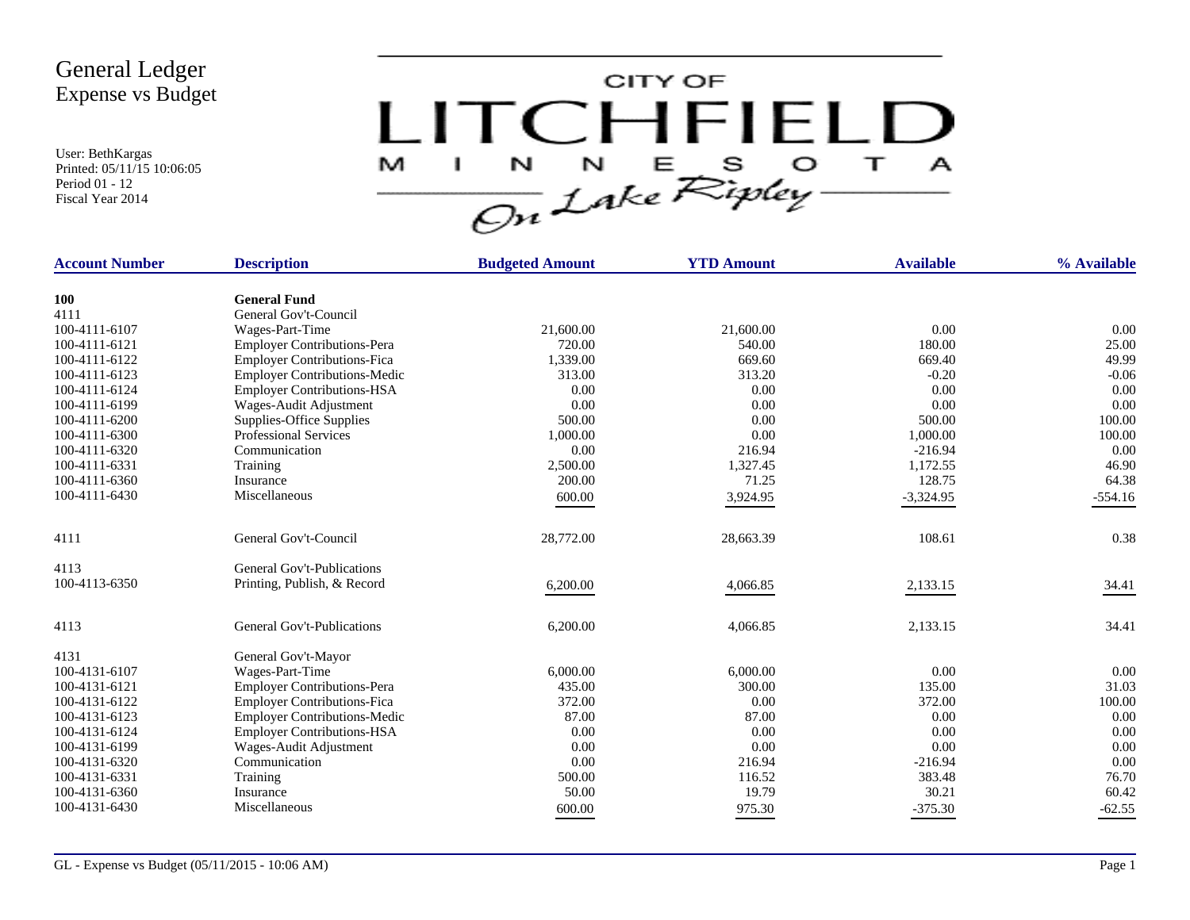# General Ledger
## Expense vs Budget

User: BethKargas
Printed: 05/11/15 10:06:05
Period 01 - 12
Fiscal Year 2014

CITY OF LITCHFIELD MINNESOTA On Lake Ripley

| Account Number | Description | Budgeted Amount | YTD Amount | Available | % Available |
|---|---|---|---|---|---|
| **100** | **General Fund** | | | | |
| 4111 | General Gov't-Council | | | | |
| 100-4111-6107 | Wages-Part-Time | 21,600.00 | 21,600.00 | 0.00 | 0.00 |
| 100-4111-6121 | Employer Contributions-Pera | 720.00 | 540.00 | 180.00 | 25.00 |
| 100-4111-6122 | Employer Contributions-Fica | 1,339.00 | 669.60 | 669.40 | 49.99 |
| 100-4111-6123 | Employer Contributions-Medic | 313.00 | 313.20 | -0.20 | -0.06 |
| 100-4111-6124 | Employer Contributions-HSA | 0.00 | 0.00 | 0.00 | 0.00 |
| 100-4111-6199 | Wages-Audit Adjustment | 0.00 | 0.00 | 0.00 | 0.00 |
| 100-4111-6200 | Supplies-Office Supplies | 500.00 | 0.00 | 500.00 | 100.00 |
| 100-4111-6300 | Professional Services | 1,000.00 | 0.00 | 1,000.00 | 100.00 |
| 100-4111-6320 | Communication | 0.00 | 216.94 | -216.94 | 0.00 |
| 100-4111-6331 | Training | 2,500.00 | 1,327.45 | 1,172.55 | 46.90 |
| 100-4111-6360 | Insurance | 200.00 | 71.25 | 128.75 | 64.38 |
| 100-4111-6430 | Miscellaneous | 600.00 | 3,924.95 | -3,324.95 | -554.16 |
| 4111 | General Gov't-Council | 28,772.00 | 28,663.39 | 108.61 | 0.38 |
| 4113 | General Gov't-Publications | | | | |
| 100-4113-6350 | Printing, Publish, & Record | 6,200.00 | 4,066.85 | 2,133.15 | 34.41 |
| 4113 | General Gov't-Publications | 6,200.00 | 4,066.85 | 2,133.15 | 34.41 |
| 4131 | General Gov't-Mayor | | | | |
| 100-4131-6107 | Wages-Part-Time | 6,000.00 | 6,000.00 | 0.00 | 0.00 |
| 100-4131-6121 | Employer Contributions-Pera | 435.00 | 300.00 | 135.00 | 31.03 |
| 100-4131-6122 | Employer Contributions-Fica | 372.00 | 0.00 | 372.00 | 100.00 |
| 100-4131-6123 | Employer Contributions-Medic | 87.00 | 87.00 | 0.00 | 0.00 |
| 100-4131-6124 | Employer Contributions-HSA | 0.00 | 0.00 | 0.00 | 0.00 |
| 100-4131-6199 | Wages-Audit Adjustment | 0.00 | 0.00 | 0.00 | 0.00 |
| 100-4131-6320 | Communication | 0.00 | 216.94 | -216.94 | 0.00 |
| 100-4131-6331 | Training | 500.00 | 116.52 | 383.48 | 76.70 |
| 100-4131-6360 | Insurance | 50.00 | 19.79 | 30.21 | 60.42 |
| 100-4131-6430 | Miscellaneous | 600.00 | 975.30 | -375.30 | -62.55 |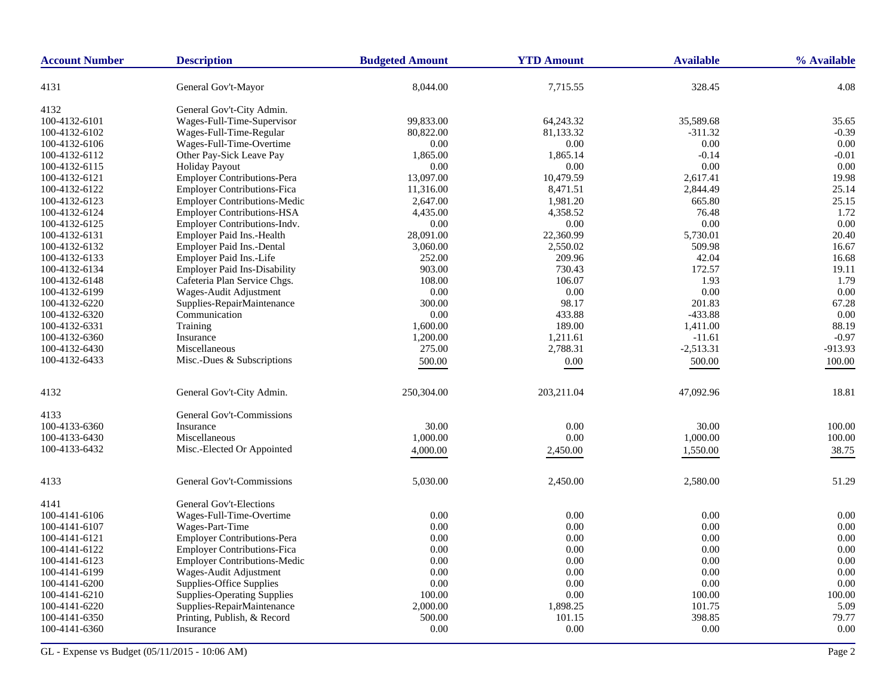| Account Number | Description | Budgeted Amount | YTD Amount | Available | % Available |
|---|---|---|---|---|---|
| 4131 | General Gov't-Mayor | 8,044.00 | 7,715.55 | 328.45 | 4.08 |
| 4132 | General Gov't-City Admin. | | | | |
| 100-4132-6101 | Wages-Full-Time-Supervisor | 99,833.00 | 64,243.32 | 35,589.68 | 35.65 |
| 100-4132-6102 | Wages-Full-Time-Regular | 80,822.00 | 81,133.32 | -311.32 | -0.39 |
| 100-4132-6106 | Wages-Full-Time-Overtime | 0.00 | 0.00 | 0.00 | 0.00 |
| 100-4132-6112 | Other Pay-Sick Leave Pay | 1,865.00 | 1,865.14 | -0.14 | -0.01 |
| 100-4132-6115 | Holiday Payout | 0.00 | 0.00 | 0.00 | 0.00 |
| 100-4132-6121 | Employer Contributions-Pera | 13,097.00 | 10,479.59 | 2,617.41 | 19.98 |
| 100-4132-6122 | Employer Contributions-Fica | 11,316.00 | 8,471.51 | 2,844.49 | 25.14 |
| 100-4132-6123 | Employer Contributions-Medic | 2,647.00 | 1,981.20 | 665.80 | 25.15 |
| 100-4132-6124 | Employer Contributions-HSA | 4,435.00 | 4,358.52 | 76.48 | 1.72 |
| 100-4132-6125 | Employer Contributions-Indv. | 0.00 | 0.00 | 0.00 | 0.00 |
| 100-4132-6131 | Employer Paid Ins.-Health | 28,091.00 | 22,360.99 | 5,730.01 | 20.40 |
| 100-4132-6132 | Employer Paid Ins.-Dental | 3,060.00 | 2,550.02 | 509.98 | 16.67 |
| 100-4132-6133 | Employer Paid Ins.-Life | 252.00 | 209.96 | 42.04 | 16.68 |
| 100-4132-6134 | Employer Paid Ins-Disability | 903.00 | 730.43 | 172.57 | 19.11 |
| 100-4132-6148 | Cafeteria Plan Service Chgs. | 108.00 | 106.07 | 1.93 | 1.79 |
| 100-4132-6199 | Wages-Audit Adjustment | 0.00 | 0.00 | 0.00 | 0.00 |
| 100-4132-6220 | Supplies-RepairMaintenance | 300.00 | 98.17 | 201.83 | 67.28 |
| 100-4132-6320 | Communication | 0.00 | 433.88 | -433.88 | 0.00 |
| 100-4132-6331 | Training | 1,600.00 | 189.00 | 1,411.00 | 88.19 |
| 100-4132-6360 | Insurance | 1,200.00 | 1,211.61 | -11.61 | -0.97 |
| 100-4132-6430 | Miscellaneous | 275.00 | 2,788.31 | -2,513.31 | -913.93 |
| 100-4132-6433 | Misc.-Dues & Subscriptions | 500.00 | 0.00 | 500.00 | 100.00 |
| 4132 | General Gov't-City Admin. | 250,304.00 | 203,211.04 | 47,092.96 | 18.81 |
| 4133 | General Gov't-Commissions | | | | |
| 100-4133-6360 | Insurance | 30.00 | 0.00 | 30.00 | 100.00 |
| 100-4133-6430 | Miscellaneous | 1,000.00 | 0.00 | 1,000.00 | 100.00 |
| 100-4133-6432 | Misc.-Elected Or Appointed | 4,000.00 | 2,450.00 | 1,550.00 | 38.75 |
| 4133 | General Gov't-Commissions | 5,030.00 | 2,450.00 | 2,580.00 | 51.29 |
| 4141 | General Gov't-Elections | | | | |
| 100-4141-6106 | Wages-Full-Time-Overtime | 0.00 | 0.00 | 0.00 | 0.00 |
| 100-4141-6107 | Wages-Part-Time | 0.00 | 0.00 | 0.00 | 0.00 |
| 100-4141-6121 | Employer Contributions-Pera | 0.00 | 0.00 | 0.00 | 0.00 |
| 100-4141-6122 | Employer Contributions-Fica | 0.00 | 0.00 | 0.00 | 0.00 |
| 100-4141-6123 | Employer Contributions-Medic | 0.00 | 0.00 | 0.00 | 0.00 |
| 100-4141-6199 | Wages-Audit Adjustment | 0.00 | 0.00 | 0.00 | 0.00 |
| 100-4141-6200 | Supplies-Office Supplies | 0.00 | 0.00 | 0.00 | 0.00 |
| 100-4141-6210 | Supplies-Operating Supplies | 100.00 | 0.00 | 100.00 | 100.00 |
| 100-4141-6220 | Supplies-RepairMaintenance | 2,000.00 | 1,898.25 | 101.75 | 5.09 |
| 100-4141-6350 | Printing, Publish, & Record | 500.00 | 101.15 | 398.85 | 79.77 |
| 100-4141-6360 | Insurance | 0.00 | 0.00 | 0.00 | 0.00 |

GL - Expense vs Budget (05/11/2015 - 10:06 AM)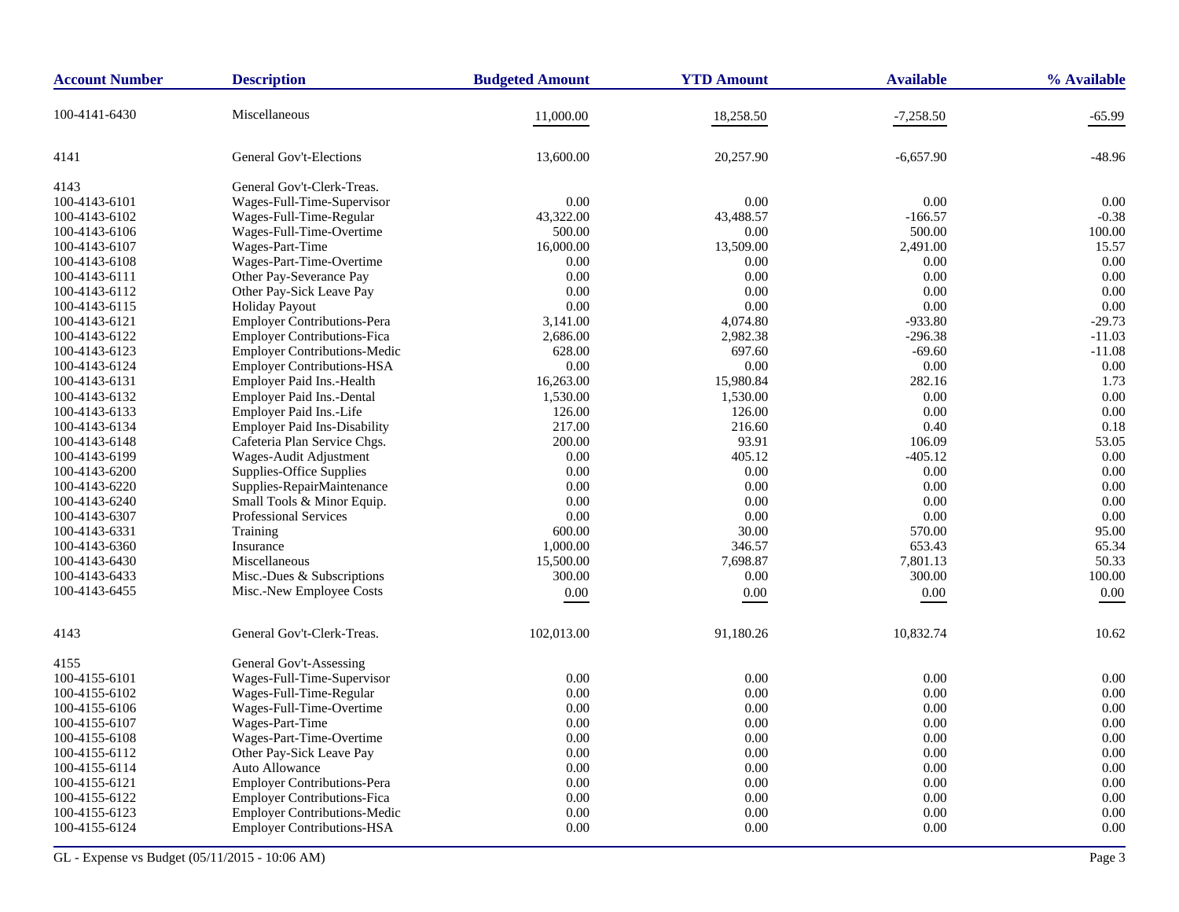| Account Number | Description | Budgeted Amount | YTD Amount | Available | % Available |
|---|---|---|---|---|---|
| 100-4141-6430 | Miscellaneous | 11,000.00 | 18,258.50 | -7,258.50 | -65.99 |
| 4141 | General Gov't-Elections | 13,600.00 | 20,257.90 | -6,657.90 | -48.96 |
| 4143 | General Gov't-Clerk-Treas. | | | | |
| 100-4143-6101 | Wages-Full-Time-Supervisor | 0.00 | 0.00 | 0.00 | 0.00 |
| 100-4143-6102 | Wages-Full-Time-Regular | 43,322.00 | 43,488.57 | -166.57 | -0.38 |
| 100-4143-6106 | Wages-Full-Time-Overtime | 500.00 | 0.00 | 500.00 | 100.00 |
| 100-4143-6107 | Wages-Part-Time | 16,000.00 | 13,509.00 | 2,491.00 | 15.57 |
| 100-4143-6108 | Wages-Part-Time-Overtime | 0.00 | 0.00 | 0.00 | 0.00 |
| 100-4143-6111 | Other Pay-Severance Pay | 0.00 | 0.00 | 0.00 | 0.00 |
| 100-4143-6112 | Other Pay-Sick Leave Pay | 0.00 | 0.00 | 0.00 | 0.00 |
| 100-4143-6115 | Holiday Payout | 0.00 | 0.00 | 0.00 | 0.00 |
| 100-4143-6121 | Employer Contributions-Pera | 3,141.00 | 4,074.80 | -933.80 | -29.73 |
| 100-4143-6122 | Employer Contributions-Fica | 2,686.00 | 2,982.38 | -296.38 | -11.03 |
| 100-4143-6123 | Employer Contributions-Medic | 628.00 | 697.60 | -69.60 | -11.08 |
| 100-4143-6124 | Employer Contributions-HSA | 0.00 | 0.00 | 0.00 | 0.00 |
| 100-4143-6131 | Employer Paid Ins.-Health | 16,263.00 | 15,980.84 | 282.16 | 1.73 |
| 100-4143-6132 | Employer Paid Ins.-Dental | 1,530.00 | 1,530.00 | 0.00 | 0.00 |
| 100-4143-6133 | Employer Paid Ins.-Life | 126.00 | 126.00 | 0.00 | 0.00 |
| 100-4143-6134 | Employer Paid Ins-Disability | 217.00 | 216.60 | 0.40 | 0.18 |
| 100-4143-6148 | Cafeteria Plan Service Chgs. | 200.00 | 93.91 | 106.09 | 53.05 |
| 100-4143-6199 | Wages-Audit Adjustment | 0.00 | 405.12 | -405.12 | 0.00 |
| 100-4143-6200 | Supplies-Office Supplies | 0.00 | 0.00 | 0.00 | 0.00 |
| 100-4143-6220 | Supplies-RepairMaintenance | 0.00 | 0.00 | 0.00 | 0.00 |
| 100-4143-6240 | Small Tools & Minor Equip. | 0.00 | 0.00 | 0.00 | 0.00 |
| 100-4143-6307 | Professional Services | 0.00 | 0.00 | 0.00 | 0.00 |
| 100-4143-6331 | Training | 600.00 | 30.00 | 570.00 | 95.00 |
| 100-4143-6360 | Insurance | 1,000.00 | 346.57 | 653.43 | 65.34 |
| 100-4143-6430 | Miscellaneous | 15,500.00 | 7,698.87 | 7,801.13 | 50.33 |
| 100-4143-6433 | Misc.-Dues & Subscriptions | 300.00 | 0.00 | 300.00 | 100.00 |
| 100-4143-6455 | Misc.-New Employee Costs | 0.00 | 0.00 | 0.00 | 0.00 |
| 4143 | General Gov't-Clerk-Treas. | 102,013.00 | 91,180.26 | 10,832.74 | 10.62 |
| 4155 | General Gov't-Assessing | | | | |
| 100-4155-6101 | Wages-Full-Time-Supervisor | 0.00 | 0.00 | 0.00 | 0.00 |
| 100-4155-6102 | Wages-Full-Time-Regular | 0.00 | 0.00 | 0.00 | 0.00 |
| 100-4155-6106 | Wages-Full-Time-Overtime | 0.00 | 0.00 | 0.00 | 0.00 |
| 100-4155-6107 | Wages-Part-Time | 0.00 | 0.00 | 0.00 | 0.00 |
| 100-4155-6108 | Wages-Part-Time-Overtime | 0.00 | 0.00 | 0.00 | 0.00 |
| 100-4155-6112 | Other Pay-Sick Leave Pay | 0.00 | 0.00 | 0.00 | 0.00 |
| 100-4155-6114 | Auto Allowance | 0.00 | 0.00 | 0.00 | 0.00 |
| 100-4155-6121 | Employer Contributions-Pera | 0.00 | 0.00 | 0.00 | 0.00 |
| 100-4155-6122 | Employer Contributions-Fica | 0.00 | 0.00 | 0.00 | 0.00 |
| 100-4155-6123 | Employer Contributions-Medic | 0.00 | 0.00 | 0.00 | 0.00 |
| 100-4155-6124 | Employer Contributions-HSA | 0.00 | 0.00 | 0.00 | 0.00 |

GL - Expense vs Budget (05/11/2015 - 10:06 AM)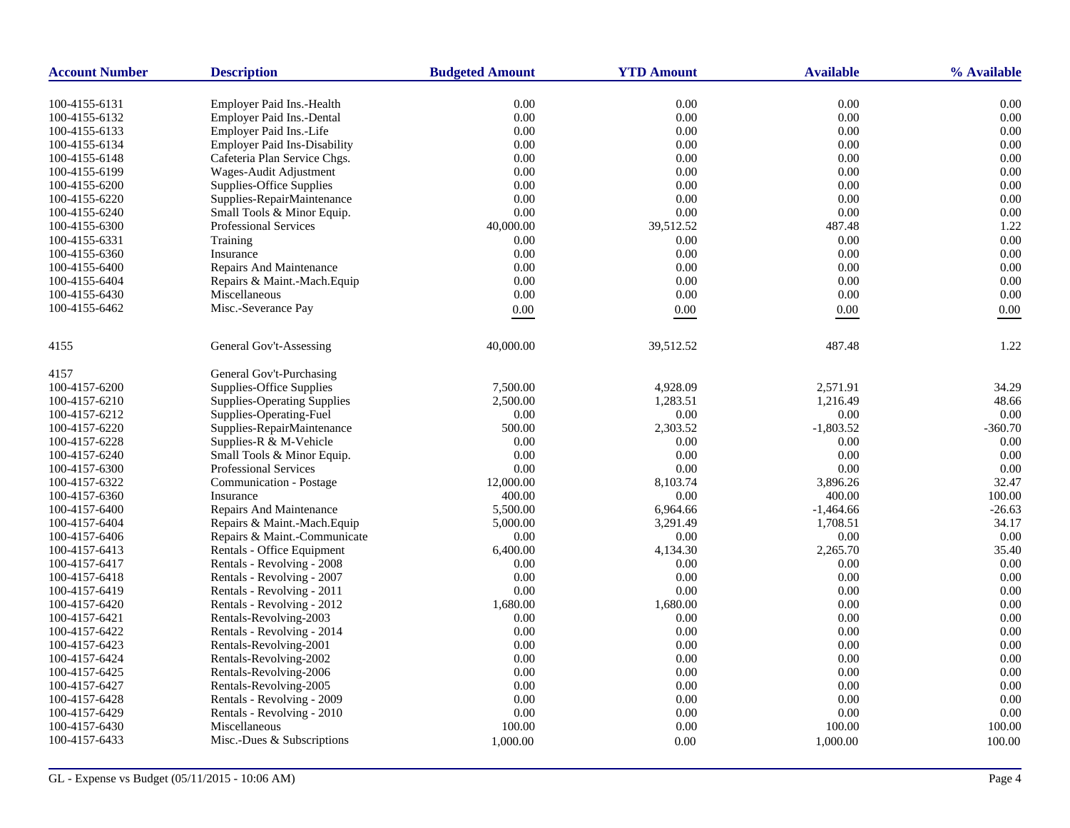| Account Number | Description | Budgeted Amount | YTD Amount | Available | % Available |
|---|---|---|---|---|---|
| 100-4155-6131 | Employer Paid Ins.-Health | 0.00 | 0.00 | 0.00 | 0.00 |
| 100-4155-6132 | Employer Paid Ins.-Dental | 0.00 | 0.00 | 0.00 | 0.00 |
| 100-4155-6133 | Employer Paid Ins.-Life | 0.00 | 0.00 | 0.00 | 0.00 |
| 100-4155-6134 | Employer Paid Ins-Disability | 0.00 | 0.00 | 0.00 | 0.00 |
| 100-4155-6148 | Cafeteria Plan Service Chgs. | 0.00 | 0.00 | 0.00 | 0.00 |
| 100-4155-6199 | Wages-Audit Adjustment | 0.00 | 0.00 | 0.00 | 0.00 |
| 100-4155-6200 | Supplies-Office Supplies | 0.00 | 0.00 | 0.00 | 0.00 |
| 100-4155-6220 | Supplies-RepairMaintenance | 0.00 | 0.00 | 0.00 | 0.00 |
| 100-4155-6240 | Small Tools & Minor Equip. | 0.00 | 0.00 | 0.00 | 0.00 |
| 100-4155-6300 | Professional Services | 40,000.00 | 39,512.52 | 487.48 | 1.22 |
| 100-4155-6331 | Training | 0.00 | 0.00 | 0.00 | 0.00 |
| 100-4155-6360 | Insurance | 0.00 | 0.00 | 0.00 | 0.00 |
| 100-4155-6400 | Repairs And Maintenance | 0.00 | 0.00 | 0.00 | 0.00 |
| 100-4155-6404 | Repairs & Maint.-Mach.Equip | 0.00 | 0.00 | 0.00 | 0.00 |
| 100-4155-6430 | Miscellaneous | 0.00 | 0.00 | 0.00 | 0.00 |
| 100-4155-6462 | Misc.-Severance Pay | 0.00 | 0.00 | 0.00 | 0.00 |
| 4155 | General Gov't-Assessing | 40,000.00 | 39,512.52 | 487.48 | 1.22 |
| 4157 | General Gov't-Purchasing | | | | |
| 100-4157-6200 | Supplies-Office Supplies | 7,500.00 | 4,928.09 | 2,571.91 | 34.29 |
| 100-4157-6210 | Supplies-Operating Supplies | 2,500.00 | 1,283.51 | 1,216.49 | 48.66 |
| 100-4157-6212 | Supplies-Operating-Fuel | 0.00 | 0.00 | 0.00 | 0.00 |
| 100-4157-6220 | Supplies-RepairMaintenance | 500.00 | 2,303.52 | -1,803.52 | -360.70 |
| 100-4157-6228 | Supplies-R & M-Vehicle | 0.00 | 0.00 | 0.00 | 0.00 |
| 100-4157-6240 | Small Tools & Minor Equip. | 0.00 | 0.00 | 0.00 | 0.00 |
| 100-4157-6300 | Professional Services | 0.00 | 0.00 | 0.00 | 0.00 |
| 100-4157-6322 | Communication - Postage | 12,000.00 | 8,103.74 | 3,896.26 | 32.47 |
| 100-4157-6360 | Insurance | 400.00 | 0.00 | 400.00 | 100.00 |
| 100-4157-6400 | Repairs And Maintenance | 5,500.00 | 6,964.66 | -1,464.66 | -26.63 |
| 100-4157-6404 | Repairs & Maint.-Mach.Equip | 5,000.00 | 3,291.49 | 1,708.51 | 34.17 |
| 100-4157-6406 | Repairs & Maint.-Communicate | 0.00 | 0.00 | 0.00 | 0.00 |
| 100-4157-6413 | Rentals - Office Equipment | 6,400.00 | 4,134.30 | 2,265.70 | 35.40 |
| 100-4157-6417 | Rentals - Revolving - 2008 | 0.00 | 0.00 | 0.00 | 0.00 |
| 100-4157-6418 | Rentals - Revolving - 2007 | 0.00 | 0.00 | 0.00 | 0.00 |
| 100-4157-6419 | Rentals - Revolving - 2011 | 0.00 | 0.00 | 0.00 | 0.00 |
| 100-4157-6420 | Rentals - Revolving - 2012 | 1,680.00 | 1,680.00 | 0.00 | 0.00 |
| 100-4157-6421 | Rentals-Revolving-2003 | 0.00 | 0.00 | 0.00 | 0.00 |
| 100-4157-6422 | Rentals - Revolving - 2014 | 0.00 | 0.00 | 0.00 | 0.00 |
| 100-4157-6423 | Rentals-Revolving-2001 | 0.00 | 0.00 | 0.00 | 0.00 |
| 100-4157-6424 | Rentals-Revolving-2002 | 0.00 | 0.00 | 0.00 | 0.00 |
| 100-4157-6425 | Rentals-Revolving-2006 | 0.00 | 0.00 | 0.00 | 0.00 |
| 100-4157-6427 | Rentals-Revolving-2005 | 0.00 | 0.00 | 0.00 | 0.00 |
| 100-4157-6428 | Rentals - Revolving - 2009 | 0.00 | 0.00 | 0.00 | 0.00 |
| 100-4157-6429 | Rentals - Revolving - 2010 | 0.00 | 0.00 | 0.00 | 0.00 |
| 100-4157-6430 | Miscellaneous | 100.00 | 0.00 | 100.00 | 100.00 |
| 100-4157-6433 | Misc.-Dues & Subscriptions | 1,000.00 | 0.00 | 1,000.00 | 100.00 |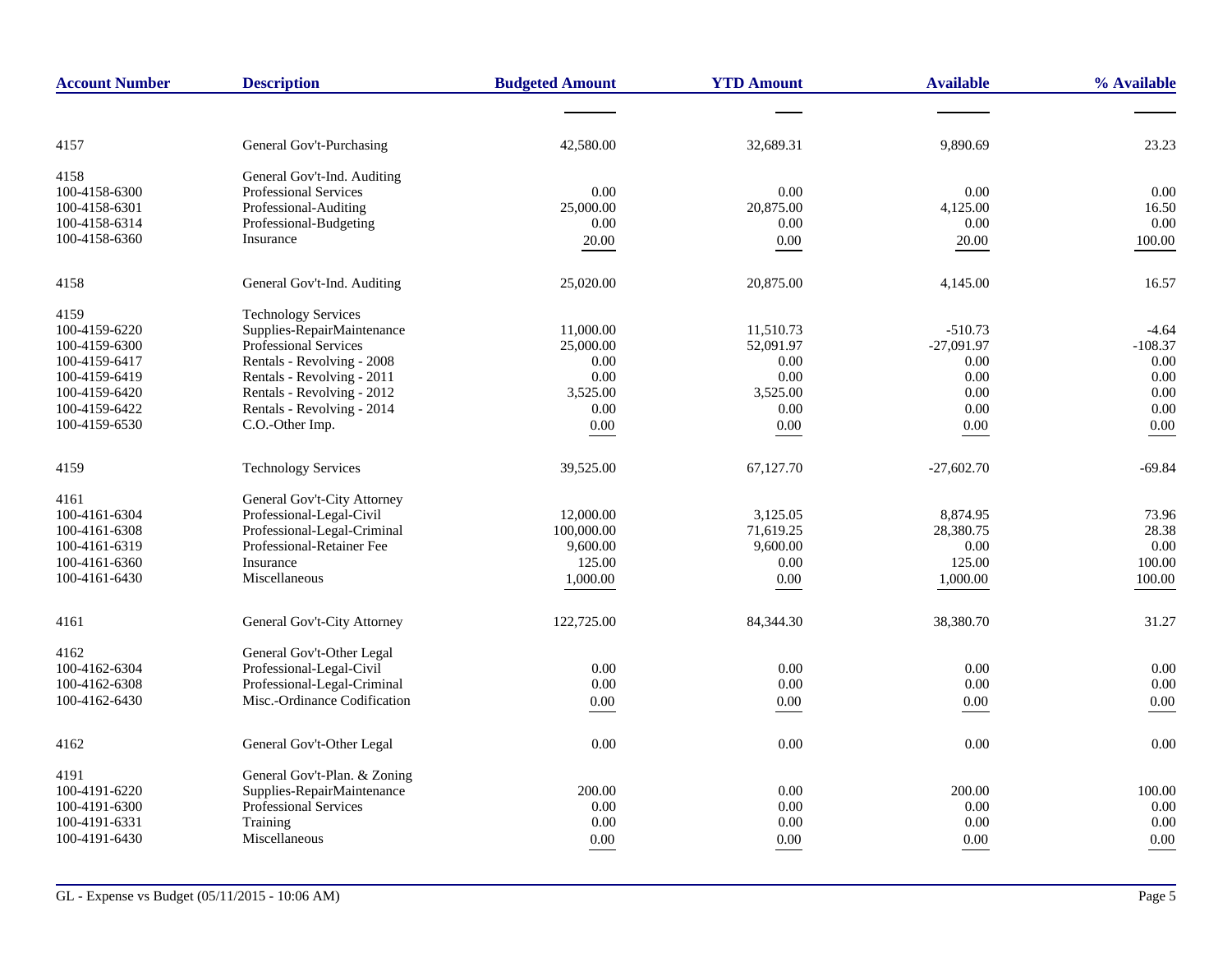| Account Number | Description | Budgeted Amount | YTD Amount | Available | % Available |
|---|---|---|---|---|---|
| 4157 | General Gov't-Purchasing | 42,580.00 | 32,689.31 | 9,890.69 | 23.23 |
| 4158 | General Gov't-Ind. Auditing | | | | |
| 100-4158-6300 | Professional Services | 0.00 | 0.00 | 0.00 | 0.00 |
| 100-4158-6301 | Professional-Auditing | 25,000.00 | 20,875.00 | 4,125.00 | 16.50 |
| 100-4158-6314 | Professional-Budgeting | 0.00 | 0.00 | 0.00 | 0.00 |
| 100-4158-6360 | Insurance | 20.00 | 0.00 | 20.00 | 100.00 |
| 4158 | General Gov't-Ind. Auditing | 25,020.00 | 20,875.00 | 4,145.00 | 16.57 |
| 4159 | Technology Services | | | | |
| 100-4159-6220 | Supplies-RepairMaintenance | 11,000.00 | 11,510.73 | -510.73 | -4.64 |
| 100-4159-6300 | Professional Services | 25,000.00 | 52,091.97 | -27,091.97 | -108.37 |
| 100-4159-6417 | Rentals - Revolving - 2008 | 0.00 | 0.00 | 0.00 | 0.00 |
| 100-4159-6419 | Rentals - Revolving - 2011 | 0.00 | 0.00 | 0.00 | 0.00 |
| 100-4159-6420 | Rentals - Revolving - 2012 | 3,525.00 | 3,525.00 | 0.00 | 0.00 |
| 100-4159-6422 | Rentals - Revolving - 2014 | 0.00 | 0.00 | 0.00 | 0.00 |
| 100-4159-6530 | C.O.-Other Imp. | 0.00 | 0.00 | 0.00 | 0.00 |
| 4159 | Technology Services | 39,525.00 | 67,127.70 | -27,602.70 | -69.84 |
| 4161 | General Gov't-City Attorney | | | | |
| 100-4161-6304 | Professional-Legal-Civil | 12,000.00 | 3,125.05 | 8,874.95 | 73.96 |
| 100-4161-6308 | Professional-Legal-Criminal | 100,000.00 | 71,619.25 | 28,380.75 | 28.38 |
| 100-4161-6319 | Professional-Retainer Fee | 9,600.00 | 9,600.00 | 0.00 | 0.00 |
| 100-4161-6360 | Insurance | 125.00 | 0.00 | 125.00 | 100.00 |
| 100-4161-6430 | Miscellaneous | 1,000.00 | 0.00 | 1,000.00 | 100.00 |
| 4161 | General Gov't-City Attorney | 122,725.00 | 84,344.30 | 38,380.70 | 31.27 |
| 4162 | General Gov't-Other Legal | | | | |
| 100-4162-6304 | Professional-Legal-Civil | 0.00 | 0.00 | 0.00 | 0.00 |
| 100-4162-6308 | Professional-Legal-Criminal | 0.00 | 0.00 | 0.00 | 0.00 |
| 100-4162-6430 | Misc.-Ordinance Codification | 0.00 | 0.00 | 0.00 | 0.00 |
| 4162 | General Gov't-Other Legal | 0.00 | 0.00 | 0.00 | 0.00 |
| 4191 | General Gov't-Plan. & Zoning | | | | |
| 100-4191-6220 | Supplies-RepairMaintenance | 200.00 | 0.00 | 200.00 | 100.00 |
| 100-4191-6300 | Professional Services | 0.00 | 0.00 | 0.00 | 0.00 |
| 100-4191-6331 | Training | 0.00 | 0.00 | 0.00 | 0.00 |
| 100-4191-6430 | Miscellaneous | 0.00 | 0.00 | 0.00 | 0.00 |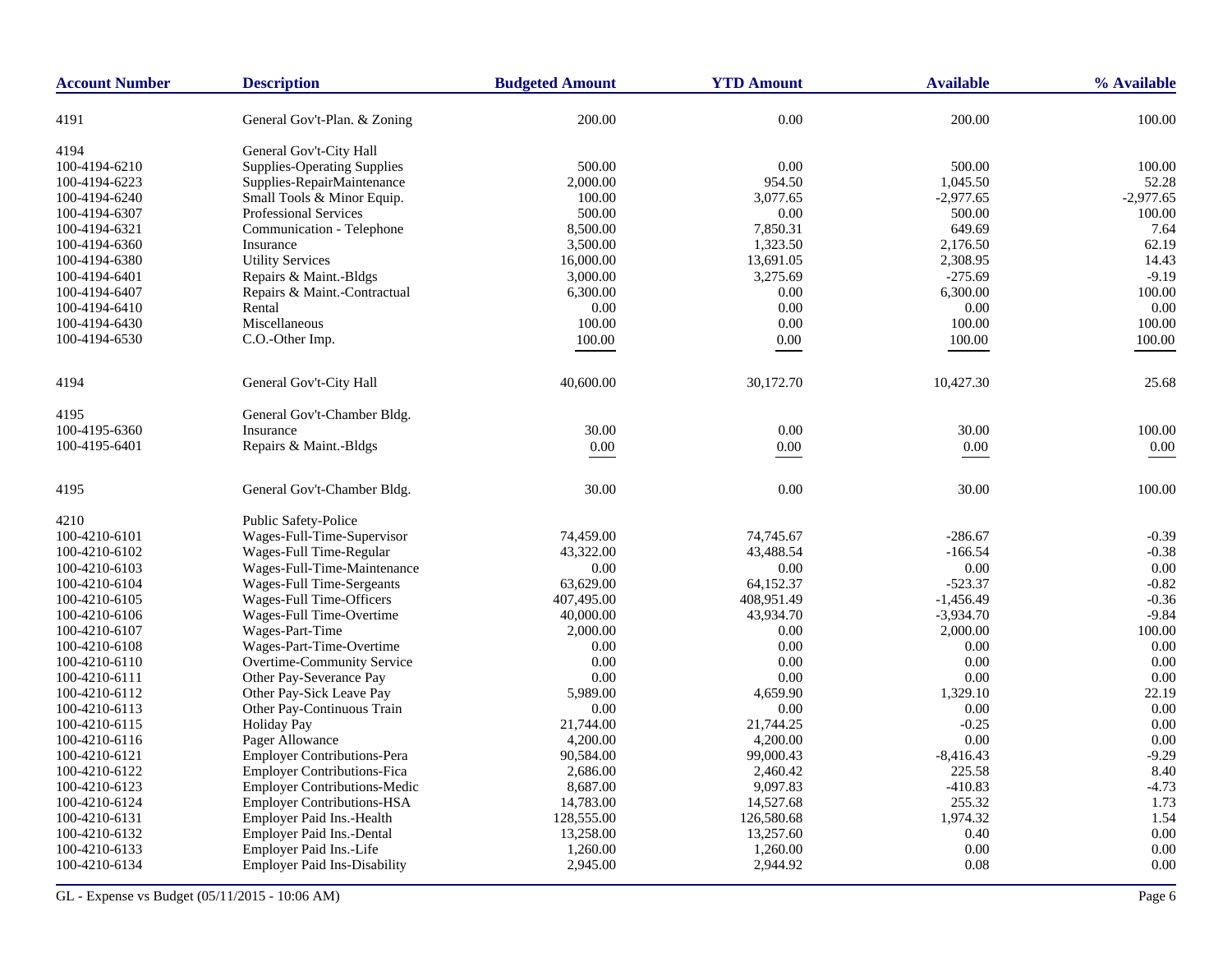| Account Number | Description | Budgeted Amount | YTD Amount | Available | % Available |
|---|---|---|---|---|---|
| 4191 | General Gov't-Plan. & Zoning | 200.00 | 0.00 | 200.00 | 100.00 |
| 4194 | General Gov't-City Hall | | | | |
| 100-4194-6210 | Supplies-Operating Supplies | 500.00 | 0.00 | 500.00 | 100.00 |
| 100-4194-6223 | Supplies-RepairMaintenance | 2,000.00 | 954.50 | 1,045.50 | 52.28 |
| 100-4194-6240 | Small Tools & Minor Equip. | 100.00 | 3,077.65 | -2,977.65 | -2,977.65 |
| 100-4194-6307 | Professional Services | 500.00 | 0.00 | 500.00 | 100.00 |
| 100-4194-6321 | Communication - Telephone | 8,500.00 | 7,850.31 | 649.69 | 7.64 |
| 100-4194-6360 | Insurance | 3,500.00 | 1,323.50 | 2,176.50 | 62.19 |
| 100-4194-6380 | Utility Services | 16,000.00 | 13,691.05 | 2,308.95 | 14.43 |
| 100-4194-6401 | Repairs & Maint.-Bldgs | 3,000.00 | 3,275.69 | -275.69 | -9.19 |
| 100-4194-6407 | Repairs & Maint.-Contractual | 6,300.00 | 0.00 | 6,300.00 | 100.00 |
| 100-4194-6410 | Rental | 0.00 | 0.00 | 0.00 | 0.00 |
| 100-4194-6430 | Miscellaneous | 100.00 | 0.00 | 100.00 | 100.00 |
| 100-4194-6530 | C.O.-Other Imp. | 100.00 | 0.00 | 100.00 | 100.00 |
| 4194 | General Gov't-City Hall | 40,600.00 | 30,172.70 | 10,427.30 | 25.68 |
| 4195 | General Gov't-Chamber Bldg. | | | | |
| 100-4195-6360 | Insurance | 30.00 | 0.00 | 30.00 | 100.00 |
| 100-4195-6401 | Repairs & Maint.-Bldgs | 0.00 | 0.00 | 0.00 | 0.00 |
| 4195 | General Gov't-Chamber Bldg. | 30.00 | 0.00 | 30.00 | 100.00 |
| 4210 | Public Safety-Police | | | | |
| 100-4210-6101 | Wages-Full-Time-Supervisor | 74,459.00 | 74,745.67 | -286.67 | -0.39 |
| 100-4210-6102 | Wages-Full Time-Regular | 43,322.00 | 43,488.54 | -166.54 | -0.38 |
| 100-4210-6103 | Wages-Full-Time-Maintenance | 0.00 | 0.00 | 0.00 | 0.00 |
| 100-4210-6104 | Wages-Full Time-Sergeants | 63,629.00 | 64,152.37 | -523.37 | -0.82 |
| 100-4210-6105 | Wages-Full Time-Officers | 407,495.00 | 408,951.49 | -1,456.49 | -0.36 |
| 100-4210-6106 | Wages-Full Time-Overtime | 40,000.00 | 43,934.70 | -3,934.70 | -9.84 |
| 100-4210-6107 | Wages-Part-Time | 2,000.00 | 0.00 | 2,000.00 | 100.00 |
| 100-4210-6108 | Wages-Part-Time-Overtime | 0.00 | 0.00 | 0.00 | 0.00 |
| 100-4210-6110 | Overtime-Community Service | 0.00 | 0.00 | 0.00 | 0.00 |
| 100-4210-6111 | Other Pay-Severance Pay | 0.00 | 0.00 | 0.00 | 0.00 |
| 100-4210-6112 | Other Pay-Sick Leave Pay | 5,989.00 | 4,659.90 | 1,329.10 | 22.19 |
| 100-4210-6113 | Other Pay-Continuous Train | 0.00 | 0.00 | 0.00 | 0.00 |
| 100-4210-6115 | Holiday Pay | 21,744.00 | 21,744.25 | -0.25 | 0.00 |
| 100-4210-6116 | Pager Allowance | 4,200.00 | 4,200.00 | 0.00 | 0.00 |
| 100-4210-6121 | Employer Contributions-Pera | 90,584.00 | 99,000.43 | -8,416.43 | -9.29 |
| 100-4210-6122 | Employer Contributions-Fica | 2,686.00 | 2,460.42 | 225.58 | 8.40 |
| 100-4210-6123 | Employer Contributions-Medic | 8,687.00 | 9,097.83 | -410.83 | -4.73 |
| 100-4210-6124 | Employer Contributions-HSA | 14,783.00 | 14,527.68 | 255.32 | 1.73 |
| 100-4210-6131 | Employer Paid Ins.-Health | 128,555.00 | 126,580.68 | 1,974.32 | 1.54 |
| 100-4210-6132 | Employer Paid Ins.-Dental | 13,258.00 | 13,257.60 | 0.40 | 0.00 |
| 100-4210-6133 | Employer Paid Ins.-Life | 1,260.00 | 1,260.00 | 0.00 | 0.00 |
| 100-4210-6134 | Employer Paid Ins-Disability | 2,945.00 | 2,944.92 | 0.08 | 0.00 |

GL - Expense vs Budget (05/11/2015 - 10:06 AM)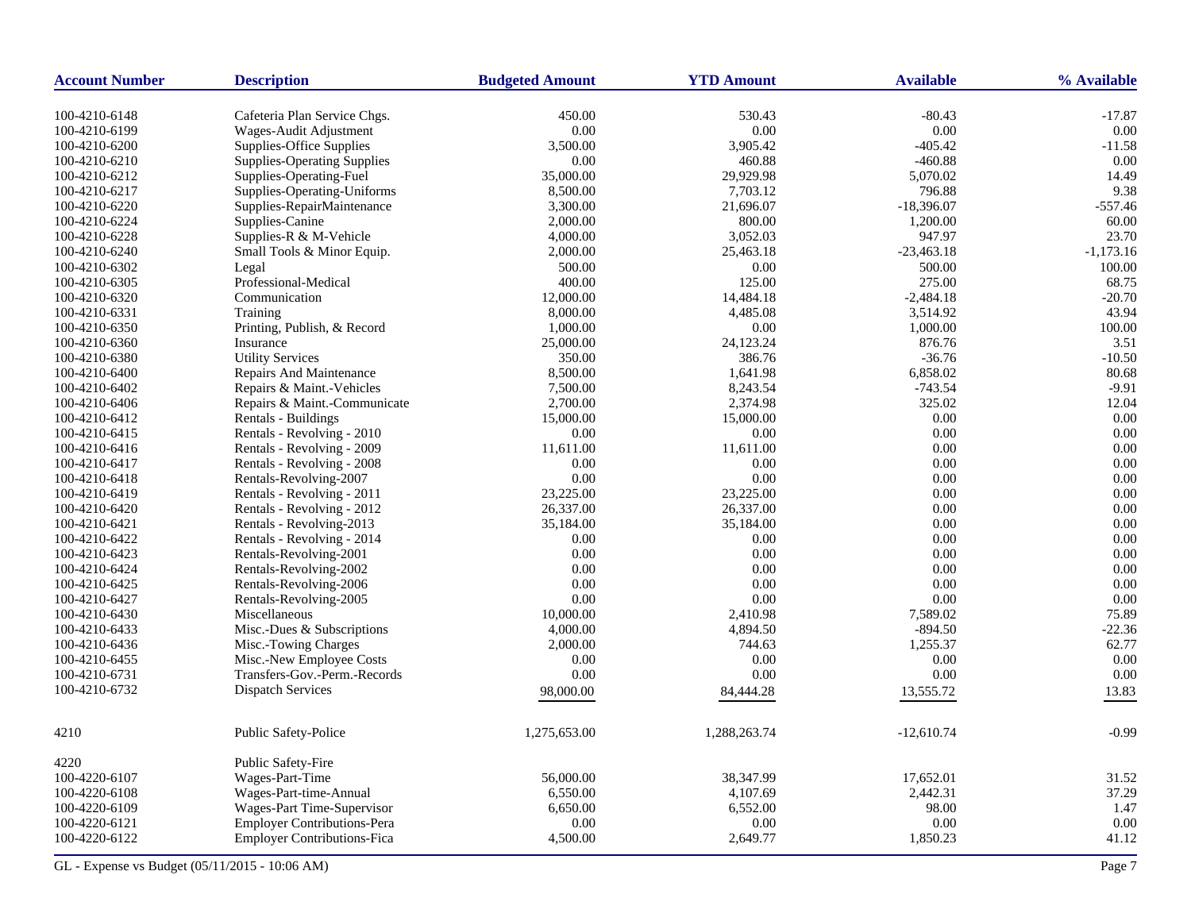| Account Number | Description | Budgeted Amount | YTD Amount | Available | % Available |
|---|---|---|---|---|---|
| 100-4210-6148 | Cafeteria Plan Service Chgs. | 450.00 | 530.43 | -80.43 | -17.87 |
| 100-4210-6199 | Wages-Audit Adjustment | 0.00 | 0.00 | 0.00 | 0.00 |
| 100-4210-6200 | Supplies-Office Supplies | 3,500.00 | 3,905.42 | -405.42 | -11.58 |
| 100-4210-6210 | Supplies-Operating Supplies | 0.00 | 460.88 | -460.88 | 0.00 |
| 100-4210-6212 | Supplies-Operating-Fuel | 35,000.00 | 29,929.98 | 5,070.02 | 14.49 |
| 100-4210-6217 | Supplies-Operating-Uniforms | 8,500.00 | 7,703.12 | 796.88 | 9.38 |
| 100-4210-6220 | Supplies-RepairMaintenance | 3,300.00 | 21,696.07 | -18,396.07 | -557.46 |
| 100-4210-6224 | Supplies-Canine | 2,000.00 | 800.00 | 1,200.00 | 60.00 |
| 100-4210-6228 | Supplies-R & M-Vehicle | 4,000.00 | 3,052.03 | 947.97 | 23.70 |
| 100-4210-6240 | Small Tools & Minor Equip. | 2,000.00 | 25,463.18 | -23,463.18 | -1,173.16 |
| 100-4210-6302 | Legal | 500.00 | 0.00 | 500.00 | 100.00 |
| 100-4210-6305 | Professional-Medical | 400.00 | 125.00 | 275.00 | 68.75 |
| 100-4210-6320 | Communication | 12,000.00 | 14,484.18 | -2,484.18 | -20.70 |
| 100-4210-6331 | Training | 8,000.00 | 4,485.08 | 3,514.92 | 43.94 |
| 100-4210-6350 | Printing, Publish, & Record | 1,000.00 | 0.00 | 1,000.00 | 100.00 |
| 100-4210-6360 | Insurance | 25,000.00 | 24,123.24 | 876.76 | 3.51 |
| 100-4210-6380 | Utility Services | 350.00 | 386.76 | -36.76 | -10.50 |
| 100-4210-6400 | Repairs And Maintenance | 8,500.00 | 1,641.98 | 6,858.02 | 80.68 |
| 100-4210-6402 | Repairs & Maint.-Vehicles | 7,500.00 | 8,243.54 | -743.54 | -9.91 |
| 100-4210-6406 | Repairs & Maint.-Communicate | 2,700.00 | 2,374.98 | 325.02 | 12.04 |
| 100-4210-6412 | Rentals - Buildings | 15,000.00 | 15,000.00 | 0.00 | 0.00 |
| 100-4210-6415 | Rentals - Revolving - 2010 | 0.00 | 0.00 | 0.00 | 0.00 |
| 100-4210-6416 | Rentals - Revolving - 2009 | 11,611.00 | 11,611.00 | 0.00 | 0.00 |
| 100-4210-6417 | Rentals - Revolving - 2008 | 0.00 | 0.00 | 0.00 | 0.00 |
| 100-4210-6418 | Rentals-Revolving-2007 | 0.00 | 0.00 | 0.00 | 0.00 |
| 100-4210-6419 | Rentals - Revolving - 2011 | 23,225.00 | 23,225.00 | 0.00 | 0.00 |
| 100-4210-6420 | Rentals - Revolving - 2012 | 26,337.00 | 26,337.00 | 0.00 | 0.00 |
| 100-4210-6421 | Rentals - Revolving-2013 | 35,184.00 | 35,184.00 | 0.00 | 0.00 |
| 100-4210-6422 | Rentals - Revolving - 2014 | 0.00 | 0.00 | 0.00 | 0.00 |
| 100-4210-6423 | Rentals-Revolving-2001 | 0.00 | 0.00 | 0.00 | 0.00 |
| 100-4210-6424 | Rentals-Revolving-2002 | 0.00 | 0.00 | 0.00 | 0.00 |
| 100-4210-6425 | Rentals-Revolving-2006 | 0.00 | 0.00 | 0.00 | 0.00 |
| 100-4210-6427 | Rentals-Revolving-2005 | 0.00 | 0.00 | 0.00 | 0.00 |
| 100-4210-6430 | Miscellaneous | 10,000.00 | 2,410.98 | 7,589.02 | 75.89 |
| 100-4210-6433 | Misc.-Dues & Subscriptions | 4,000.00 | 4,894.50 | -894.50 | -22.36 |
| 100-4210-6436 | Misc.-Towing Charges | 2,000.00 | 744.63 | 1,255.37 | 62.77 |
| 100-4210-6455 | Misc.-New Employee Costs | 0.00 | 0.00 | 0.00 | 0.00 |
| 100-4210-6731 | Transfers-Gov.-Perm.-Records | 0.00 | 0.00 | 0.00 | 0.00 |
| 100-4210-6732 | Dispatch Services | 98,000.00 | 84,444.28 | 13,555.72 | 13.83 |
| 4210 | Public Safety-Police | 1,275,653.00 | 1,288,263.74 | -12,610.74 | -0.99 |
| 4220 | Public Safety-Fire | | | | |
| 100-4220-6107 | Wages-Part-Time | 56,000.00 | 38,347.99 | 17,652.01 | 31.52 |
| 100-4220-6108 | Wages-Part-time-Annual | 6,550.00 | 4,107.69 | 2,442.31 | 37.29 |
| 100-4220-6109 | Wages-Part Time-Supervisor | 6,650.00 | 6,552.00 | 98.00 | 1.47 |
| 100-4220-6121 | Employer Contributions-Pera | 0.00 | 0.00 | 0.00 | 0.00 |
| 100-4220-6122 | Employer Contributions-Fica | 4,500.00 | 2,649.77 | 1,850.23 | 41.12 |

GL - Expense vs Budget (05/11/2015 - 10:06 AM)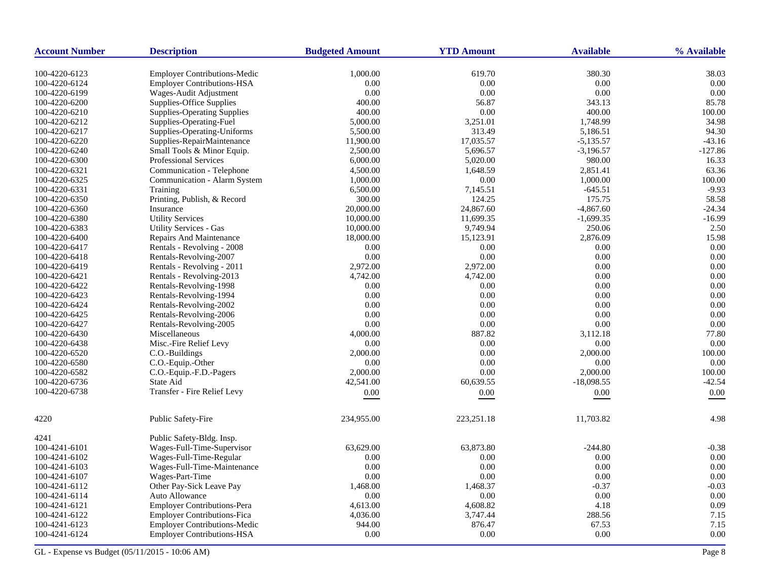| Account Number | Description | Budgeted Amount | YTD Amount | Available | % Available |
|---|---|---|---|---|---|
| 100-4220-6123 | Employer Contributions-Medic | 1,000.00 | 619.70 | 380.30 | 38.03 |
| 100-4220-6124 | Employer Contributions-HSA | 0.00 | 0.00 | 0.00 | 0.00 |
| 100-4220-6199 | Wages-Audit Adjustment | 0.00 | 0.00 | 0.00 | 0.00 |
| 100-4220-6200 | Supplies-Office Supplies | 400.00 | 56.87 | 343.13 | 85.78 |
| 100-4220-6210 | Supplies-Operating Supplies | 400.00 | 0.00 | 400.00 | 100.00 |
| 100-4220-6212 | Supplies-Operating-Fuel | 5,000.00 | 3,251.01 | 1,748.99 | 34.98 |
| 100-4220-6217 | Supplies-Operating-Uniforms | 5,500.00 | 313.49 | 5,186.51 | 94.30 |
| 100-4220-6220 | Supplies-RepairMaintenance | 11,900.00 | 17,035.57 | -5,135.57 | -43.16 |
| 100-4220-6240 | Small Tools & Minor Equip. | 2,500.00 | 5,696.57 | -3,196.57 | -127.86 |
| 100-4220-6300 | Professional Services | 6,000.00 | 5,020.00 | 980.00 | 16.33 |
| 100-4220-6321 | Communication - Telephone | 4,500.00 | 1,648.59 | 2,851.41 | 63.36 |
| 100-4220-6325 | Communication - Alarm System | 1,000.00 | 0.00 | 1,000.00 | 100.00 |
| 100-4220-6331 | Training | 6,500.00 | 7,145.51 | -645.51 | -9.93 |
| 100-4220-6350 | Printing, Publish, & Record | 300.00 | 124.25 | 175.75 | 58.58 |
| 100-4220-6360 | Insurance | 20,000.00 | 24,867.60 | -4,867.60 | -24.34 |
| 100-4220-6380 | Utility Services | 10,000.00 | 11,699.35 | -1,699.35 | -16.99 |
| 100-4220-6383 | Utility Services - Gas | 10,000.00 | 9,749.94 | 250.06 | 2.50 |
| 100-4220-6400 | Repairs And Maintenance | 18,000.00 | 15,123.91 | 2,876.09 | 15.98 |
| 100-4220-6417 | Rentals - Revolving - 2008 | 0.00 | 0.00 | 0.00 | 0.00 |
| 100-4220-6418 | Rentals-Revolving-2007 | 0.00 | 0.00 | 0.00 | 0.00 |
| 100-4220-6419 | Rentals - Revolving - 2011 | 2,972.00 | 2,972.00 | 0.00 | 0.00 |
| 100-4220-6421 | Rentals - Revolving-2013 | 4,742.00 | 4,742.00 | 0.00 | 0.00 |
| 100-4220-6422 | Rentals-Revolving-1998 | 0.00 | 0.00 | 0.00 | 0.00 |
| 100-4220-6423 | Rentals-Revolving-1994 | 0.00 | 0.00 | 0.00 | 0.00 |
| 100-4220-6424 | Rentals-Revolving-2002 | 0.00 | 0.00 | 0.00 | 0.00 |
| 100-4220-6425 | Rentals-Revolving-2006 | 0.00 | 0.00 | 0.00 | 0.00 |
| 100-4220-6427 | Rentals-Revolving-2005 | 0.00 | 0.00 | 0.00 | 0.00 |
| 100-4220-6430 | Miscellaneous | 4,000.00 | 887.82 | 3,112.18 | 77.80 |
| 100-4220-6438 | Misc.-Fire Relief Levy | 0.00 | 0.00 | 0.00 | 0.00 |
| 100-4220-6520 | C.O.-Buildings | 2,000.00 | 0.00 | 2,000.00 | 100.00 |
| 100-4220-6580 | C.O.-Equip.-Other | 0.00 | 0.00 | 0.00 | 0.00 |
| 100-4220-6582 | C.O.-Equip.-F.D.-Pagers | 2,000.00 | 0.00 | 2,000.00 | 100.00 |
| 100-4220-6736 | State Aid | 42,541.00 | 60,639.55 | -18,098.55 | -42.54 |
| 100-4220-6738 | Transfer - Fire Relief Levy | 0.00 | 0.00 | 0.00 | 0.00 |
| 4220 | Public Safety-Fire | 234,955.00 | 223,251.18 | 11,703.82 | 4.98 |
| 4241 | Public Safety-Bldg. Insp. | | | | |
| 100-4241-6101 | Wages-Full-Time-Supervisor | 63,629.00 | 63,873.80 | -244.80 | -0.38 |
| 100-4241-6102 | Wages-Full-Time-Regular | 0.00 | 0.00 | 0.00 | 0.00 |
| 100-4241-6103 | Wages-Full-Time-Maintenance | 0.00 | 0.00 | 0.00 | 0.00 |
| 100-4241-6107 | Wages-Part-Time | 0.00 | 0.00 | 0.00 | 0.00 |
| 100-4241-6112 | Other Pay-Sick Leave Pay | 1,468.00 | 1,468.37 | -0.37 | -0.03 |
| 100-4241-6114 | Auto Allowance | 0.00 | 0.00 | 0.00 | 0.00 |
| 100-4241-6121 | Employer Contributions-Pera | 4,613.00 | 4,608.82 | 4.18 | 0.09 |
| 100-4241-6122 | Employer Contributions-Fica | 4,036.00 | 3,747.44 | 288.56 | 7.15 |
| 100-4241-6123 | Employer Contributions-Medic | 944.00 | 876.47 | 67.53 | 7.15 |
| 100-4241-6124 | Employer Contributions-HSA | 0.00 | 0.00 | 0.00 | 0.00 |

GL - Expense vs Budget (05/11/2015 - 10:06 AM)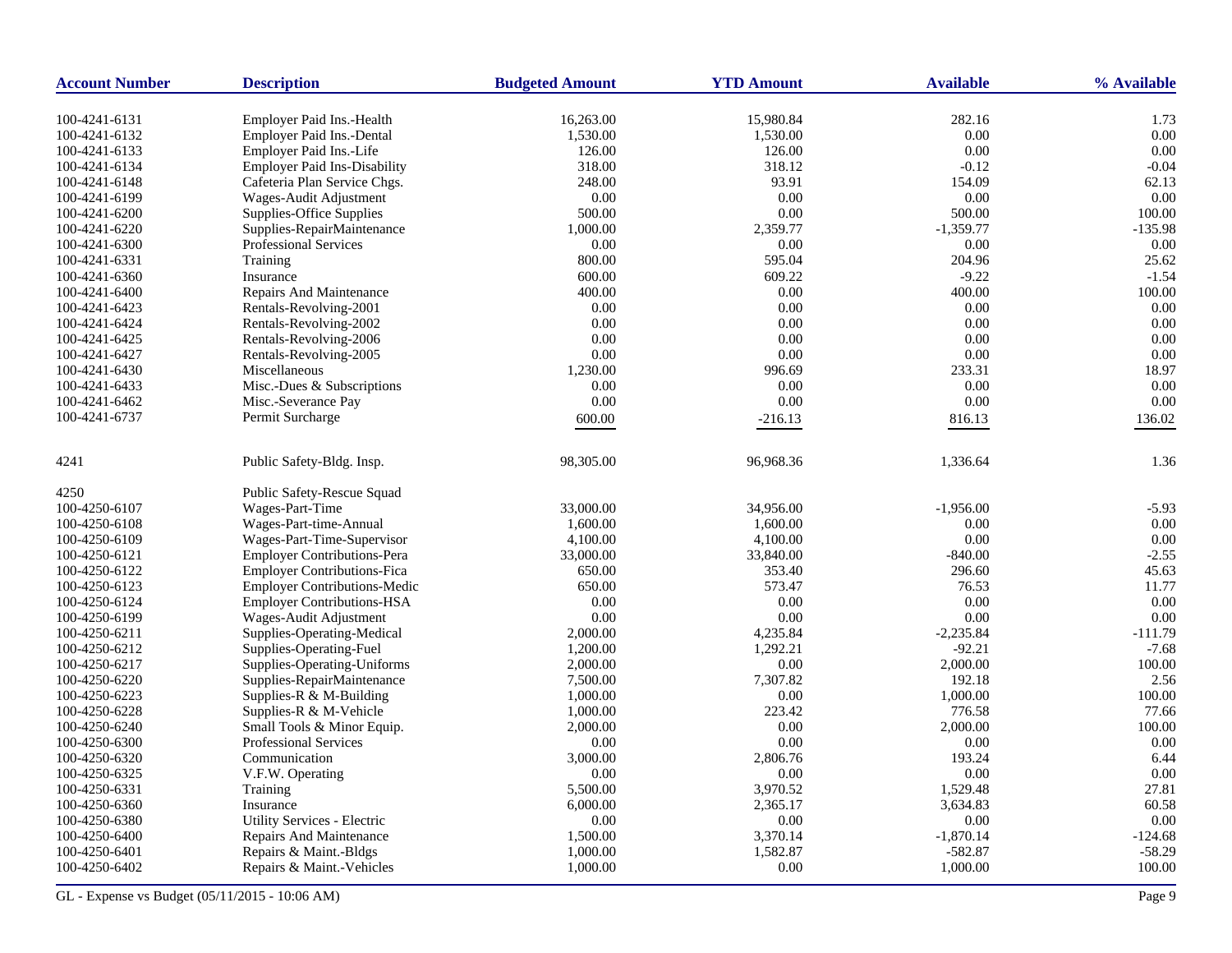| Account Number | Description | Budgeted Amount | YTD Amount | Available | % Available |
|---|---|---|---|---|---|
| 100-4241-6131 | Employer Paid Ins.-Health | 16,263.00 | 15,980.84 | 282.16 | 1.73 |
| 100-4241-6132 | Employer Paid Ins.-Dental | 1,530.00 | 1,530.00 | 0.00 | 0.00 |
| 100-4241-6133 | Employer Paid Ins.-Life | 126.00 | 126.00 | 0.00 | 0.00 |
| 100-4241-6134 | Employer Paid Ins-Disability | 318.00 | 318.12 | -0.12 | -0.04 |
| 100-4241-6148 | Cafeteria Plan Service Chgs. | 248.00 | 93.91 | 154.09 | 62.13 |
| 100-4241-6199 | Wages-Audit Adjustment | 0.00 | 0.00 | 0.00 | 0.00 |
| 100-4241-6200 | Supplies-Office Supplies | 500.00 | 0.00 | 500.00 | 100.00 |
| 100-4241-6220 | Supplies-RepairMaintenance | 1,000.00 | 2,359.77 | -1,359.77 | -135.98 |
| 100-4241-6300 | Professional Services | 0.00 | 0.00 | 0.00 | 0.00 |
| 100-4241-6331 | Training | 800.00 | 595.04 | 204.96 | 25.62 |
| 100-4241-6360 | Insurance | 600.00 | 609.22 | -9.22 | -1.54 |
| 100-4241-6400 | Repairs And Maintenance | 400.00 | 0.00 | 400.00 | 100.00 |
| 100-4241-6423 | Rentals-Revolving-2001 | 0.00 | 0.00 | 0.00 | 0.00 |
| 100-4241-6424 | Rentals-Revolving-2002 | 0.00 | 0.00 | 0.00 | 0.00 |
| 100-4241-6425 | Rentals-Revolving-2006 | 0.00 | 0.00 | 0.00 | 0.00 |
| 100-4241-6427 | Rentals-Revolving-2005 | 0.00 | 0.00 | 0.00 | 0.00 |
| 100-4241-6430 | Miscellaneous | 1,230.00 | 996.69 | 233.31 | 18.97 |
| 100-4241-6433 | Misc.-Dues & Subscriptions | 0.00 | 0.00 | 0.00 | 0.00 |
| 100-4241-6462 | Misc.-Severance Pay | 0.00 | 0.00 | 0.00 | 0.00 |
| 100-4241-6737 | Permit Surcharge | 600.00 | -216.13 | 816.13 | 136.02 |
| 4241 | Public Safety-Bldg. Insp. | 98,305.00 | 96,968.36 | 1,336.64 | 1.36 |
| 4250 | Public Safety-Rescue Squad | | | | |
| 100-4250-6107 | Wages-Part-Time | 33,000.00 | 34,956.00 | -1,956.00 | -5.93 |
| 100-4250-6108 | Wages-Part-time-Annual | 1,600.00 | 1,600.00 | 0.00 | 0.00 |
| 100-4250-6109 | Wages-Part-Time-Supervisor | 4,100.00 | 4,100.00 | 0.00 | 0.00 |
| 100-4250-6121 | Employer Contributions-Pera | 33,000.00 | 33,840.00 | -840.00 | -2.55 |
| 100-4250-6122 | Employer Contributions-Fica | 650.00 | 353.40 | 296.60 | 45.63 |
| 100-4250-6123 | Employer Contributions-Medic | 650.00 | 573.47 | 76.53 | 11.77 |
| 100-4250-6124 | Employer Contributions-HSA | 0.00 | 0.00 | 0.00 | 0.00 |
| 100-4250-6199 | Wages-Audit Adjustment | 0.00 | 0.00 | 0.00 | 0.00 |
| 100-4250-6211 | Supplies-Operating-Medical | 2,000.00 | 4,235.84 | -2,235.84 | -111.79 |
| 100-4250-6212 | Supplies-Operating-Fuel | 1,200.00 | 1,292.21 | -92.21 | -7.68 |
| 100-4250-6217 | Supplies-Operating-Uniforms | 2,000.00 | 0.00 | 2,000.00 | 100.00 |
| 100-4250-6220 | Supplies-RepairMaintenance | 7,500.00 | 7,307.82 | 192.18 | 2.56 |
| 100-4250-6223 | Supplies-R & M-Building | 1,000.00 | 0.00 | 1,000.00 | 100.00 |
| 100-4250-6228 | Supplies-R & M-Vehicle | 1,000.00 | 223.42 | 776.58 | 77.66 |
| 100-4250-6240 | Small Tools & Minor Equip. | 2,000.00 | 0.00 | 2,000.00 | 100.00 |
| 100-4250-6300 | Professional Services | 0.00 | 0.00 | 0.00 | 0.00 |
| 100-4250-6320 | Communication | 3,000.00 | 2,806.76 | 193.24 | 6.44 |
| 100-4250-6325 | V.F.W. Operating | 0.00 | 0.00 | 0.00 | 0.00 |
| 100-4250-6331 | Training | 5,500.00 | 3,970.52 | 1,529.48 | 27.81 |
| 100-4250-6360 | Insurance | 6,000.00 | 2,365.17 | 3,634.83 | 60.58 |
| 100-4250-6380 | Utility Services - Electric | 0.00 | 0.00 | 0.00 | 0.00 |
| 100-4250-6400 | Repairs And Maintenance | 1,500.00 | 3,370.14 | -1,870.14 | -124.68 |
| 100-4250-6401 | Repairs & Maint.-Bldgs | 1,000.00 | 1,582.87 | -582.87 | -58.29 |
| 100-4250-6402 | Repairs & Maint.-Vehicles | 1,000.00 | 0.00 | 1,000.00 | 100.00 |

GL - Expense vs Budget (05/11/2015 - 10:06 AM)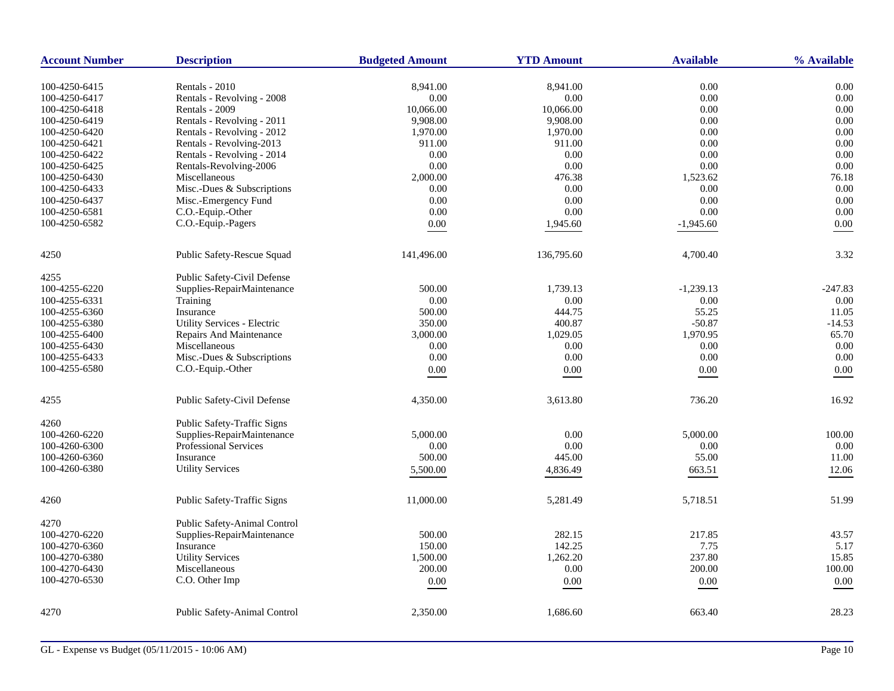| Account Number | Description | Budgeted Amount | YTD Amount | Available | % Available |
|---|---|---|---|---|---|
| 100-4250-6415 | Rentals - 2010 | 8,941.00 | 8,941.00 | 0.00 | 0.00 |
| 100-4250-6417 | Rentals - Revolving - 2008 | 0.00 | 0.00 | 0.00 | 0.00 |
| 100-4250-6418 | Rentals - 2009 | 10,066.00 | 10,066.00 | 0.00 | 0.00 |
| 100-4250-6419 | Rentals - Revolving - 2011 | 9,908.00 | 9,908.00 | 0.00 | 0.00 |
| 100-4250-6420 | Rentals - Revolving - 2012 | 1,970.00 | 1,970.00 | 0.00 | 0.00 |
| 100-4250-6421 | Rentals - Revolving-2013 | 911.00 | 911.00 | 0.00 | 0.00 |
| 100-4250-6422 | Rentals - Revolving - 2014 | 0.00 | 0.00 | 0.00 | 0.00 |
| 100-4250-6425 | Rentals-Revolving-2006 | 0.00 | 0.00 | 0.00 | 0.00 |
| 100-4250-6430 | Miscellaneous | 2,000.00 | 476.38 | 1,523.62 | 76.18 |
| 100-4250-6433 | Misc.-Dues & Subscriptions | 0.00 | 0.00 | 0.00 | 0.00 |
| 100-4250-6437 | Misc.-Emergency Fund | 0.00 | 0.00 | 0.00 | 0.00 |
| 100-4250-6581 | C.O.-Equip.-Other | 0.00 | 0.00 | 0.00 | 0.00 |
| 100-4250-6582 | C.O.-Equip.-Pagers | 0.00 | 1,945.60 | -1,945.60 | 0.00 |
| 4250 | Public Safety-Rescue Squad | 141,496.00 | 136,795.60 | 4,700.40 | 3.32 |
| 4255 | Public Safety-Civil Defense | | | | |
| 100-4255-6220 | Supplies-RepairMaintenance | 500.00 | 1,739.13 | -1,239.13 | -247.83 |
| 100-4255-6331 | Training | 0.00 | 0.00 | 0.00 | 0.00 |
| 100-4255-6360 | Insurance | 500.00 | 444.75 | 55.25 | 11.05 |
| 100-4255-6380 | Utility Services - Electric | 350.00 | 400.87 | -50.87 | -14.53 |
| 100-4255-6400 | Repairs And Maintenance | 3,000.00 | 1,029.05 | 1,970.95 | 65.70 |
| 100-4255-6430 | Miscellaneous | 0.00 | 0.00 | 0.00 | 0.00 |
| 100-4255-6433 | Misc.-Dues & Subscriptions | 0.00 | 0.00 | 0.00 | 0.00 |
| 100-4255-6580 | C.O.-Equip.-Other | 0.00 | 0.00 | 0.00 | 0.00 |
| 4255 | Public Safety-Civil Defense | 4,350.00 | 3,613.80 | 736.20 | 16.92 |
| 4260 | Public Safety-Traffic Signs | | | | |
| 100-4260-6220 | Supplies-RepairMaintenance | 5,000.00 | 0.00 | 5,000.00 | 100.00 |
| 100-4260-6300 | Professional Services | 0.00 | 0.00 | 0.00 | 0.00 |
| 100-4260-6360 | Insurance | 500.00 | 445.00 | 55.00 | 11.00 |
| 100-4260-6380 | Utility Services | 5,500.00 | 4,836.49 | 663.51 | 12.06 |
| 4260 | Public Safety-Traffic Signs | 11,000.00 | 5,281.49 | 5,718.51 | 51.99 |
| 4270 | Public Safety-Animal Control | | | | |
| 100-4270-6220 | Supplies-RepairMaintenance | 500.00 | 282.15 | 217.85 | 43.57 |
| 100-4270-6360 | Insurance | 150.00 | 142.25 | 7.75 | 5.17 |
| 100-4270-6380 | Utility Services | 1,500.00 | 1,262.20 | 237.80 | 15.85 |
| 100-4270-6430 | Miscellaneous | 200.00 | 0.00 | 200.00 | 100.00 |
| 100-4270-6530 | C.O. Other Imp | 0.00 | 0.00 | 0.00 | 0.00 |
| 4270 | Public Safety-Animal Control | 2,350.00 | 1,686.60 | 663.40 | 28.23 |

GL - Expense vs Budget (05/11/2015 - 10:06 AM)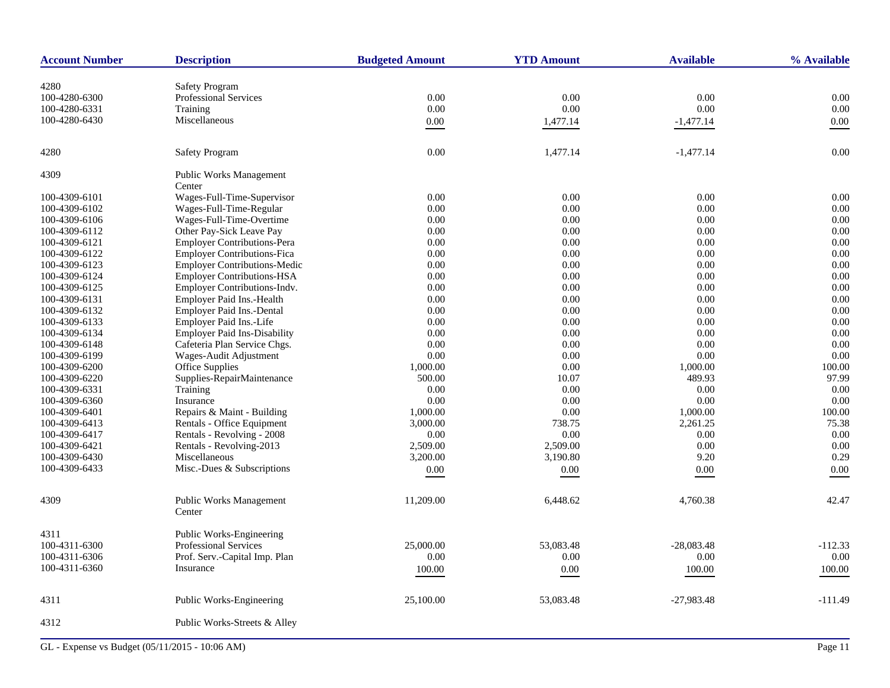| Account Number | Description | Budgeted Amount | YTD Amount | Available | % Available |
|---|---|---|---|---|---|
| 4280 | Safety Program | | | | |
| 100-4280-6300 | Professional Services | 0.00 | 0.00 | 0.00 | 0.00 |
| 100-4280-6331 | Training | 0.00 | 0.00 | 0.00 | 0.00 |
| 100-4280-6430 | Miscellaneous | 0.00 | 1,477.14 | -1,477.14 | 0.00 |
| 4280 | Safety Program | 0.00 | 1,477.14 | -1,477.14 | 0.00 |
| 4309 | Public Works Management Center | | | | |
| 100-4309-6101 | Wages-Full-Time-Supervisor | 0.00 | 0.00 | 0.00 | 0.00 |
| 100-4309-6102 | Wages-Full-Time-Regular | 0.00 | 0.00 | 0.00 | 0.00 |
| 100-4309-6106 | Wages-Full-Time-Overtime | 0.00 | 0.00 | 0.00 | 0.00 |
| 100-4309-6112 | Other Pay-Sick Leave Pay | 0.00 | 0.00 | 0.00 | 0.00 |
| 100-4309-6121 | Employer Contributions-Pera | 0.00 | 0.00 | 0.00 | 0.00 |
| 100-4309-6122 | Employer Contributions-Fica | 0.00 | 0.00 | 0.00 | 0.00 |
| 100-4309-6123 | Employer Contributions-Medic | 0.00 | 0.00 | 0.00 | 0.00 |
| 100-4309-6124 | Employer Contributions-HSA | 0.00 | 0.00 | 0.00 | 0.00 |
| 100-4309-6125 | Employer Contributions-Indv. | 0.00 | 0.00 | 0.00 | 0.00 |
| 100-4309-6131 | Employer Paid Ins.-Health | 0.00 | 0.00 | 0.00 | 0.00 |
| 100-4309-6132 | Employer Paid Ins.-Dental | 0.00 | 0.00 | 0.00 | 0.00 |
| 100-4309-6133 | Employer Paid Ins.-Life | 0.00 | 0.00 | 0.00 | 0.00 |
| 100-4309-6134 | Employer Paid Ins-Disability | 0.00 | 0.00 | 0.00 | 0.00 |
| 100-4309-6148 | Cafeteria Plan Service Chgs. | 0.00 | 0.00 | 0.00 | 0.00 |
| 100-4309-6199 | Wages-Audit Adjustment | 0.00 | 0.00 | 0.00 | 0.00 |
| 100-4309-6200 | Office Supplies | 1,000.00 | 0.00 | 1,000.00 | 100.00 |
| 100-4309-6220 | Supplies-RepairMaintenance | 500.00 | 10.07 | 489.93 | 97.99 |
| 100-4309-6331 | Training | 0.00 | 0.00 | 0.00 | 0.00 |
| 100-4309-6360 | Insurance | 0.00 | 0.00 | 0.00 | 0.00 |
| 100-4309-6401 | Repairs & Maint - Building | 1,000.00 | 0.00 | 1,000.00 | 100.00 |
| 100-4309-6413 | Rentals - Office Equipment | 3,000.00 | 738.75 | 2,261.25 | 75.38 |
| 100-4309-6417 | Rentals - Revolving - 2008 | 0.00 | 0.00 | 0.00 | 0.00 |
| 100-4309-6421 | Rentals - Revolving-2013 | 2,509.00 | 2,509.00 | 0.00 | 0.00 |
| 100-4309-6430 | Miscellaneous | 3,200.00 | 3,190.80 | 9.20 | 0.29 |
| 100-4309-6433 | Misc.-Dues & Subscriptions | 0.00 | 0.00 | 0.00 | 0.00 |
| 4309 | Public Works Management Center | 11,209.00 | 6,448.62 | 4,760.38 | 42.47 |
| 4311 | Public Works-Engineering | | | | |
| 100-4311-6300 | Professional Services | 25,000.00 | 53,083.48 | -28,083.48 | -112.33 |
| 100-4311-6306 | Prof. Serv.-Capital Imp. Plan | 0.00 | 0.00 | 0.00 | 0.00 |
| 100-4311-6360 | Insurance | 100.00 | 0.00 | 100.00 | 100.00 |
| 4311 | Public Works-Engineering | 25,100.00 | 53,083.48 | -27,983.48 | -111.49 |
| 4312 | Public Works-Streets & Alley | | | | |

GL - Expense vs Budget (05/11/2015 - 10:06 AM)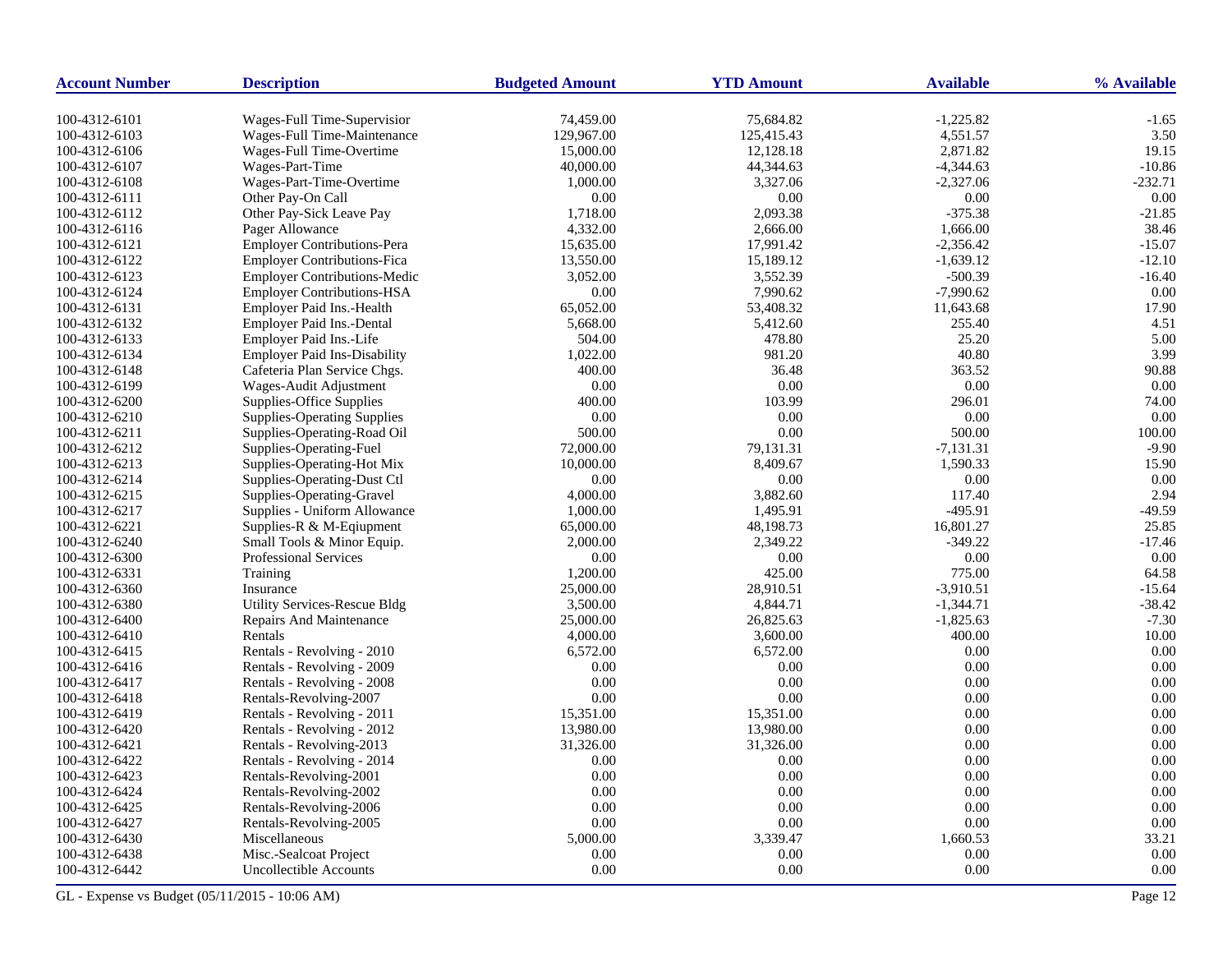| Account Number | Description | Budgeted Amount | YTD Amount | Available | % Available |
|---|---|---|---|---|---|
| 100-4312-6101 | Wages-Full Time-Supervisior | 74,459.00 | 75,684.82 | -1,225.82 | -1.65 |
| 100-4312-6103 | Wages-Full Time-Maintenance | 129,967.00 | 125,415.43 | 4,551.57 | 3.50 |
| 100-4312-6106 | Wages-Full Time-Overtime | 15,000.00 | 12,128.18 | 2,871.82 | 19.15 |
| 100-4312-6107 | Wages-Part-Time | 40,000.00 | 44,344.63 | -4,344.63 | -10.86 |
| 100-4312-6108 | Wages-Part-Time-Overtime | 1,000.00 | 3,327.06 | -2,327.06 | -232.71 |
| 100-4312-6111 | Other Pay-On Call | 0.00 | 0.00 | 0.00 | 0.00 |
| 100-4312-6112 | Other Pay-Sick Leave Pay | 1,718.00 | 2,093.38 | -375.38 | -21.85 |
| 100-4312-6116 | Pager Allowance | 4,332.00 | 2,666.00 | 1,666.00 | 38.46 |
| 100-4312-6121 | Employer Contributions-Pera | 15,635.00 | 17,991.42 | -2,356.42 | -15.07 |
| 100-4312-6122 | Employer Contributions-Fica | 13,550.00 | 15,189.12 | -1,639.12 | -12.10 |
| 100-4312-6123 | Employer Contributions-Medic | 3,052.00 | 3,552.39 | -500.39 | -16.40 |
| 100-4312-6124 | Employer Contributions-HSA | 0.00 | 7,990.62 | -7,990.62 | 0.00 |
| 100-4312-6131 | Employer Paid Ins.-Health | 65,052.00 | 53,408.32 | 11,643.68 | 17.90 |
| 100-4312-6132 | Employer Paid Ins.-Dental | 5,668.00 | 5,412.60 | 255.40 | 4.51 |
| 100-4312-6133 | Employer Paid Ins.-Life | 504.00 | 478.80 | 25.20 | 5.00 |
| 100-4312-6134 | Employer Paid Ins-Disability | 1,022.00 | 981.20 | 40.80 | 3.99 |
| 100-4312-6148 | Cafeteria Plan Service Chgs. | 400.00 | 36.48 | 363.52 | 90.88 |
| 100-4312-6199 | Wages-Audit Adjustment | 0.00 | 0.00 | 0.00 | 0.00 |
| 100-4312-6200 | Supplies-Office Supplies | 400.00 | 103.99 | 296.01 | 74.00 |
| 100-4312-6210 | Supplies-Operating Supplies | 0.00 | 0.00 | 0.00 | 0.00 |
| 100-4312-6211 | Supplies-Operating-Road Oil | 500.00 | 0.00 | 500.00 | 100.00 |
| 100-4312-6212 | Supplies-Operating-Fuel | 72,000.00 | 79,131.31 | -7,131.31 | -9.90 |
| 100-4312-6213 | Supplies-Operating-Hot Mix | 10,000.00 | 8,409.67 | 1,590.33 | 15.90 |
| 100-4312-6214 | Supplies-Operating-Dust Ctl | 0.00 | 0.00 | 0.00 | 0.00 |
| 100-4312-6215 | Supplies-Operating-Gravel | 4,000.00 | 3,882.60 | 117.40 | 2.94 |
| 100-4312-6217 | Supplies - Uniform Allowance | 1,000.00 | 1,495.91 | -495.91 | -49.59 |
| 100-4312-6221 | Supplies-R & M-Eqiupment | 65,000.00 | 48,198.73 | 16,801.27 | 25.85 |
| 100-4312-6240 | Small Tools & Minor Equip. | 2,000.00 | 2,349.22 | -349.22 | -17.46 |
| 100-4312-6300 | Professional Services | 0.00 | 0.00 | 0.00 | 0.00 |
| 100-4312-6331 | Training | 1,200.00 | 425.00 | 775.00 | 64.58 |
| 100-4312-6360 | Insurance | 25,000.00 | 28,910.51 | -3,910.51 | -15.64 |
| 100-4312-6380 | Utility Services-Rescue Bldg | 3,500.00 | 4,844.71 | -1,344.71 | -38.42 |
| 100-4312-6400 | Repairs And Maintenance | 25,000.00 | 26,825.63 | -1,825.63 | -7.30 |
| 100-4312-6410 | Rentals | 4,000.00 | 3,600.00 | 400.00 | 10.00 |
| 100-4312-6415 | Rentals - Revolving - 2010 | 6,572.00 | 6,572.00 | 0.00 | 0.00 |
| 100-4312-6416 | Rentals - Revolving - 2009 | 0.00 | 0.00 | 0.00 | 0.00 |
| 100-4312-6417 | Rentals - Revolving - 2008 | 0.00 | 0.00 | 0.00 | 0.00 |
| 100-4312-6418 | Rentals-Revolving-2007 | 0.00 | 0.00 | 0.00 | 0.00 |
| 100-4312-6419 | Rentals - Revolving - 2011 | 15,351.00 | 15,351.00 | 0.00 | 0.00 |
| 100-4312-6420 | Rentals - Revolving - 2012 | 13,980.00 | 13,980.00 | 0.00 | 0.00 |
| 100-4312-6421 | Rentals - Revolving-2013 | 31,326.00 | 31,326.00 | 0.00 | 0.00 |
| 100-4312-6422 | Rentals - Revolving - 2014 | 0.00 | 0.00 | 0.00 | 0.00 |
| 100-4312-6423 | Rentals-Revolving-2001 | 0.00 | 0.00 | 0.00 | 0.00 |
| 100-4312-6424 | Rentals-Revolving-2002 | 0.00 | 0.00 | 0.00 | 0.00 |
| 100-4312-6425 | Rentals-Revolving-2006 | 0.00 | 0.00 | 0.00 | 0.00 |
| 100-4312-6427 | Rentals-Revolving-2005 | 0.00 | 0.00 | 0.00 | 0.00 |
| 100-4312-6430 | Miscellaneous | 5,000.00 | 3,339.47 | 1,660.53 | 33.21 |
| 100-4312-6438 | Misc.-Sealcoat Project | 0.00 | 0.00 | 0.00 | 0.00 |
| 100-4312-6442 | Uncollectible Accounts | 0.00 | 0.00 | 0.00 | 0.00 |

GL - Expense vs Budget (05/11/2015 - 10:06 AM)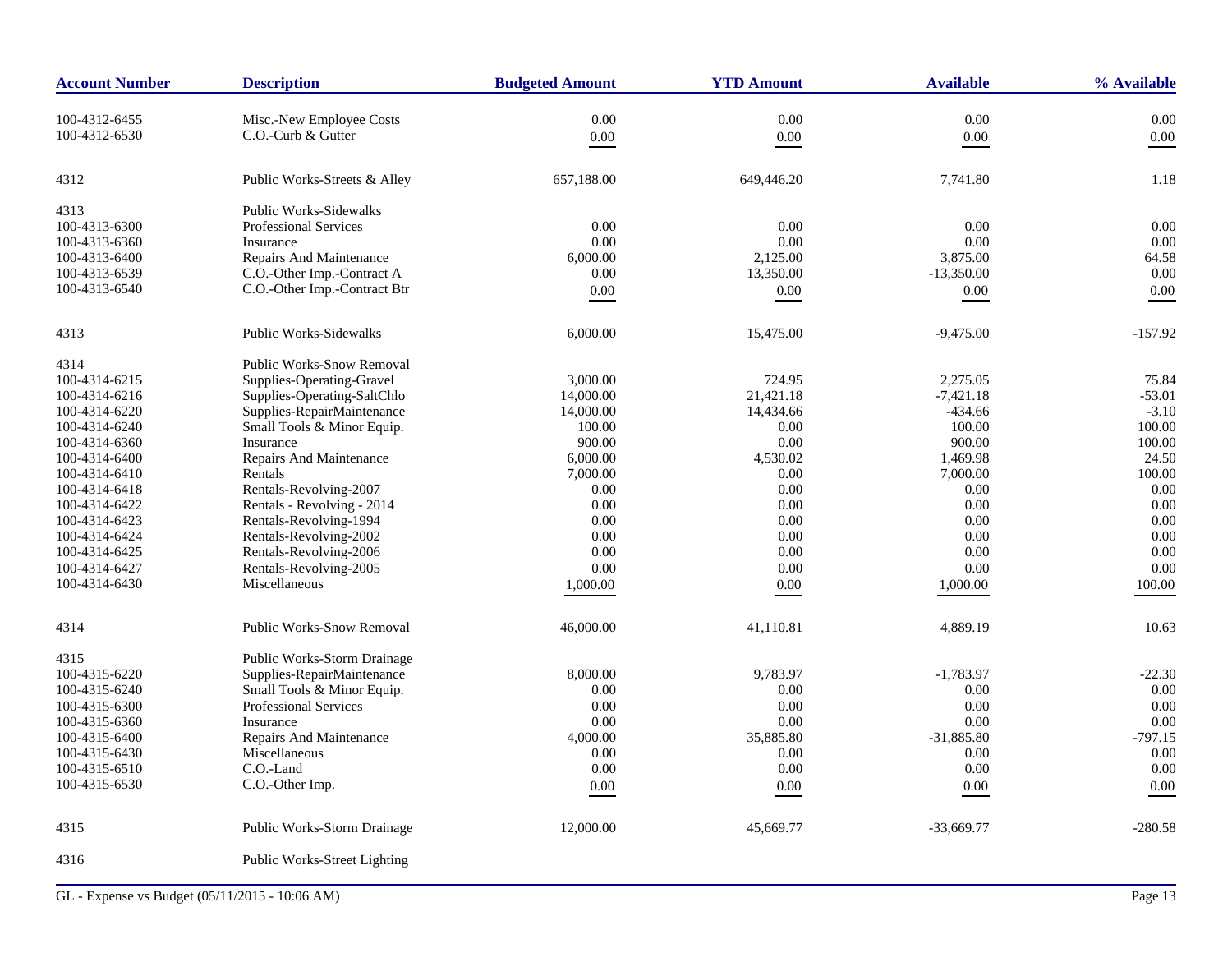| Account Number | Description | Budgeted Amount | YTD Amount | Available | % Available |
|---|---|---|---|---|---|
| 100-4312-6455 | Misc.-New Employee Costs | 0.00 | 0.00 | 0.00 | 0.00 |
| 100-4312-6530 | C.O.-Curb & Gutter | 0.00 | 0.00 | 0.00 | 0.00 |
| 4312 | Public Works-Streets & Alley | 657,188.00 | 649,446.20 | 7,741.80 | 1.18 |
| 4313 | Public Works-Sidewalks | | | | |
| 100-4313-6300 | Professional Services | 0.00 | 0.00 | 0.00 | 0.00 |
| 100-4313-6360 | Insurance | 0.00 | 0.00 | 0.00 | 0.00 |
| 100-4313-6400 | Repairs And Maintenance | 6,000.00 | 2,125.00 | 3,875.00 | 64.58 |
| 100-4313-6539 | C.O.-Other Imp.-Contract A | 0.00 | 13,350.00 | -13,350.00 | 0.00 |
| 100-4313-6540 | C.O.-Other Imp.-Contract Btr | 0.00 | 0.00 | 0.00 | 0.00 |
| 4313 | Public Works-Sidewalks | 6,000.00 | 15,475.00 | -9,475.00 | -157.92 |
| 4314 | Public Works-Snow Removal | | | | |
| 100-4314-6215 | Supplies-Operating-Gravel | 3,000.00 | 724.95 | 2,275.05 | 75.84 |
| 100-4314-6216 | Supplies-Operating-SaltChlo | 14,000.00 | 21,421.18 | -7,421.18 | -53.01 |
| 100-4314-6220 | Supplies-RepairMaintenance | 14,000.00 | 14,434.66 | -434.66 | -3.10 |
| 100-4314-6240 | Small Tools & Minor Equip. | 100.00 | 0.00 | 100.00 | 100.00 |
| 100-4314-6360 | Insurance | 900.00 | 0.00 | 900.00 | 100.00 |
| 100-4314-6400 | Repairs And Maintenance | 6,000.00 | 4,530.02 | 1,469.98 | 24.50 |
| 100-4314-6410 | Rentals | 7,000.00 | 0.00 | 7,000.00 | 100.00 |
| 100-4314-6418 | Rentals-Revolving-2007 | 0.00 | 0.00 | 0.00 | 0.00 |
| 100-4314-6422 | Rentals - Revolving - 2014 | 0.00 | 0.00 | 0.00 | 0.00 |
| 100-4314-6423 | Rentals-Revolving-1994 | 0.00 | 0.00 | 0.00 | 0.00 |
| 100-4314-6424 | Rentals-Revolving-2002 | 0.00 | 0.00 | 0.00 | 0.00 |
| 100-4314-6425 | Rentals-Revolving-2006 | 0.00 | 0.00 | 0.00 | 0.00 |
| 100-4314-6427 | Rentals-Revolving-2005 | 0.00 | 0.00 | 0.00 | 0.00 |
| 100-4314-6430 | Miscellaneous | 1,000.00 | 0.00 | 1,000.00 | 100.00 |
| 4314 | Public Works-Snow Removal | 46,000.00 | 41,110.81 | 4,889.19 | 10.63 |
| 4315 | Public Works-Storm Drainage | | | | |
| 100-4315-6220 | Supplies-RepairMaintenance | 8,000.00 | 9,783.97 | -1,783.97 | -22.30 |
| 100-4315-6240 | Small Tools & Minor Equip. | 0.00 | 0.00 | 0.00 | 0.00 |
| 100-4315-6300 | Professional Services | 0.00 | 0.00 | 0.00 | 0.00 |
| 100-4315-6360 | Insurance | 0.00 | 0.00 | 0.00 | 0.00 |
| 100-4315-6400 | Repairs And Maintenance | 4,000.00 | 35,885.80 | -31,885.80 | -797.15 |
| 100-4315-6430 | Miscellaneous | 0.00 | 0.00 | 0.00 | 0.00 |
| 100-4315-6510 | C.O.-Land | 0.00 | 0.00 | 0.00 | 0.00 |
| 100-4315-6530 | C.O.-Other Imp. | 0.00 | 0.00 | 0.00 | 0.00 |
| 4315 | Public Works-Storm Drainage | 12,000.00 | 45,669.77 | -33,669.77 | -280.58 |
| 4316 | Public Works-Street Lighting | | | | |

GL - Expense vs Budget (05/11/2015 - 10:06 AM)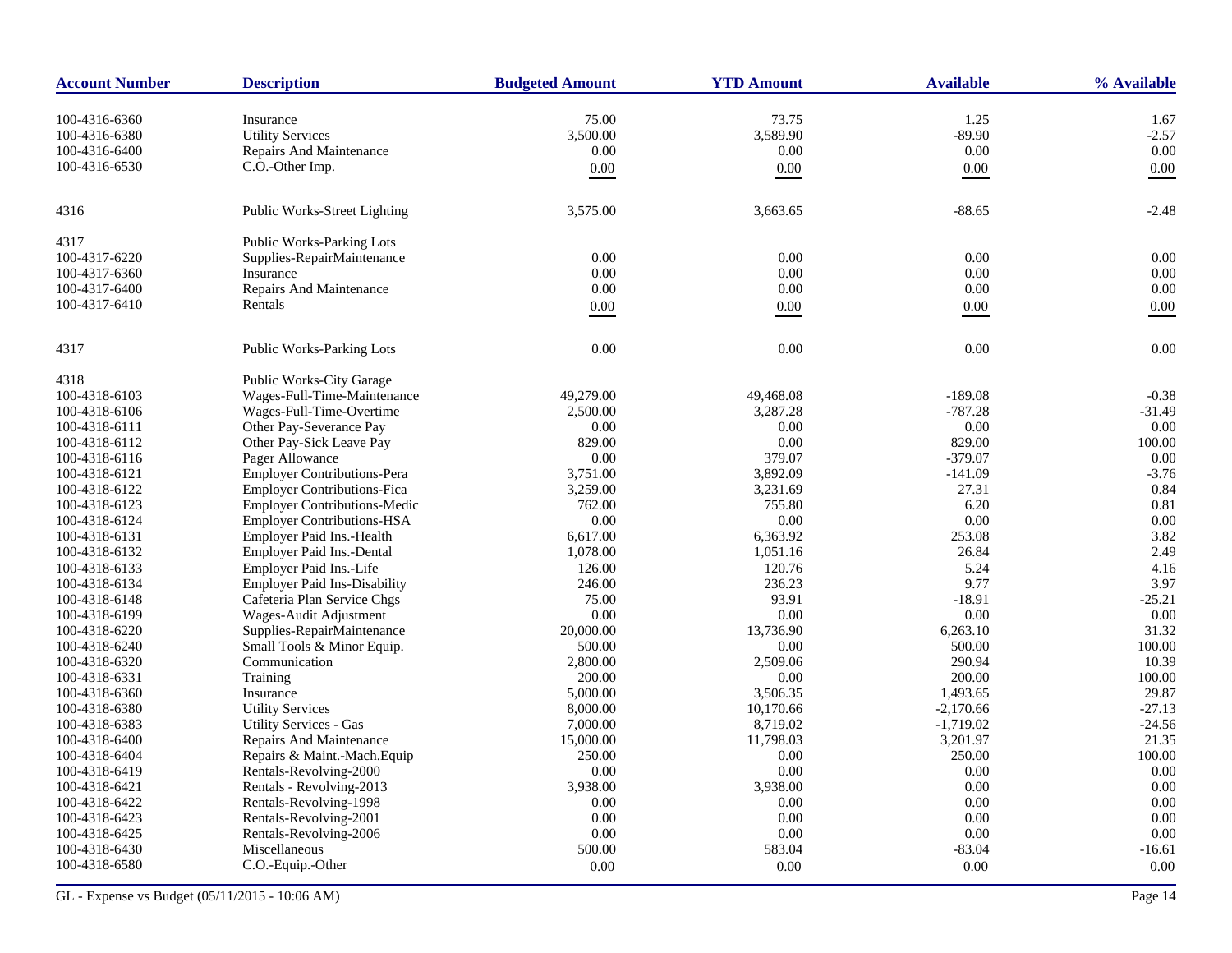| Account Number | Description | Budgeted Amount | YTD Amount | Available | % Available |
|---|---|---|---|---|---|
| 100-4316-6360 | Insurance | 75.00 | 73.75 | 1.25 | 1.67 |
| 100-4316-6380 | Utility Services | 3,500.00 | 3,589.90 | -89.90 | -2.57 |
| 100-4316-6400 | Repairs And Maintenance | 0.00 | 0.00 | 0.00 | 0.00 |
| 100-4316-6530 | C.O.-Other Imp. | 0.00 | 0.00 | 0.00 | 0.00 |
| 4316 | Public Works-Street Lighting | 3,575.00 | 3,663.65 | -88.65 | -2.48 |
| 4317 | Public Works-Parking Lots | | | | |
| 100-4317-6220 | Supplies-RepairMaintenance | 0.00 | 0.00 | 0.00 | 0.00 |
| 100-4317-6360 | Insurance | 0.00 | 0.00 | 0.00 | 0.00 |
| 100-4317-6400 | Repairs And Maintenance | 0.00 | 0.00 | 0.00 | 0.00 |
| 100-4317-6410 | Rentals | 0.00 | 0.00 | 0.00 | 0.00 |
| 4317 | Public Works-Parking Lots | 0.00 | 0.00 | 0.00 | 0.00 |
| 4318 | Public Works-City Garage | | | | |
| 100-4318-6103 | Wages-Full-Time-Maintenance | 49,279.00 | 49,468.08 | -189.08 | -0.38 |
| 100-4318-6106 | Wages-Full-Time-Overtime | 2,500.00 | 3,287.28 | -787.28 | -31.49 |
| 100-4318-6111 | Other Pay-Severance Pay | 0.00 | 0.00 | 0.00 | 0.00 |
| 100-4318-6112 | Other Pay-Sick Leave Pay | 829.00 | 0.00 | 829.00 | 100.00 |
| 100-4318-6116 | Pager Allowance | 0.00 | 379.07 | -379.07 | 0.00 |
| 100-4318-6121 | Employer Contributions-Pera | 3,751.00 | 3,892.09 | -141.09 | -3.76 |
| 100-4318-6122 | Employer Contributions-Fica | 3,259.00 | 3,231.69 | 27.31 | 0.84 |
| 100-4318-6123 | Employer Contributions-Medic | 762.00 | 755.80 | 6.20 | 0.81 |
| 100-4318-6124 | Employer Contributions-HSA | 0.00 | 0.00 | 0.00 | 0.00 |
| 100-4318-6131 | Employer Paid Ins.-Health | 6,617.00 | 6,363.92 | 253.08 | 3.82 |
| 100-4318-6132 | Employer Paid Ins.-Dental | 1,078.00 | 1,051.16 | 26.84 | 2.49 |
| 100-4318-6133 | Employer Paid Ins.-Life | 126.00 | 120.76 | 5.24 | 4.16 |
| 100-4318-6134 | Employer Paid Ins-Disability | 246.00 | 236.23 | 9.77 | 3.97 |
| 100-4318-6148 | Cafeteria Plan Service Chgs | 75.00 | 93.91 | -18.91 | -25.21 |
| 100-4318-6199 | Wages-Audit Adjustment | 0.00 | 0.00 | 0.00 | 0.00 |
| 100-4318-6220 | Supplies-RepairMaintenance | 20,000.00 | 13,736.90 | 6,263.10 | 31.32 |
| 100-4318-6240 | Small Tools & Minor Equip. | 500.00 | 0.00 | 500.00 | 100.00 |
| 100-4318-6320 | Communication | 2,800.00 | 2,509.06 | 290.94 | 10.39 |
| 100-4318-6331 | Training | 200.00 | 0.00 | 200.00 | 100.00 |
| 100-4318-6360 | Insurance | 5,000.00 | 3,506.35 | 1,493.65 | 29.87 |
| 100-4318-6380 | Utility Services | 8,000.00 | 10,170.66 | -2,170.66 | -27.13 |
| 100-4318-6383 | Utility Services - Gas | 7,000.00 | 8,719.02 | -1,719.02 | -24.56 |
| 100-4318-6400 | Repairs And Maintenance | 15,000.00 | 11,798.03 | 3,201.97 | 21.35 |
| 100-4318-6404 | Repairs & Maint.-Mach.Equip | 250.00 | 0.00 | 250.00 | 100.00 |
| 100-4318-6419 | Rentals-Revolving-2000 | 0.00 | 0.00 | 0.00 | 0.00 |
| 100-4318-6421 | Rentals - Revolving-2013 | 3,938.00 | 3,938.00 | 0.00 | 0.00 |
| 100-4318-6422 | Rentals-Revolving-1998 | 0.00 | 0.00 | 0.00 | 0.00 |
| 100-4318-6423 | Rentals-Revolving-2001 | 0.00 | 0.00 | 0.00 | 0.00 |
| 100-4318-6425 | Rentals-Revolving-2006 | 0.00 | 0.00 | 0.00 | 0.00 |
| 100-4318-6430 | Miscellaneous | 500.00 | 583.04 | -83.04 | -16.61 |
| 100-4318-6580 | C.O.-Equip.-Other | 0.00 | 0.00 | 0.00 | 0.00 |

GL - Expense vs Budget (05/11/2015 - 10:06 AM)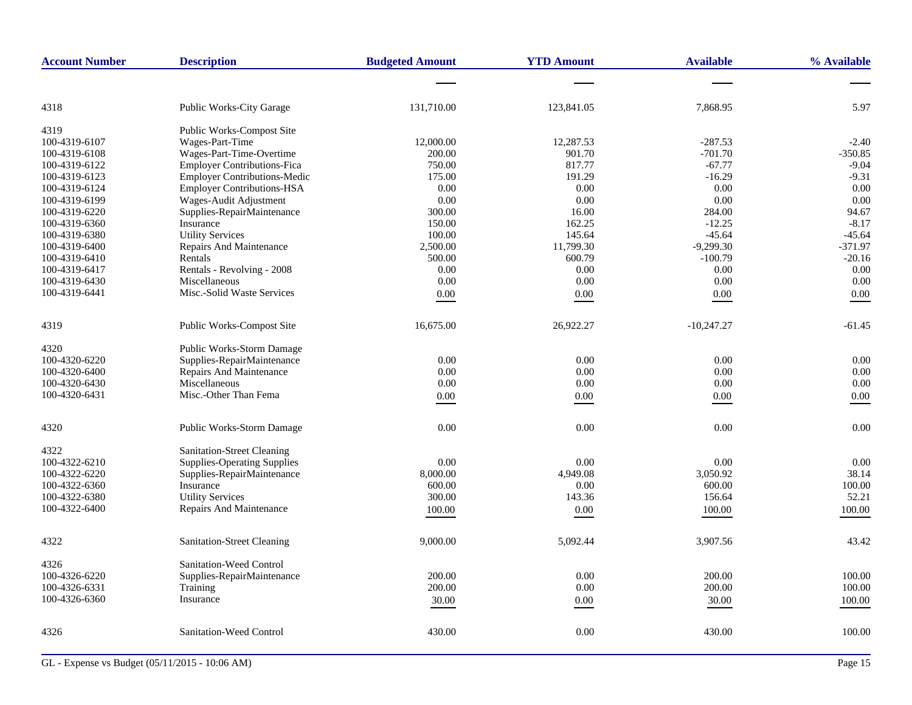| Account Number | Description | Budgeted Amount | YTD Amount | Available | % Available |
|---|---|---|---|---|---|
| 4318 | Public Works-City Garage | 131,710.00 | 123,841.05 | 7,868.95 | 5.97 |
| 4319 | Public Works-Compost Site | | | | |
| 100-4319-6107 | Wages-Part-Time | 12,000.00 | 12,287.53 | -287.53 | -2.40 |
| 100-4319-6108 | Wages-Part-Time-Overtime | 200.00 | 901.70 | -701.70 | -350.85 |
| 100-4319-6122 | Employer Contributions-Fica | 750.00 | 817.77 | -67.77 | -9.04 |
| 100-4319-6123 | Employer Contributions-Medic | 175.00 | 191.29 | -16.29 | -9.31 |
| 100-4319-6124 | Employer Contributions-HSA | 0.00 | 0.00 | 0.00 | 0.00 |
| 100-4319-6199 | Wages-Audit Adjustment | 0.00 | 0.00 | 0.00 | 0.00 |
| 100-4319-6220 | Supplies-RepairMaintenance | 300.00 | 16.00 | 284.00 | 94.67 |
| 100-4319-6360 | Insurance | 150.00 | 162.25 | -12.25 | -8.17 |
| 100-4319-6380 | Utility Services | 100.00 | 145.64 | -45.64 | -45.64 |
| 100-4319-6400 | Repairs And Maintenance | 2,500.00 | 11,799.30 | -9,299.30 | -371.97 |
| 100-4319-6410 | Rentals | 500.00 | 600.79 | -100.79 | -20.16 |
| 100-4319-6417 | Rentals - Revolving - 2008 | 0.00 | 0.00 | 0.00 | 0.00 |
| 100-4319-6430 | Miscellaneous | 0.00 | 0.00 | 0.00 | 0.00 |
| 100-4319-6441 | Misc.-Solid Waste Services | 0.00 | 0.00 | 0.00 | 0.00 |
| 4319 | Public Works-Compost Site | 16,675.00 | 26,922.27 | -10,247.27 | -61.45 |
| 4320 | Public Works-Storm Damage | | | | |
| 100-4320-6220 | Supplies-RepairMaintenance | 0.00 | 0.00 | 0.00 | 0.00 |
| 100-4320-6400 | Repairs And Maintenance | 0.00 | 0.00 | 0.00 | 0.00 |
| 100-4320-6430 | Miscellaneous | 0.00 | 0.00 | 0.00 | 0.00 |
| 100-4320-6431 | Misc.-Other Than Fema | 0.00 | 0.00 | 0.00 | 0.00 |
| 4320 | Public Works-Storm Damage | 0.00 | 0.00 | 0.00 | 0.00 |
| 4322 | Sanitation-Street Cleaning | | | | |
| 100-4322-6210 | Supplies-Operating Supplies | 0.00 | 0.00 | 0.00 | 0.00 |
| 100-4322-6220 | Supplies-RepairMaintenance | 8,000.00 | 4,949.08 | 3,050.92 | 38.14 |
| 100-4322-6360 | Insurance | 600.00 | 0.00 | 600.00 | 100.00 |
| 100-4322-6380 | Utility Services | 300.00 | 143.36 | 156.64 | 52.21 |
| 100-4322-6400 | Repairs And Maintenance | 100.00 | 0.00 | 100.00 | 100.00 |
| 4322 | Sanitation-Street Cleaning | 9,000.00 | 5,092.44 | 3,907.56 | 43.42 |
| 4326 | Sanitation-Weed Control | | | | |
| 100-4326-6220 | Supplies-RepairMaintenance | 200.00 | 0.00 | 200.00 | 100.00 |
| 100-4326-6331 | Training | 200.00 | 0.00 | 200.00 | 100.00 |
| 100-4326-6360 | Insurance | 30.00 | 0.00 | 30.00 | 100.00 |
| 4326 | Sanitation-Weed Control | 430.00 | 0.00 | 430.00 | 100.00 |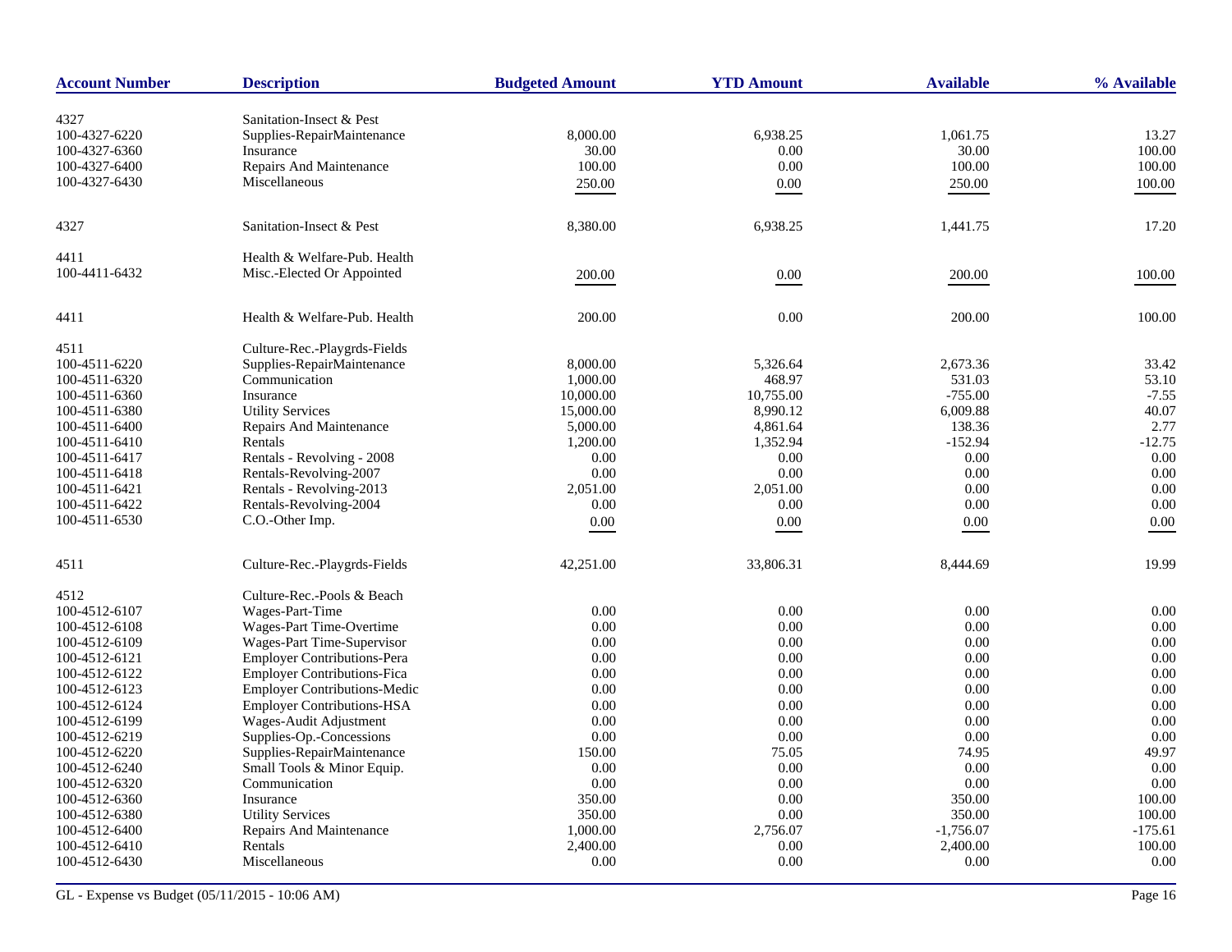| Account Number | Description | Budgeted Amount | YTD Amount | Available | % Available |
|---|---|---|---|---|---|
| 4327 | Sanitation-Insect & Pest | | | | |
| 100-4327-6220 | Supplies-RepairMaintenance | 8,000.00 | 6,938.25 | 1,061.75 | 13.27 |
| 100-4327-6360 | Insurance | 30.00 | 0.00 | 30.00 | 100.00 |
| 100-4327-6400 | Repairs And Maintenance | 100.00 | 0.00 | 100.00 | 100.00 |
| 100-4327-6430 | Miscellaneous | 250.00 | 0.00 | 250.00 | 100.00 |
| 4327 | Sanitation-Insect & Pest | 8,380.00 | 6,938.25 | 1,441.75 | 17.20 |
| 4411 | Health & Welfare-Pub. Health | | | | |
| 100-4411-6432 | Misc.-Elected Or Appointed | 200.00 | 0.00 | 200.00 | 100.00 |
| 4411 | Health & Welfare-Pub. Health | 200.00 | 0.00 | 200.00 | 100.00 |
| 4511 | Culture-Rec.-Playgrds-Fields | | | | |
| 100-4511-6220 | Supplies-RepairMaintenance | 8,000.00 | 5,326.64 | 2,673.36 | 33.42 |
| 100-4511-6320 | Communication | 1,000.00 | 468.97 | 531.03 | 53.10 |
| 100-4511-6360 | Insurance | 10,000.00 | 10,755.00 | -755.00 | -7.55 |
| 100-4511-6380 | Utility Services | 15,000.00 | 8,990.12 | 6,009.88 | 40.07 |
| 100-4511-6400 | Repairs And Maintenance | 5,000.00 | 4,861.64 | 138.36 | 2.77 |
| 100-4511-6410 | Rentals | 1,200.00 | 1,352.94 | -152.94 | -12.75 |
| 100-4511-6417 | Rentals - Revolving - 2008 | 0.00 | 0.00 | 0.00 | 0.00 |
| 100-4511-6418 | Rentals-Revolving-2007 | 0.00 | 0.00 | 0.00 | 0.00 |
| 100-4511-6421 | Rentals - Revolving-2013 | 2,051.00 | 2,051.00 | 0.00 | 0.00 |
| 100-4511-6422 | Rentals-Revolving-2004 | 0.00 | 0.00 | 0.00 | 0.00 |
| 100-4511-6530 | C.O.-Other Imp. | 0.00 | 0.00 | 0.00 | 0.00 |
| 4511 | Culture-Rec.-Playgrds-Fields | 42,251.00 | 33,806.31 | 8,444.69 | 19.99 |
| 4512 | Culture-Rec.-Pools & Beach | | | | |
| 100-4512-6107 | Wages-Part-Time | 0.00 | 0.00 | 0.00 | 0.00 |
| 100-4512-6108 | Wages-Part Time-Overtime | 0.00 | 0.00 | 0.00 | 0.00 |
| 100-4512-6109 | Wages-Part Time-Supervisor | 0.00 | 0.00 | 0.00 | 0.00 |
| 100-4512-6121 | Employer Contributions-Pera | 0.00 | 0.00 | 0.00 | 0.00 |
| 100-4512-6122 | Employer Contributions-Fica | 0.00 | 0.00 | 0.00 | 0.00 |
| 100-4512-6123 | Employer Contributions-Medic | 0.00 | 0.00 | 0.00 | 0.00 |
| 100-4512-6124 | Employer Contributions-HSA | 0.00 | 0.00 | 0.00 | 0.00 |
| 100-4512-6199 | Wages-Audit Adjustment | 0.00 | 0.00 | 0.00 | 0.00 |
| 100-4512-6219 | Supplies-Op.-Concessions | 0.00 | 0.00 | 0.00 | 0.00 |
| 100-4512-6220 | Supplies-RepairMaintenance | 150.00 | 75.05 | 74.95 | 49.97 |
| 100-4512-6240 | Small Tools & Minor Equip. | 0.00 | 0.00 | 0.00 | 0.00 |
| 100-4512-6320 | Communication | 0.00 | 0.00 | 0.00 | 0.00 |
| 100-4512-6360 | Insurance | 350.00 | 0.00 | 350.00 | 100.00 |
| 100-4512-6380 | Utility Services | 350.00 | 0.00 | 350.00 | 100.00 |
| 100-4512-6400 | Repairs And Maintenance | 1,000.00 | 2,756.07 | -1,756.07 | -175.61 |
| 100-4512-6410 | Rentals | 2,400.00 | 0.00 | 2,400.00 | 100.00 |
| 100-4512-6430 | Miscellaneous | 0.00 | 0.00 | 0.00 | 0.00 |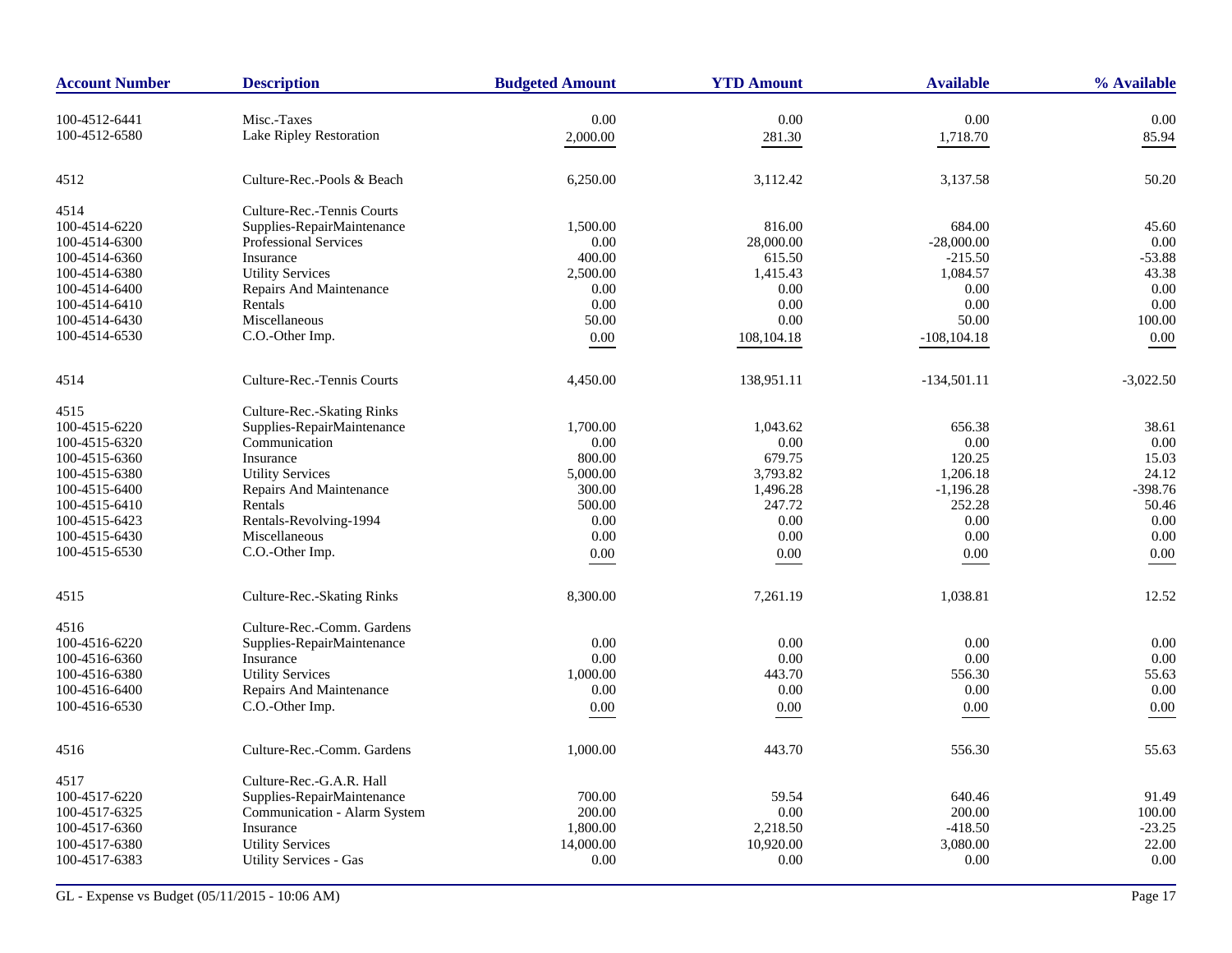| Account Number | Description | Budgeted Amount | YTD Amount | Available | % Available |
|---|---|---|---|---|---|
| 100-4512-6441 | Misc.-Taxes | 0.00 | 0.00 | 0.00 | 0.00 |
| 100-4512-6580 | Lake Ripley Restoration | 2,000.00 | 281.30 | 1,718.70 | 85.94 |
| 4512 | Culture-Rec.-Pools & Beach | 6,250.00 | 3,112.42 | 3,137.58 | 50.20 |
| 4514 | Culture-Rec.-Tennis Courts | | | | |
| 100-4514-6220 | Supplies-RepairMaintenance | 1,500.00 | 816.00 | 684.00 | 45.60 |
| 100-4514-6300 | Professional Services | 0.00 | 28,000.00 | -28,000.00 | 0.00 |
| 100-4514-6360 | Insurance | 400.00 | 615.50 | -215.50 | -53.88 |
| 100-4514-6380 | Utility Services | 2,500.00 | 1,415.43 | 1,084.57 | 43.38 |
| 100-4514-6400 | Repairs And Maintenance | 0.00 | 0.00 | 0.00 | 0.00 |
| 100-4514-6410 | Rentals | 0.00 | 0.00 | 0.00 | 0.00 |
| 100-4514-6430 | Miscellaneous | 50.00 | 0.00 | 50.00 | 100.00 |
| 100-4514-6530 | C.O.-Other Imp. | 0.00 | 108,104.18 | -108,104.18 | 0.00 |
| 4514 | Culture-Rec.-Tennis Courts | 4,450.00 | 138,951.11 | -134,501.11 | -3,022.50 |
| 4515 | Culture-Rec.-Skating Rinks | | | | |
| 100-4515-6220 | Supplies-RepairMaintenance | 1,700.00 | 1,043.62 | 656.38 | 38.61 |
| 100-4515-6320 | Communication | 0.00 | 0.00 | 0.00 | 0.00 |
| 100-4515-6360 | Insurance | 800.00 | 679.75 | 120.25 | 15.03 |
| 100-4515-6380 | Utility Services | 5,000.00 | 3,793.82 | 1,206.18 | 24.12 |
| 100-4515-6400 | Repairs And Maintenance | 300.00 | 1,496.28 | -1,196.28 | -398.76 |
| 100-4515-6410 | Rentals | 500.00 | 247.72 | 252.28 | 50.46 |
| 100-4515-6423 | Rentals-Revolving-1994 | 0.00 | 0.00 | 0.00 | 0.00 |
| 100-4515-6430 | Miscellaneous | 0.00 | 0.00 | 0.00 | 0.00 |
| 100-4515-6530 | C.O.-Other Imp. | 0.00 | 0.00 | 0.00 | 0.00 |
| 4515 | Culture-Rec.-Skating Rinks | 8,300.00 | 7,261.19 | 1,038.81 | 12.52 |
| 4516 | Culture-Rec.-Comm. Gardens | | | | |
| 100-4516-6220 | Supplies-RepairMaintenance | 0.00 | 0.00 | 0.00 | 0.00 |
| 100-4516-6360 | Insurance | 0.00 | 0.00 | 0.00 | 0.00 |
| 100-4516-6380 | Utility Services | 1,000.00 | 443.70 | 556.30 | 55.63 |
| 100-4516-6400 | Repairs And Maintenance | 0.00 | 0.00 | 0.00 | 0.00 |
| 100-4516-6530 | C.O.-Other Imp. | 0.00 | 0.00 | 0.00 | 0.00 |
| 4516 | Culture-Rec.-Comm. Gardens | 1,000.00 | 443.70 | 556.30 | 55.63 |
| 4517 | Culture-Rec.-G.A.R. Hall | | | | |
| 100-4517-6220 | Supplies-RepairMaintenance | 700.00 | 59.54 | 640.46 | 91.49 |
| 100-4517-6325 | Communication - Alarm System | 200.00 | 0.00 | 200.00 | 100.00 |
| 100-4517-6360 | Insurance | 1,800.00 | 2,218.50 | -418.50 | -23.25 |
| 100-4517-6380 | Utility Services | 14,000.00 | 10,920.00 | 3,080.00 | 22.00 |
| 100-4517-6383 | Utility Services - Gas | 0.00 | 0.00 | 0.00 | 0.00 |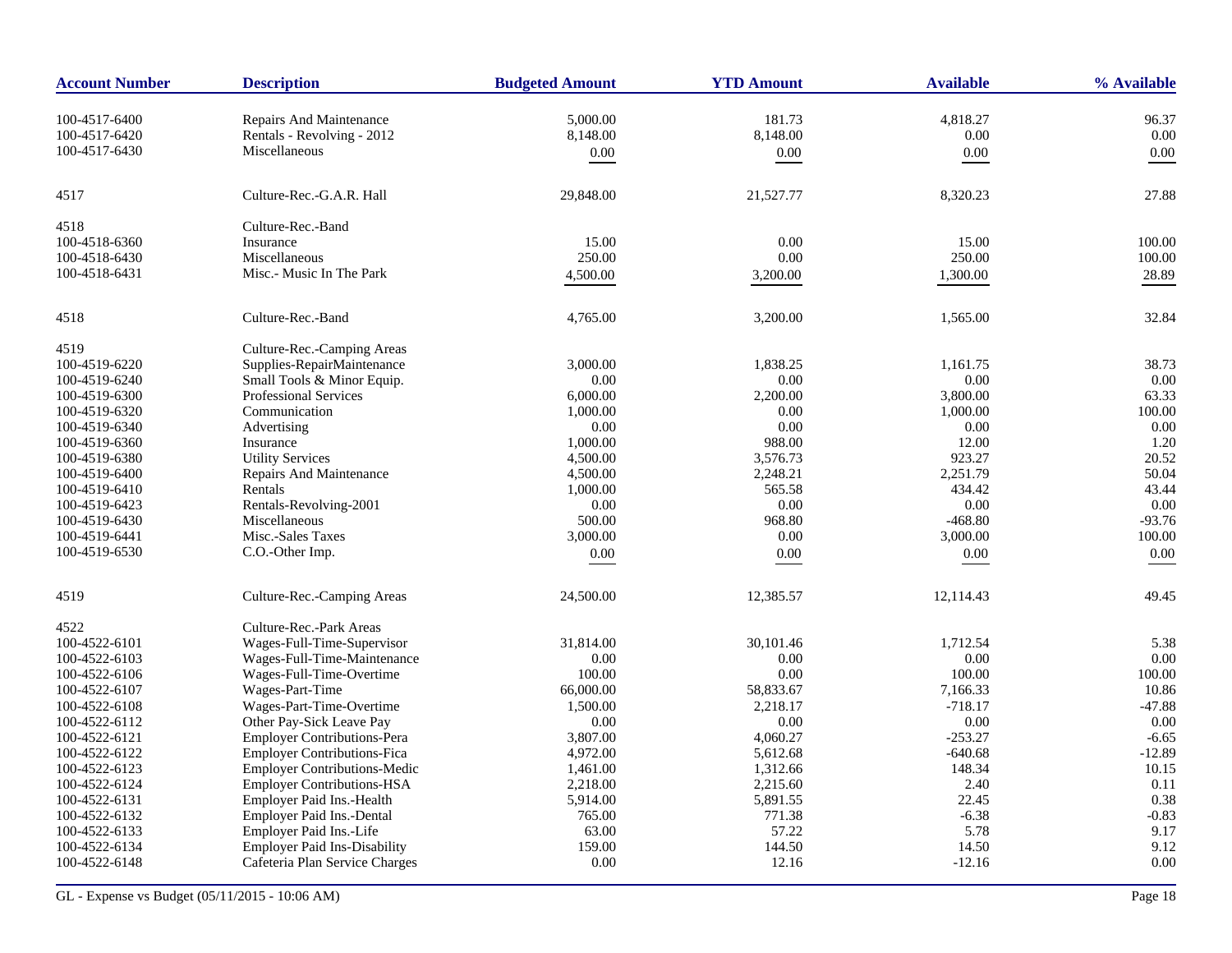| Account Number | Description | Budgeted Amount | YTD Amount | Available | % Available |
|---|---|---|---|---|---|
| 100-4517-6400 | Repairs And Maintenance | 5,000.00 | 181.73 | 4,818.27 | 96.37 |
| 100-4517-6420 | Rentals - Revolving - 2012 | 8,148.00 | 8,148.00 | 0.00 | 0.00 |
| 100-4517-6430 | Miscellaneous | 0.00 | 0.00 | 0.00 | 0.00 |
| 4517 | Culture-Rec.-G.A.R. Hall | 29,848.00 | 21,527.77 | 8,320.23 | 27.88 |
| 4518 | Culture-Rec.-Band | | | | |
| 100-4518-6360 | Insurance | 15.00 | 0.00 | 15.00 | 100.00 |
| 100-4518-6430 | Miscellaneous | 250.00 | 0.00 | 250.00 | 100.00 |
| 100-4518-6431 | Misc.- Music In The Park | 4,500.00 | 3,200.00 | 1,300.00 | 28.89 |
| 4518 | Culture-Rec.-Band | 4,765.00 | 3,200.00 | 1,565.00 | 32.84 |
| 4519 | Culture-Rec.-Camping Areas | | | | |
| 100-4519-6220 | Supplies-RepairMaintenance | 3,000.00 | 1,838.25 | 1,161.75 | 38.73 |
| 100-4519-6240 | Small Tools & Minor Equip. | 0.00 | 0.00 | 0.00 | 0.00 |
| 100-4519-6300 | Professional Services | 6,000.00 | 2,200.00 | 3,800.00 | 63.33 |
| 100-4519-6320 | Communication | 1,000.00 | 0.00 | 1,000.00 | 100.00 |
| 100-4519-6340 | Advertising | 0.00 | 0.00 | 0.00 | 0.00 |
| 100-4519-6360 | Insurance | 1,000.00 | 988.00 | 12.00 | 1.20 |
| 100-4519-6380 | Utility Services | 4,500.00 | 3,576.73 | 923.27 | 20.52 |
| 100-4519-6400 | Repairs And Maintenance | 4,500.00 | 2,248.21 | 2,251.79 | 50.04 |
| 100-4519-6410 | Rentals | 1,000.00 | 565.58 | 434.42 | 43.44 |
| 100-4519-6423 | Rentals-Revolving-2001 | 0.00 | 0.00 | 0.00 | 0.00 |
| 100-4519-6430 | Miscellaneous | 500.00 | 968.80 | -468.80 | -93.76 |
| 100-4519-6441 | Misc.-Sales Taxes | 3,000.00 | 0.00 | 3,000.00 | 100.00 |
| 100-4519-6530 | C.O.-Other Imp. | 0.00 | 0.00 | 0.00 | 0.00 |
| 4519 | Culture-Rec.-Camping Areas | 24,500.00 | 12,385.57 | 12,114.43 | 49.45 |
| 4522 | Culture-Rec.-Park Areas | | | | |
| 100-4522-6101 | Wages-Full-Time-Supervisor | 31,814.00 | 30,101.46 | 1,712.54 | 5.38 |
| 100-4522-6103 | Wages-Full-Time-Maintenance | 0.00 | 0.00 | 0.00 | 0.00 |
| 100-4522-6106 | Wages-Full-Time-Overtime | 100.00 | 0.00 | 100.00 | 100.00 |
| 100-4522-6107 | Wages-Part-Time | 66,000.00 | 58,833.67 | 7,166.33 | 10.86 |
| 100-4522-6108 | Wages-Part-Time-Overtime | 1,500.00 | 2,218.17 | -718.17 | -47.88 |
| 100-4522-6112 | Other Pay-Sick Leave Pay | 0.00 | 0.00 | 0.00 | 0.00 |
| 100-4522-6121 | Employer Contributions-Pera | 3,807.00 | 4,060.27 | -253.27 | -6.65 |
| 100-4522-6122 | Employer Contributions-Fica | 4,972.00 | 5,612.68 | -640.68 | -12.89 |
| 100-4522-6123 | Employer Contributions-Medic | 1,461.00 | 1,312.66 | 148.34 | 10.15 |
| 100-4522-6124 | Employer Contributions-HSA | 2,218.00 | 2,215.60 | 2.40 | 0.11 |
| 100-4522-6131 | Employer Paid Ins.-Health | 5,914.00 | 5,891.55 | 22.45 | 0.38 |
| 100-4522-6132 | Employer Paid Ins.-Dental | 765.00 | 771.38 | -6.38 | -0.83 |
| 100-4522-6133 | Employer Paid Ins.-Life | 63.00 | 57.22 | 5.78 | 9.17 |
| 100-4522-6134 | Employer Paid Ins-Disability | 159.00 | 144.50 | 14.50 | 9.12 |
| 100-4522-6148 | Cafeteria Plan Service Charges | 0.00 | 12.16 | -12.16 | 0.00 |

GL - Expense vs Budget (05/11/2015 - 10:06 AM)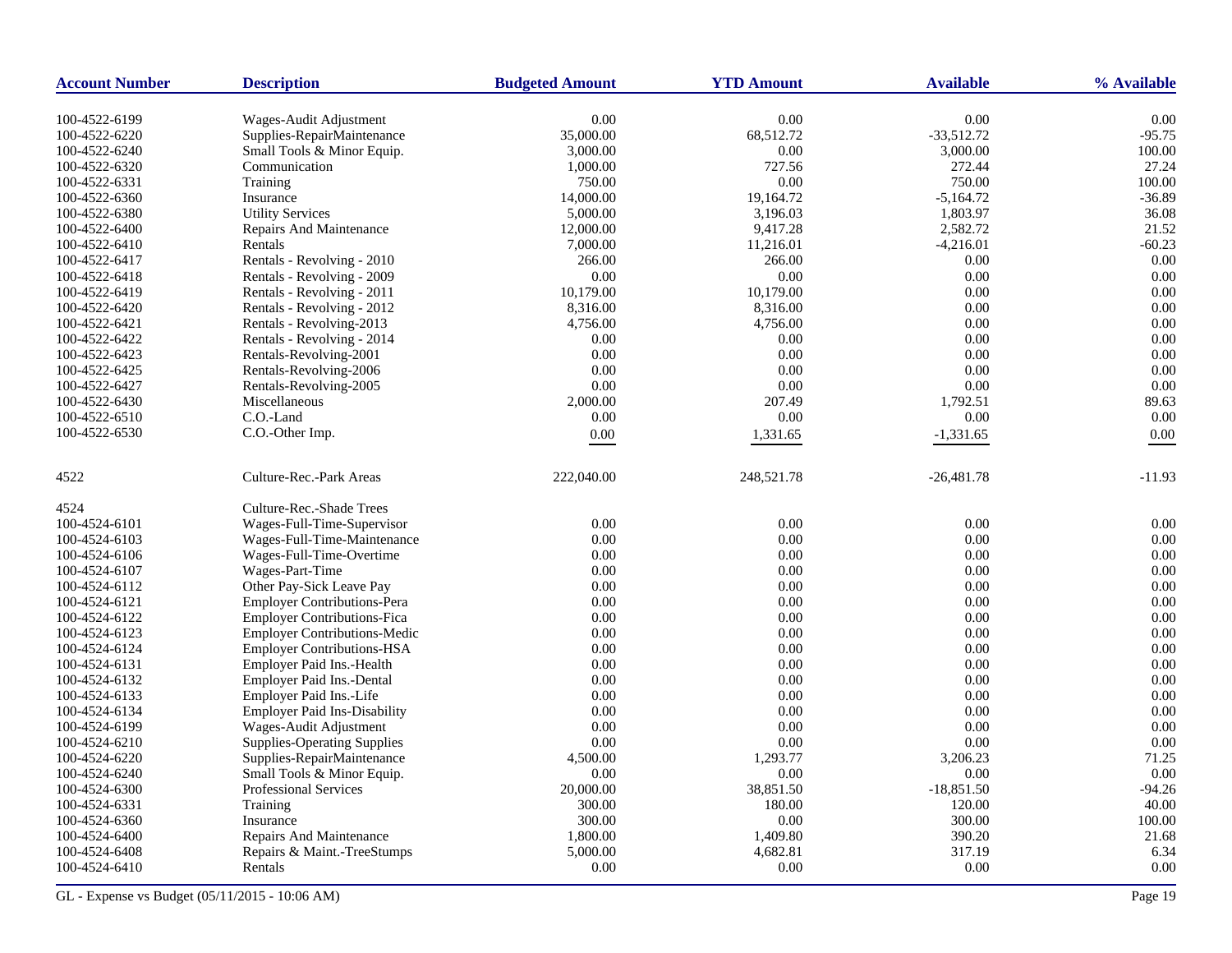| Account Number | Description | Budgeted Amount | YTD Amount | Available | % Available |
|---|---|---|---|---|---|
| 100-4522-6199 | Wages-Audit Adjustment | 0.00 | 0.00 | 0.00 | 0.00 |
| 100-4522-6220 | Supplies-RepairMaintenance | 35,000.00 | 68,512.72 | -33,512.72 | -95.75 |
| 100-4522-6240 | Small Tools & Minor Equip. | 3,000.00 | 0.00 | 3,000.00 | 100.00 |
| 100-4522-6320 | Communication | 1,000.00 | 727.56 | 272.44 | 27.24 |
| 100-4522-6331 | Training | 750.00 | 0.00 | 750.00 | 100.00 |
| 100-4522-6360 | Insurance | 14,000.00 | 19,164.72 | -5,164.72 | -36.89 |
| 100-4522-6380 | Utility Services | 5,000.00 | 3,196.03 | 1,803.97 | 36.08 |
| 100-4522-6400 | Repairs And Maintenance | 12,000.00 | 9,417.28 | 2,582.72 | 21.52 |
| 100-4522-6410 | Rentals | 7,000.00 | 11,216.01 | -4,216.01 | -60.23 |
| 100-4522-6417 | Rentals - Revolving - 2010 | 266.00 | 266.00 | 0.00 | 0.00 |
| 100-4522-6418 | Rentals - Revolving - 2009 | 0.00 | 0.00 | 0.00 | 0.00 |
| 100-4522-6419 | Rentals - Revolving - 2011 | 10,179.00 | 10,179.00 | 0.00 | 0.00 |
| 100-4522-6420 | Rentals - Revolving - 2012 | 8,316.00 | 8,316.00 | 0.00 | 0.00 |
| 100-4522-6421 | Rentals - Revolving-2013 | 4,756.00 | 4,756.00 | 0.00 | 0.00 |
| 100-4522-6422 | Rentals - Revolving - 2014 | 0.00 | 0.00 | 0.00 | 0.00 |
| 100-4522-6423 | Rentals-Revolving-2001 | 0.00 | 0.00 | 0.00 | 0.00 |
| 100-4522-6425 | Rentals-Revolving-2006 | 0.00 | 0.00 | 0.00 | 0.00 |
| 100-4522-6427 | Rentals-Revolving-2005 | 0.00 | 0.00 | 0.00 | 0.00 |
| 100-4522-6430 | Miscellaneous | 2,000.00 | 207.49 | 1,792.51 | 89.63 |
| 100-4522-6510 | C.O.-Land | 0.00 | 0.00 | 0.00 | 0.00 |
| 100-4522-6530 | C.O.-Other Imp. | 0.00 | 1,331.65 | -1,331.65 | 0.00 |
| 4522 | Culture-Rec.-Park Areas | 222,040.00 | 248,521.78 | -26,481.78 | -11.93 |
| 4524 | Culture-Rec.-Shade Trees | | | | |
| 100-4524-6101 | Wages-Full-Time-Supervisor | 0.00 | 0.00 | 0.00 | 0.00 |
| 100-4524-6103 | Wages-Full-Time-Maintenance | 0.00 | 0.00 | 0.00 | 0.00 |
| 100-4524-6106 | Wages-Full-Time-Overtime | 0.00 | 0.00 | 0.00 | 0.00 |
| 100-4524-6107 | Wages-Part-Time | 0.00 | 0.00 | 0.00 | 0.00 |
| 100-4524-6112 | Other Pay-Sick Leave Pay | 0.00 | 0.00 | 0.00 | 0.00 |
| 100-4524-6121 | Employer Contributions-Pera | 0.00 | 0.00 | 0.00 | 0.00 |
| 100-4524-6122 | Employer Contributions-Fica | 0.00 | 0.00 | 0.00 | 0.00 |
| 100-4524-6123 | Employer Contributions-Medic | 0.00 | 0.00 | 0.00 | 0.00 |
| 100-4524-6124 | Employer Contributions-HSA | 0.00 | 0.00 | 0.00 | 0.00 |
| 100-4524-6131 | Employer Paid Ins.-Health | 0.00 | 0.00 | 0.00 | 0.00 |
| 100-4524-6132 | Employer Paid Ins.-Dental | 0.00 | 0.00 | 0.00 | 0.00 |
| 100-4524-6133 | Employer Paid Ins.-Life | 0.00 | 0.00 | 0.00 | 0.00 |
| 100-4524-6134 | Employer Paid Ins-Disability | 0.00 | 0.00 | 0.00 | 0.00 |
| 100-4524-6199 | Wages-Audit Adjustment | 0.00 | 0.00 | 0.00 | 0.00 |
| 100-4524-6210 | Supplies-Operating Supplies | 0.00 | 0.00 | 0.00 | 0.00 |
| 100-4524-6220 | Supplies-RepairMaintenance | 4,500.00 | 1,293.77 | 3,206.23 | 71.25 |
| 100-4524-6240 | Small Tools & Minor Equip. | 0.00 | 0.00 | 0.00 | 0.00 |
| 100-4524-6300 | Professional Services | 20,000.00 | 38,851.50 | -18,851.50 | -94.26 |
| 100-4524-6331 | Training | 300.00 | 180.00 | 120.00 | 40.00 |
| 100-4524-6360 | Insurance | 300.00 | 0.00 | 300.00 | 100.00 |
| 100-4524-6400 | Repairs And Maintenance | 1,800.00 | 1,409.80 | 390.20 | 21.68 |
| 100-4524-6408 | Repairs & Maint.-TreeStumps | 5,000.00 | 4,682.81 | 317.19 | 6.34 |
| 100-4524-6410 | Rentals | 0.00 | 0.00 | 0.00 | 0.00 |

GL - Expense vs Budget (05/11/2015 - 10:06 AM)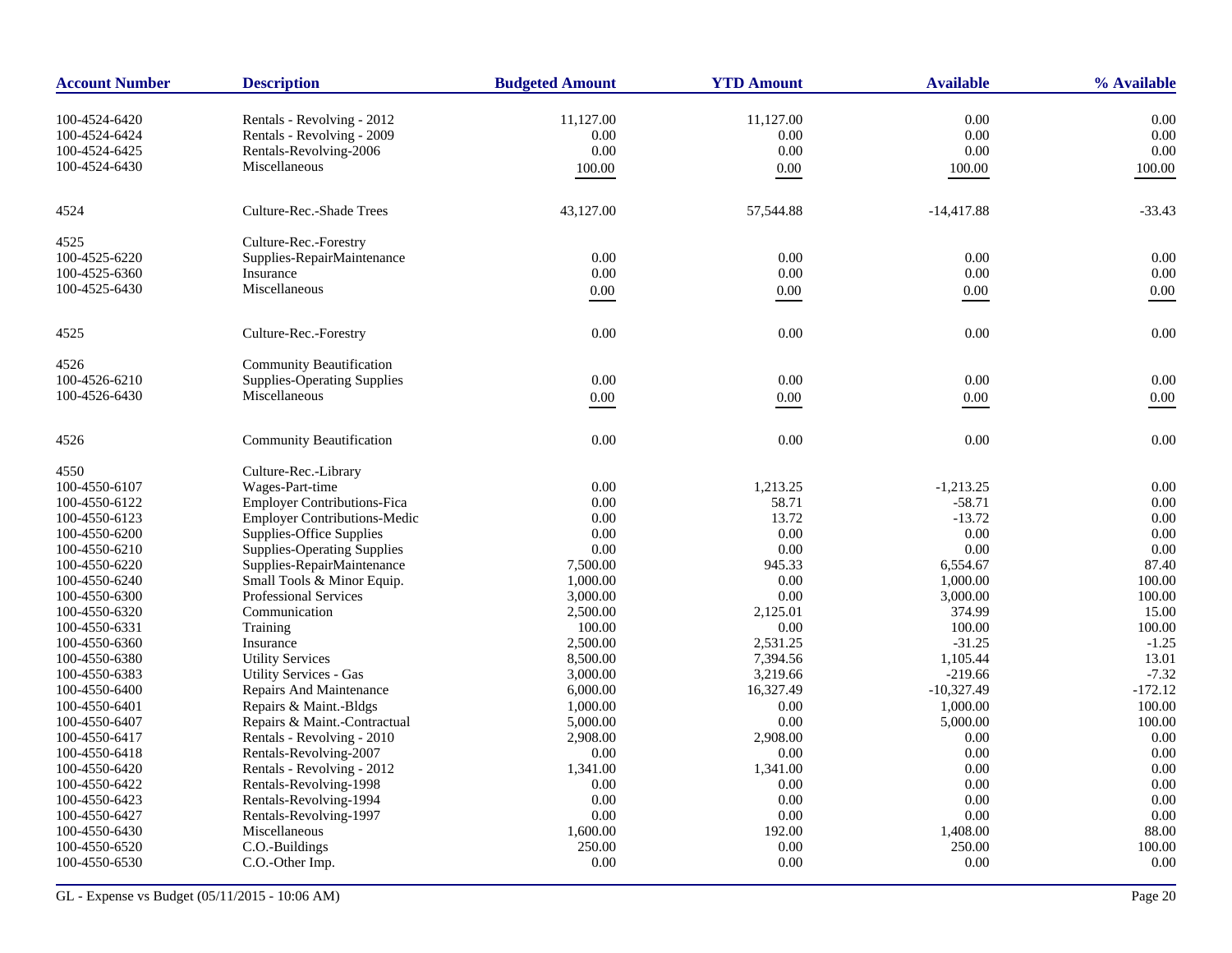| Account Number | Description | Budgeted Amount | YTD Amount | Available | % Available |
|---|---|---|---|---|---|
| 100-4524-6420 | Rentals - Revolving - 2012 | 11,127.00 | 11,127.00 | 0.00 | 0.00 |
| 100-4524-6424 | Rentals - Revolving - 2009 | 0.00 | 0.00 | 0.00 | 0.00 |
| 100-4524-6425 | Rentals-Revolving-2006 | 0.00 | 0.00 | 0.00 | 0.00 |
| 100-4524-6430 | Miscellaneous | 100.00 | 0.00 | 100.00 | 100.00 |
| 4524 | Culture-Rec.-Shade Trees | 43,127.00 | 57,544.88 | -14,417.88 | -33.43 |
| 4525 | Culture-Rec.-Forestry | | | | |
| 100-4525-6220 | Supplies-RepairMaintenance | 0.00 | 0.00 | 0.00 | 0.00 |
| 100-4525-6360 | Insurance | 0.00 | 0.00 | 0.00 | 0.00 |
| 100-4525-6430 | Miscellaneous | 0.00 | 0.00 | 0.00 | 0.00 |
| 4525 | Culture-Rec.-Forestry | 0.00 | 0.00 | 0.00 | 0.00 |
| 4526 | Community Beautification | | | | |
| 100-4526-6210 | Supplies-Operating Supplies | 0.00 | 0.00 | 0.00 | 0.00 |
| 100-4526-6430 | Miscellaneous | 0.00 | 0.00 | 0.00 | 0.00 |
| 4526 | Community Beautification | 0.00 | 0.00 | 0.00 | 0.00 |
| 4550 | Culture-Rec.-Library | | | | |
| 100-4550-6107 | Wages-Part-time | 0.00 | 1,213.25 | -1,213.25 | 0.00 |
| 100-4550-6122 | Employer Contributions-Fica | 0.00 | 58.71 | -58.71 | 0.00 |
| 100-4550-6123 | Employer Contributions-Medic | 0.00 | 13.72 | -13.72 | 0.00 |
| 100-4550-6200 | Supplies-Office Supplies | 0.00 | 0.00 | 0.00 | 0.00 |
| 100-4550-6210 | Supplies-Operating Supplies | 0.00 | 0.00 | 0.00 | 0.00 |
| 100-4550-6220 | Supplies-RepairMaintenance | 7,500.00 | 945.33 | 6,554.67 | 87.40 |
| 100-4550-6240 | Small Tools & Minor Equip. | 1,000.00 | 0.00 | 1,000.00 | 100.00 |
| 100-4550-6300 | Professional Services | 3,000.00 | 0.00 | 3,000.00 | 100.00 |
| 100-4550-6320 | Communication | 2,500.00 | 2,125.01 | 374.99 | 15.00 |
| 100-4550-6331 | Training | 100.00 | 0.00 | 100.00 | 100.00 |
| 100-4550-6360 | Insurance | 2,500.00 | 2,531.25 | -31.25 | -1.25 |
| 100-4550-6380 | Utility Services | 8,500.00 | 7,394.56 | 1,105.44 | 13.01 |
| 100-4550-6383 | Utility Services - Gas | 3,000.00 | 3,219.66 | -219.66 | -7.32 |
| 100-4550-6400 | Repairs And Maintenance | 6,000.00 | 16,327.49 | -10,327.49 | -172.12 |
| 100-4550-6401 | Repairs & Maint.-Bldgs | 1,000.00 | 0.00 | 1,000.00 | 100.00 |
| 100-4550-6407 | Repairs & Maint.-Contractual | 5,000.00 | 0.00 | 5,000.00 | 100.00 |
| 100-4550-6417 | Rentals - Revolving - 2010 | 2,908.00 | 2,908.00 | 0.00 | 0.00 |
| 100-4550-6418 | Rentals-Revolving-2007 | 0.00 | 0.00 | 0.00 | 0.00 |
| 100-4550-6420 | Rentals - Revolving - 2012 | 1,341.00 | 1,341.00 | 0.00 | 0.00 |
| 100-4550-6422 | Rentals-Revolving-1998 | 0.00 | 0.00 | 0.00 | 0.00 |
| 100-4550-6423 | Rentals-Revolving-1994 | 0.00 | 0.00 | 0.00 | 0.00 |
| 100-4550-6427 | Rentals-Revolving-1997 | 0.00 | 0.00 | 0.00 | 0.00 |
| 100-4550-6430 | Miscellaneous | 1,600.00 | 192.00 | 1,408.00 | 88.00 |
| 100-4550-6520 | C.O.-Buildings | 250.00 | 0.00 | 250.00 | 100.00 |
| 100-4550-6530 | C.O.-Other Imp. | 0.00 | 0.00 | 0.00 | 0.00 |

GL - Expense vs Budget (05/11/2015 - 10:06 AM)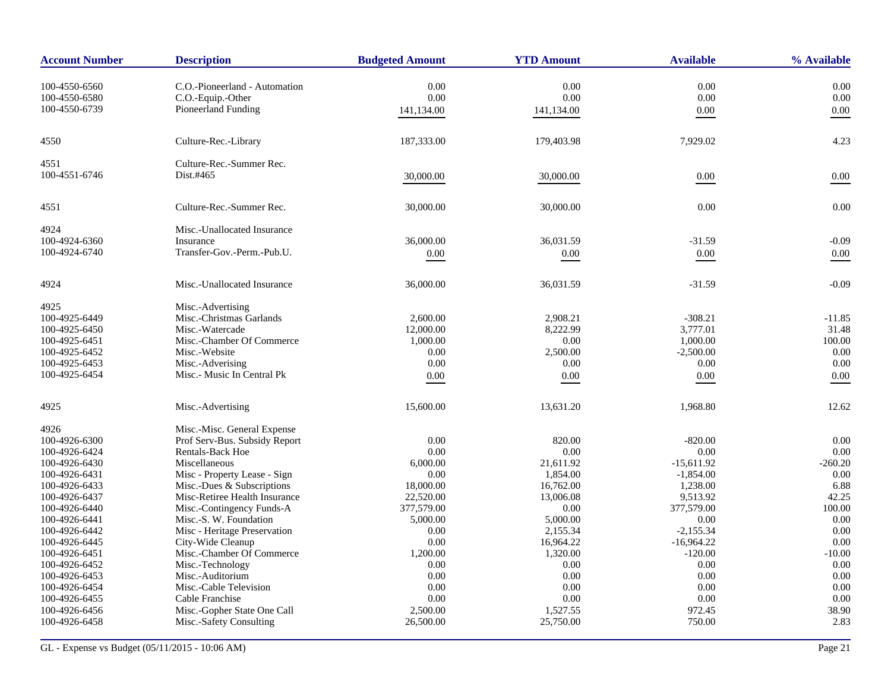| Account Number | Description | Budgeted Amount | YTD Amount | Available | % Available |
|---|---|---|---|---|---|
| 100-4550-6560 | C.O.-Pioneerland - Automation | 0.00 | 0.00 | 0.00 | 0.00 |
| 100-4550-6580 | C.O.-Equip.-Other | 0.00 | 0.00 | 0.00 | 0.00 |
| 100-4550-6739 | Pioneerland Funding | 141,134.00 | 141,134.00 | 0.00 | 0.00 |
| 4550 | Culture-Rec.-Library | 187,333.00 | 179,403.98 | 7,929.02 | 4.23 |
| 4551 | Culture-Rec.-Summer Rec. | | | | |
| 100-4551-6746 | Dist.#465 | 30,000.00 | 30,000.00 | 0.00 | 0.00 |
| 4551 | Culture-Rec.-Summer Rec. | 30,000.00 | 30,000.00 | 0.00 | 0.00 |
| 4924 | Misc.-Unallocated Insurance | | | | |
| 100-4924-6360 | Insurance | 36,000.00 | 36,031.59 | -31.59 | -0.09 |
| 100-4924-6740 | Transfer-Gov.-Perm.-Pub.U. | 0.00 | 0.00 | 0.00 | 0.00 |
| 4924 | Misc.-Unallocated Insurance | 36,000.00 | 36,031.59 | -31.59 | -0.09 |
| 4925 | Misc.-Advertising | | | | |
| 100-4925-6449 | Misc.-Christmas Garlands | 2,600.00 | 2,908.21 | -308.21 | -11.85 |
| 100-4925-6450 | Misc.-Watercade | 12,000.00 | 8,222.99 | 3,777.01 | 31.48 |
| 100-4925-6451 | Misc.-Chamber Of Commerce | 1,000.00 | 0.00 | 1,000.00 | 100.00 |
| 100-4925-6452 | Misc.-Website | 0.00 | 2,500.00 | -2,500.00 | 0.00 |
| 100-4925-6453 | Misc.-Adverising | 0.00 | 0.00 | 0.00 | 0.00 |
| 100-4925-6454 | Misc.- Music In Central Pk | 0.00 | 0.00 | 0.00 | 0.00 |
| 4925 | Misc.-Advertising | 15,600.00 | 13,631.20 | 1,968.80 | 12.62 |
| 4926 | Misc.-Misc. General Expense | | | | |
| 100-4926-6300 | Prof Serv-Bus. Subsidy Report | 0.00 | 820.00 | -820.00 | 0.00 |
| 100-4926-6424 | Rentals-Back Hoe | 0.00 | 0.00 | 0.00 | 0.00 |
| 100-4926-6430 | Miscellaneous | 6,000.00 | 21,611.92 | -15,611.92 | -260.20 |
| 100-4926-6431 | Misc - Property Lease - Sign | 0.00 | 1,854.00 | -1,854.00 | 0.00 |
| 100-4926-6433 | Misc.-Dues & Subscriptions | 18,000.00 | 16,762.00 | 1,238.00 | 6.88 |
| 100-4926-6437 | Misc-Retiree Health Insurance | 22,520.00 | 13,006.08 | 9,513.92 | 42.25 |
| 100-4926-6440 | Misc.-Contingency Funds-A | 377,579.00 | 0.00 | 377,579.00 | 100.00 |
| 100-4926-6441 | Misc.-S. W. Foundation | 5,000.00 | 5,000.00 | 0.00 | 0.00 |
| 100-4926-6442 | Misc - Heritage Preservation | 0.00 | 2,155.34 | -2,155.34 | 0.00 |
| 100-4926-6445 | City-Wide Cleanup | 0.00 | 16,964.22 | -16,964.22 | 0.00 |
| 100-4926-6451 | Misc.-Chamber Of Commerce | 1,200.00 | 1,320.00 | -120.00 | -10.00 |
| 100-4926-6452 | Misc.-Technology | 0.00 | 0.00 | 0.00 | 0.00 |
| 100-4926-6453 | Misc.-Auditorium | 0.00 | 0.00 | 0.00 | 0.00 |
| 100-4926-6454 | Misc.-Cable Television | 0.00 | 0.00 | 0.00 | 0.00 |
| 100-4926-6455 | Cable Franchise | 0.00 | 0.00 | 0.00 | 0.00 |
| 100-4926-6456 | Misc.-Gopher State One Call | 2,500.00 | 1,527.55 | 972.45 | 38.90 |
| 100-4926-6458 | Misc.-Safety Consulting | 26,500.00 | 25,750.00 | 750.00 | 2.83 |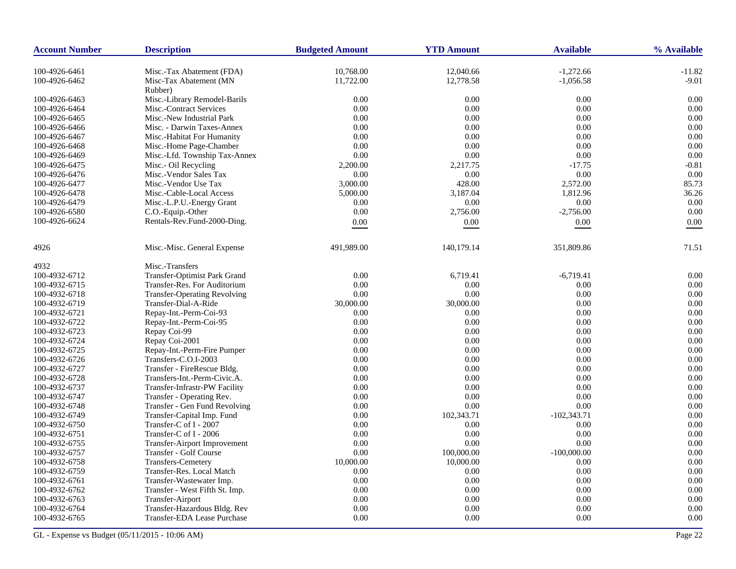| Account Number | Description | Budgeted Amount | YTD Amount | Available | % Available |
|---|---|---|---|---|---|
| 100-4926-6461 | Misc.-Tax Abatement (FDA) | 10,768.00 | 12,040.66 | -1,272.66 | -11.82 |
| 100-4926-6462 | Misc-Tax Abatement (MN Rubber) | 11,722.00 | 12,778.58 | -1,056.58 | -9.01 |
| 100-4926-6463 | Misc.-Library Remodel-Barils | 0.00 | 0.00 | 0.00 | 0.00 |
| 100-4926-6464 | Misc.-Contract Services | 0.00 | 0.00 | 0.00 | 0.00 |
| 100-4926-6465 | Misc.-New Industrial Park | 0.00 | 0.00 | 0.00 | 0.00 |
| 100-4926-6466 | Misc. - Darwin Taxes-Annex | 0.00 | 0.00 | 0.00 | 0.00 |
| 100-4926-6467 | Misc.-Habitat For Humanity | 0.00 | 0.00 | 0.00 | 0.00 |
| 100-4926-6468 | Misc.-Home Page-Chamber | 0.00 | 0.00 | 0.00 | 0.00 |
| 100-4926-6469 | Misc.-Lfd. Township Tax-Annex | 0.00 | 0.00 | 0.00 | 0.00 |
| 100-4926-6475 | Misc.- Oil Recycling | 2,200.00 | 2,217.75 | -17.75 | -0.81 |
| 100-4926-6476 | Misc.-Vendor Sales Tax | 0.00 | 0.00 | 0.00 | 0.00 |
| 100-4926-6477 | Misc.-Vendor Use Tax | 3,000.00 | 428.00 | 2,572.00 | 85.73 |
| 100-4926-6478 | Misc.-Cable-Local Access | 5,000.00 | 3,187.04 | 1,812.96 | 36.26 |
| 100-4926-6479 | Misc.-L.P.U.-Energy Grant | 0.00 | 0.00 | 0.00 | 0.00 |
| 100-4926-6580 | C.O.-Equip.-Other | 0.00 | 2,756.00 | -2,756.00 | 0.00 |
| 100-4926-6624 | Rentals-Rev.Fund-2000-Ding. | 0.00 | 0.00 | 0.00 | 0.00 |
| 4926 | Misc.-Misc. General Expense | 491,989.00 | 140,179.14 | 351,809.86 | 71.51 |
| 4932 | Misc.-Transfers | | | | |
| 100-4932-6712 | Transfer-Optimist Park Grand | 0.00 | 6,719.41 | -6,719.41 | 0.00 |
| 100-4932-6715 | Transfer-Res. For Auditorium | 0.00 | 0.00 | 0.00 | 0.00 |
| 100-4932-6718 | Transfer-Operating Revolving | 0.00 | 0.00 | 0.00 | 0.00 |
| 100-4932-6719 | Transfer-Dial-A-Ride | 30,000.00 | 30,000.00 | 0.00 | 0.00 |
| 100-4932-6721 | Repay-Int.-Perm-Coi-93 | 0.00 | 0.00 | 0.00 | 0.00 |
| 100-4932-6722 | Repay-Int.-Perm-Coi-95 | 0.00 | 0.00 | 0.00 | 0.00 |
| 100-4932-6723 | Repay Coi-99 | 0.00 | 0.00 | 0.00 | 0.00 |
| 100-4932-6724 | Repay Coi-2001 | 0.00 | 0.00 | 0.00 | 0.00 |
| 100-4932-6725 | Repay-Int.-Perm-Fire Pumper | 0.00 | 0.00 | 0.00 | 0.00 |
| 100-4932-6726 | Transfers-C.O.I-2003 | 0.00 | 0.00 | 0.00 | 0.00 |
| 100-4932-6727 | Transfer - FireRescue Bldg. | 0.00 | 0.00 | 0.00 | 0.00 |
| 100-4932-6728 | Transfers-Int.-Perm-Civic.A. | 0.00 | 0.00 | 0.00 | 0.00 |
| 100-4932-6737 | Transfer-Infrastr-PW Facility | 0.00 | 0.00 | 0.00 | 0.00 |
| 100-4932-6747 | Transfer - Operating Rev. | 0.00 | 0.00 | 0.00 | 0.00 |
| 100-4932-6748 | Transfer - Gen Fund Revolving | 0.00 | 0.00 | 0.00 | 0.00 |
| 100-4932-6749 | Transfer-Capital Imp. Fund | 0.00 | 102,343.71 | -102,343.71 | 0.00 |
| 100-4932-6750 | Transfer-C of I - 2007 | 0.00 | 0.00 | 0.00 | 0.00 |
| 100-4932-6751 | Transfer-C of I - 2006 | 0.00 | 0.00 | 0.00 | 0.00 |
| 100-4932-6755 | Transfer-Airport Improvement | 0.00 | 0.00 | 0.00 | 0.00 |
| 100-4932-6757 | Transfer - Golf Course | 0.00 | 100,000.00 | -100,000.00 | 0.00 |
| 100-4932-6758 | Transfers-Cemetery | 10,000.00 | 10,000.00 | 0.00 | 0.00 |
| 100-4932-6759 | Transfer-Res. Local Match | 0.00 | 0.00 | 0.00 | 0.00 |
| 100-4932-6761 | Transfer-Wastewater Imp. | 0.00 | 0.00 | 0.00 | 0.00 |
| 100-4932-6762 | Transfer - West Fifth St. Imp. | 0.00 | 0.00 | 0.00 | 0.00 |
| 100-4932-6763 | Transfer-Airport | 0.00 | 0.00 | 0.00 | 0.00 |
| 100-4932-6764 | Transfer-Hazardous Bldg. Rev | 0.00 | 0.00 | 0.00 | 0.00 |
| 100-4932-6765 | Transfer-EDA Lease Purchase | 0.00 | 0.00 | 0.00 | 0.00 |

GL - Expense vs Budget (05/11/2015 - 10:06 AM)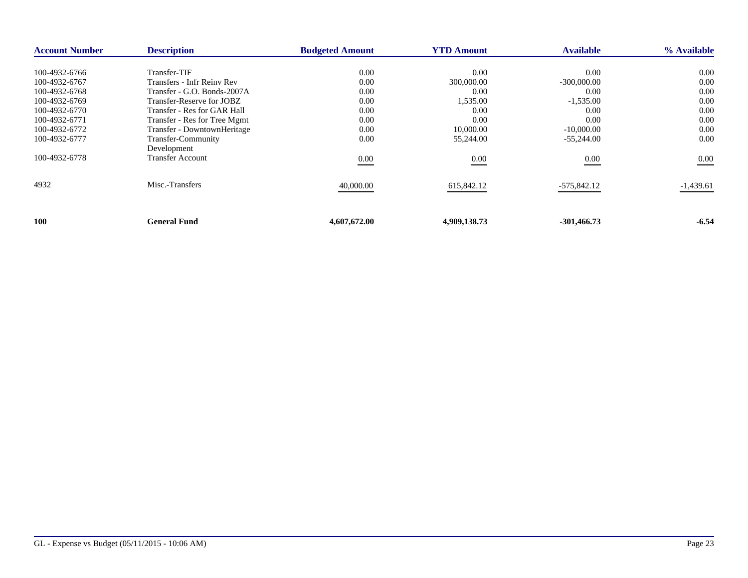| Account Number | Description | Budgeted Amount | YTD Amount | Available | % Available |
|---|---|---|---|---|---|
| 100-4932-6766 | Transfer-TIF | 0.00 | 0.00 | 0.00 | 0.00 |
| 100-4932-6767 | Transfers - Infr Reinv Rev | 0.00 | 300,000.00 | -300,000.00 | 0.00 |
| 100-4932-6768 | Transfer - G.O. Bonds-2007A | 0.00 | 0.00 | 0.00 | 0.00 |
| 100-4932-6769 | Transfer-Reserve for JOBZ | 0.00 | 1,535.00 | -1,535.00 | 0.00 |
| 100-4932-6770 | Transfer - Res for GAR Hall | 0.00 | 0.00 | 0.00 | 0.00 |
| 100-4932-6771 | Transfer - Res for Tree Mgmt | 0.00 | 0.00 | 0.00 | 0.00 |
| 100-4932-6772 | Transfer - DowntownHeritage | 0.00 | 10,000.00 | -10,000.00 | 0.00 |
| 100-4932-6777 | Transfer-Community Development | 0.00 | 55,244.00 | -55,244.00 | 0.00 |
| 100-4932-6778 | Transfer Account | 0.00 | 0.00 | 0.00 | 0.00 |
| 4932 | Misc.-Transfers | 40,000.00 | 615,842.12 | -575,842.12 | -1,439.61 |
| **100** | **General Fund** | **4,607,672.00** | **4,909,138.73** | **-301,466.73** | **-6.54** |

GL - Expense vs Budget (05/11/2015 - 10:06 AM)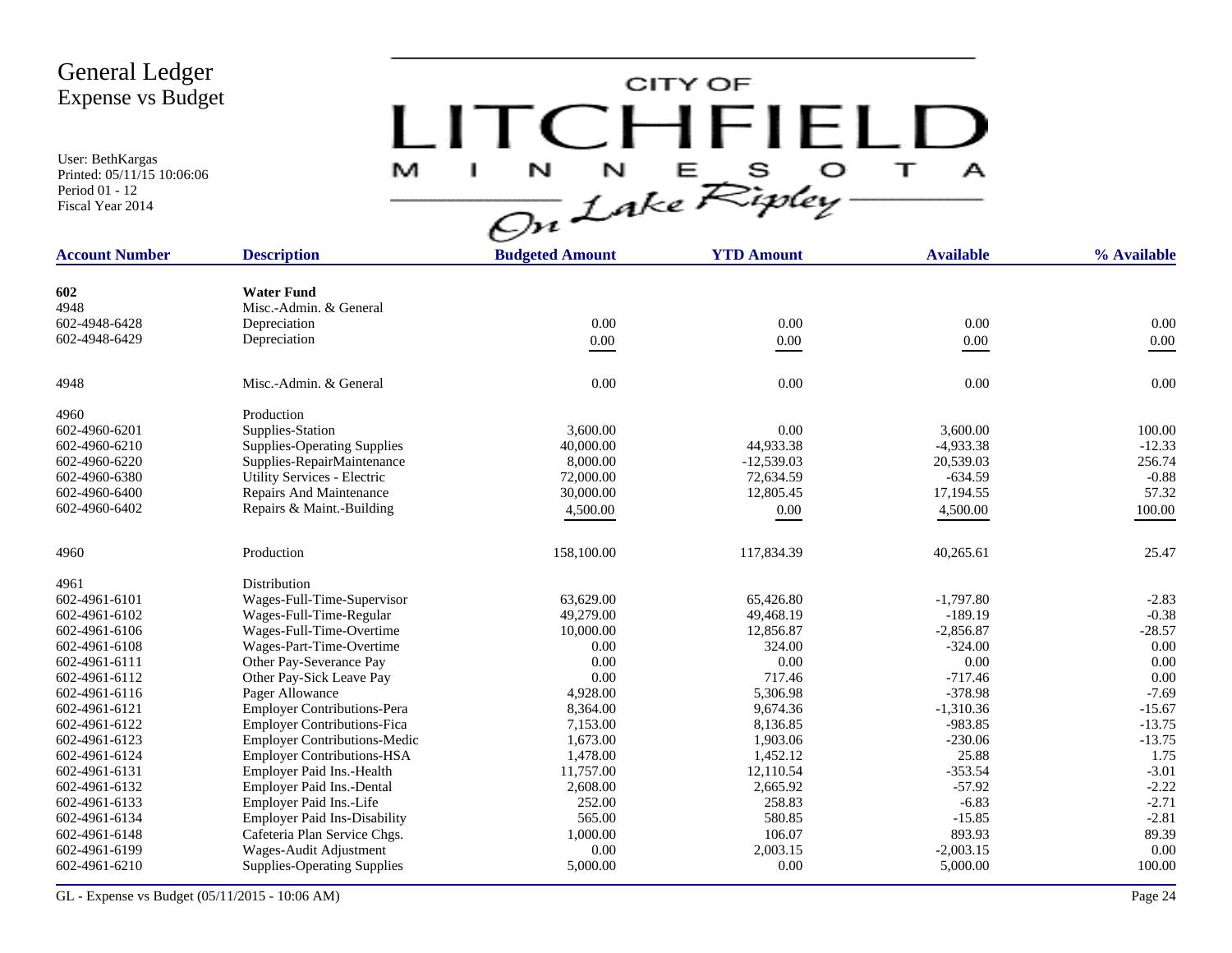# General Ledger
## Expense vs Budget

User: BethKargas
Printed: 05/11/15 10:06:06
Period 01 - 12
Fiscal Year 2014

CITY OF LITCHFIELD MINNESOTA On Lake Ripley

| Account Number | Description | Budgeted Amount | YTD Amount | Available | % Available |
|---|---|---|---|---|---|
| **602** | **Water Fund** | | | | |
| 4948 | Misc.-Admin. & General | | | | |
| 602-4948-6428 | Depreciation | 0.00 | 0.00 | 0.00 | 0.00 |
| 602-4948-6429 | Depreciation | 0.00 | 0.00 | 0.00 | 0.00 |
| 4948 | Misc.-Admin. & General | 0.00 | 0.00 | 0.00 | 0.00 |
| 4960 | Production | | | | |
| 602-4960-6201 | Supplies-Station | 3,600.00 | 0.00 | 3,600.00 | 100.00 |
| 602-4960-6210 | Supplies-Operating Supplies | 40,000.00 | 44,933.38 | -4,933.38 | -12.33 |
| 602-4960-6220 | Supplies-RepairMaintenance | 8,000.00 | -12,539.03 | 20,539.03 | 256.74 |
| 602-4960-6380 | Utility Services - Electric | 72,000.00 | 72,634.59 | -634.59 | -0.88 |
| 602-4960-6400 | Repairs And Maintenance | 30,000.00 | 12,805.45 | 17,194.55 | 57.32 |
| 602-4960-6402 | Repairs & Maint.-Building | 4,500.00 | 0.00 | 4,500.00 | 100.00 |
| 4960 | Production | 158,100.00 | 117,834.39 | 40,265.61 | 25.47 |
| 4961 | Distribution | | | | |
| 602-4961-6101 | Wages-Full-Time-Supervisor | 63,629.00 | 65,426.80 | -1,797.80 | -2.83 |
| 602-4961-6102 | Wages-Full-Time-Regular | 49,279.00 | 49,468.19 | -189.19 | -0.38 |
| 602-4961-6106 | Wages-Full-Time-Overtime | 10,000.00 | 12,856.87 | -2,856.87 | -28.57 |
| 602-4961-6108 | Wages-Part-Time-Overtime | 0.00 | 324.00 | -324.00 | 0.00 |
| 602-4961-6111 | Other Pay-Severance Pay | 0.00 | 0.00 | 0.00 | 0.00 |
| 602-4961-6112 | Other Pay-Sick Leave Pay | 0.00 | 717.46 | -717.46 | 0.00 |
| 602-4961-6116 | Pager Allowance | 4,928.00 | 5,306.98 | -378.98 | -7.69 |
| 602-4961-6121 | Employer Contributions-Pera | 8,364.00 | 9,674.36 | -1,310.36 | -15.67 |
| 602-4961-6122 | Employer Contributions-Fica | 7,153.00 | 8,136.85 | -983.85 | -13.75 |
| 602-4961-6123 | Employer Contributions-Medic | 1,673.00 | 1,903.06 | -230.06 | -13.75 |
| 602-4961-6124 | Employer Contributions-HSA | 1,478.00 | 1,452.12 | 25.88 | 1.75 |
| 602-4961-6131 | Employer Paid Ins.-Health | 11,757.00 | 12,110.54 | -353.54 | -3.01 |
| 602-4961-6132 | Employer Paid Ins.-Dental | 2,608.00 | 2,665.92 | -57.92 | -2.22 |
| 602-4961-6133 | Employer Paid Ins.-Life | 252.00 | 258.83 | -6.83 | -2.71 |
| 602-4961-6134 | Employer Paid Ins-Disability | 565.00 | 580.85 | -15.85 | -2.81 |
| 602-4961-6148 | Cafeteria Plan Service Chgs. | 1,000.00 | 106.07 | 893.93 | 89.39 |
| 602-4961-6199 | Wages-Audit Adjustment | 0.00 | 2,003.15 | -2,003.15 | 0.00 |
| 602-4961-6210 | Supplies-Operating Supplies | 5,000.00 | 0.00 | 5,000.00 | 100.00 |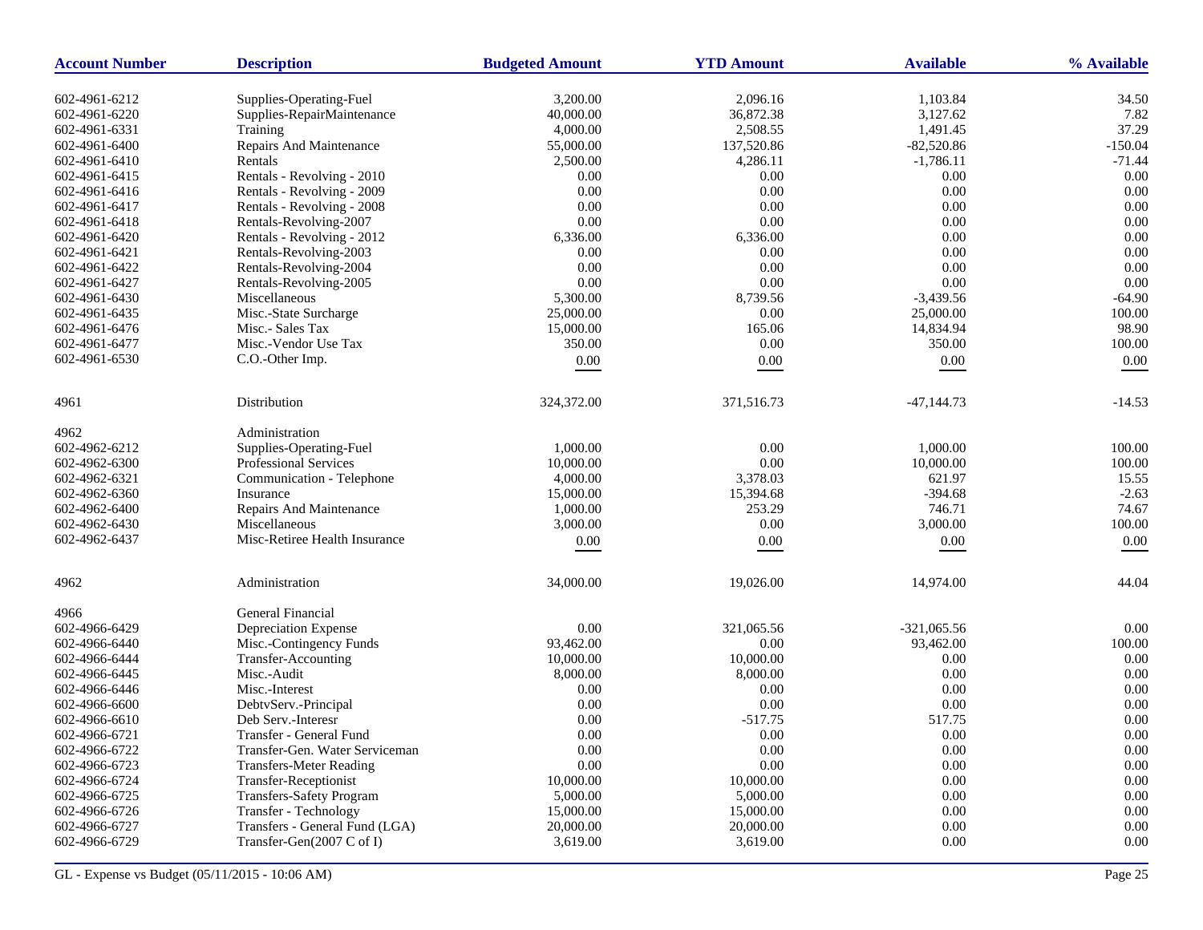| Account Number | Description | Budgeted Amount | YTD Amount | Available | % Available |
|---|---|---|---|---|---|
| 602-4961-6212 | Supplies-Operating-Fuel | 3,200.00 | 2,096.16 | 1,103.84 | 34.50 |
| 602-4961-6220 | Supplies-RepairMaintenance | 40,000.00 | 36,872.38 | 3,127.62 | 7.82 |
| 602-4961-6331 | Training | 4,000.00 | 2,508.55 | 1,491.45 | 37.29 |
| 602-4961-6400 | Repairs And Maintenance | 55,000.00 | 137,520.86 | -82,520.86 | -150.04 |
| 602-4961-6410 | Rentals | 2,500.00 | 4,286.11 | -1,786.11 | -71.44 |
| 602-4961-6415 | Rentals - Revolving - 2010 | 0.00 | 0.00 | 0.00 | 0.00 |
| 602-4961-6416 | Rentals - Revolving - 2009 | 0.00 | 0.00 | 0.00 | 0.00 |
| 602-4961-6417 | Rentals - Revolving - 2008 | 0.00 | 0.00 | 0.00 | 0.00 |
| 602-4961-6418 | Rentals-Revolving-2007 | 0.00 | 0.00 | 0.00 | 0.00 |
| 602-4961-6420 | Rentals - Revolving - 2012 | 6,336.00 | 6,336.00 | 0.00 | 0.00 |
| 602-4961-6421 | Rentals-Revolving-2003 | 0.00 | 0.00 | 0.00 | 0.00 |
| 602-4961-6422 | Rentals-Revolving-2004 | 0.00 | 0.00 | 0.00 | 0.00 |
| 602-4961-6427 | Rentals-Revolving-2005 | 0.00 | 0.00 | 0.00 | 0.00 |
| 602-4961-6430 | Miscellaneous | 5,300.00 | 8,739.56 | -3,439.56 | -64.90 |
| 602-4961-6435 | Misc.-State Surcharge | 25,000.00 | 0.00 | 25,000.00 | 100.00 |
| 602-4961-6476 | Misc.- Sales Tax | 15,000.00 | 165.06 | 14,834.94 | 98.90 |
| 602-4961-6477 | Misc.-Vendor Use Tax | 350.00 | 0.00 | 350.00 | 100.00 |
| 602-4961-6530 | C.O.-Other Imp. | 0.00 | 0.00 | 0.00 | 0.00 |
| 4961 | Distribution | 324,372.00 | 371,516.73 | -47,144.73 | -14.53 |
| 4962 | Administration | | | | |
| 602-4962-6212 | Supplies-Operating-Fuel | 1,000.00 | 0.00 | 1,000.00 | 100.00 |
| 602-4962-6300 | Professional Services | 10,000.00 | 0.00 | 10,000.00 | 100.00 |
| 602-4962-6321 | Communication - Telephone | 4,000.00 | 3,378.03 | 621.97 | 15.55 |
| 602-4962-6360 | Insurance | 15,000.00 | 15,394.68 | -394.68 | -2.63 |
| 602-4962-6400 | Repairs And Maintenance | 1,000.00 | 253.29 | 746.71 | 74.67 |
| 602-4962-6430 | Miscellaneous | 3,000.00 | 0.00 | 3,000.00 | 100.00 |
| 602-4962-6437 | Misc-Retiree Health Insurance | 0.00 | 0.00 | 0.00 | 0.00 |
| 4962 | Administration | 34,000.00 | 19,026.00 | 14,974.00 | 44.04 |
| 4966 | General Financial | | | | |
| 602-4966-6429 | Depreciation Expense | 0.00 | 321,065.56 | -321,065.56 | 0.00 |
| 602-4966-6440 | Misc.-Contingency Funds | 93,462.00 | 0.00 | 93,462.00 | 100.00 |
| 602-4966-6444 | Transfer-Accounting | 10,000.00 | 10,000.00 | 0.00 | 0.00 |
| 602-4966-6445 | Misc.-Audit | 8,000.00 | 8,000.00 | 0.00 | 0.00 |
| 602-4966-6446 | Misc.-Interest | 0.00 | 0.00 | 0.00 | 0.00 |
| 602-4966-6600 | DebtvServ.-Principal | 0.00 | 0.00 | 0.00 | 0.00 |
| 602-4966-6610 | Deb Serv.-Interesr | 0.00 | -517.75 | 517.75 | 0.00 |
| 602-4966-6721 | Transfer - General Fund | 0.00 | 0.00 | 0.00 | 0.00 |
| 602-4966-6722 | Transfer-Gen. Water Serviceman | 0.00 | 0.00 | 0.00 | 0.00 |
| 602-4966-6723 | Transfers-Meter Reading | 0.00 | 0.00 | 0.00 | 0.00 |
| 602-4966-6724 | Transfer-Receptionist | 10,000.00 | 10,000.00 | 0.00 | 0.00 |
| 602-4966-6725 | Transfers-Safety Program | 5,000.00 | 5,000.00 | 0.00 | 0.00 |
| 602-4966-6726 | Transfer - Technology | 15,000.00 | 15,000.00 | 0.00 | 0.00 |
| 602-4966-6727 | Transfers - General Fund (LGA) | 20,000.00 | 20,000.00 | 0.00 | 0.00 |
| 602-4966-6729 | Transfer-Gen(2007 C of I) | 3,619.00 | 3,619.00 | 0.00 | 0.00 |

GL - Expense vs Budget (05/11/2015 - 10:06 AM)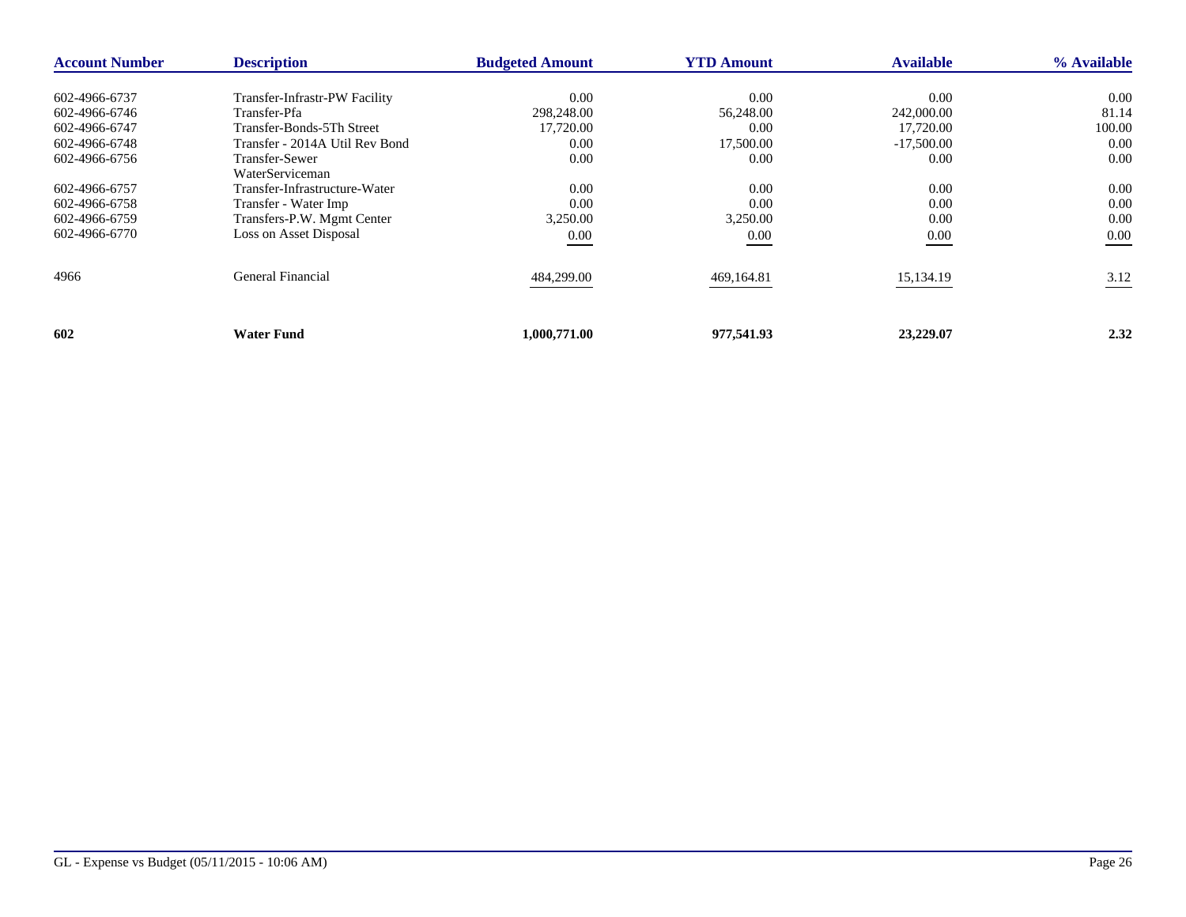| Account Number | Description | Budgeted Amount | YTD Amount | Available | % Available |
|---|---|---|---|---|---|
| 602-4966-6737 | Transfer-Infrastr-PW Facility | 0.00 | 0.00 | 0.00 | 0.00 |
| 602-4966-6746 | Transfer-Pfa | 298,248.00 | 56,248.00 | 242,000.00 | 81.14 |
| 602-4966-6747 | Transfer-Bonds-5Th Street | 17,720.00 | 0.00 | 17,720.00 | 100.00 |
| 602-4966-6748 | Transfer - 2014A Util Rev Bond | 0.00 | 17,500.00 | -17,500.00 | 0.00 |
| 602-4966-6756 | Transfer-Sewer WaterServiceman | 0.00 | 0.00 | 0.00 | 0.00 |
| 602-4966-6757 | Transfer-Infrastructure-Water | 0.00 | 0.00 | 0.00 | 0.00 |
| 602-4966-6758 | Transfer - Water Imp | 0.00 | 0.00 | 0.00 | 0.00 |
| 602-4966-6759 | Transfers-P.W. Mgmt Center | 3,250.00 | 3,250.00 | 0.00 | 0.00 |
| 602-4966-6770 | Loss on Asset Disposal | 0.00 | 0.00 | 0.00 | 0.00 |
| 4966 | General Financial | 484,299.00 | 469,164.81 | 15,134.19 | 3.12 |
| **602** | **Water Fund** | **1,000,771.00** | **977,541.93** | **23,229.07** | **2.32** |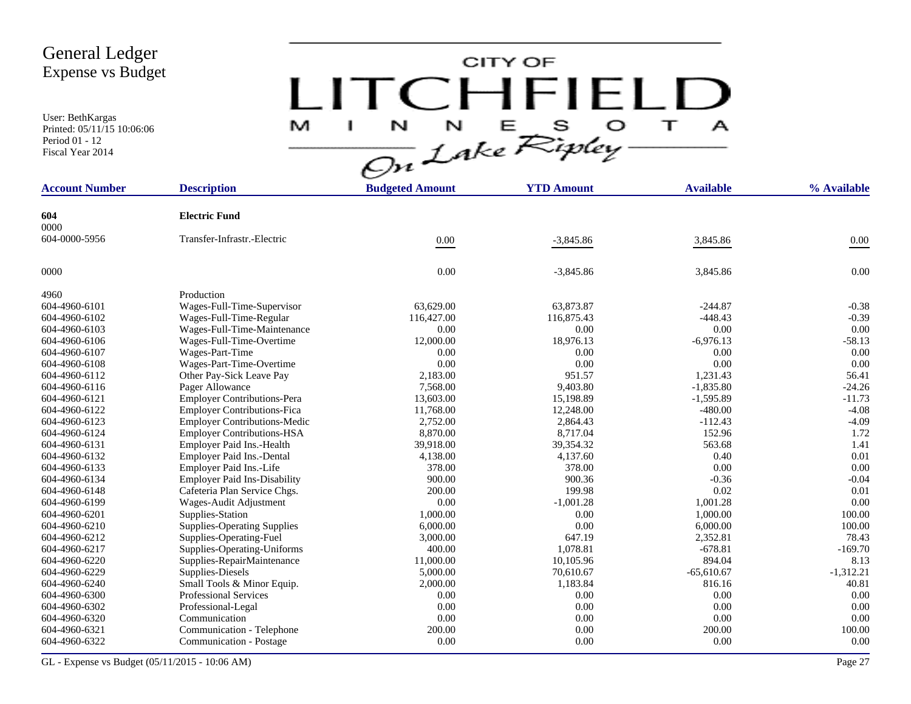# General Ledger
## Expense vs Budget

User: BethKargas
Printed: 05/11/15 10:06:06
Period 01 - 12
Fiscal Year 2014

CITY OF LITCHFIELD MINNESOTA On Lake Ripley

| Account Number | Description | Budgeted Amount | YTD Amount | Available | % Available |
|---|---|---|---|---|---|
| **604** | **Electric Fund** | | | | |
| 0000 | | | | | |
| 604-0000-5956 | Transfer-Infrastr.-Electric | 0.00 | -3,845.86 | 3,845.86 | 0.00 |
| 0000 | | 0.00 | -3,845.86 | 3,845.86 | 0.00 |
| 4960 | Production | | | | |
| 604-4960-6101 | Wages-Full-Time-Supervisor | 63,629.00 | 63,873.87 | -244.87 | -0.38 |
| 604-4960-6102 | Wages-Full-Time-Regular | 116,427.00 | 116,875.43 | -448.43 | -0.39 |
| 604-4960-6103 | Wages-Full-Time-Maintenance | 0.00 | 0.00 | 0.00 | 0.00 |
| 604-4960-6106 | Wages-Full-Time-Overtime | 12,000.00 | 18,976.13 | -6,976.13 | -58.13 |
| 604-4960-6107 | Wages-Part-Time | 0.00 | 0.00 | 0.00 | 0.00 |
| 604-4960-6108 | Wages-Part-Time-Overtime | 0.00 | 0.00 | 0.00 | 0.00 |
| 604-4960-6112 | Other Pay-Sick Leave Pay | 2,183.00 | 951.57 | 1,231.43 | 56.41 |
| 604-4960-6116 | Pager Allowance | 7,568.00 | 9,403.80 | -1,835.80 | -24.26 |
| 604-4960-6121 | Employer Contributions-Pera | 13,603.00 | 15,198.89 | -1,595.89 | -11.73 |
| 604-4960-6122 | Employer Contributions-Fica | 11,768.00 | 12,248.00 | -480.00 | -4.08 |
| 604-4960-6123 | Employer Contributions-Medic | 2,752.00 | 2,864.43 | -112.43 | -4.09 |
| 604-4960-6124 | Employer Contributions-HSA | 8,870.00 | 8,717.04 | 152.96 | 1.72 |
| 604-4960-6131 | Employer Paid Ins.-Health | 39,918.00 | 39,354.32 | 563.68 | 1.41 |
| 604-4960-6132 | Employer Paid Ins.-Dental | 4,138.00 | 4,137.60 | 0.40 | 0.01 |
| 604-4960-6133 | Employer Paid Ins.-Life | 378.00 | 378.00 | 0.00 | 0.00 |
| 604-4960-6134 | Employer Paid Ins-Disability | 900.00 | 900.36 | -0.36 | -0.04 |
| 604-4960-6148 | Cafeteria Plan Service Chgs. | 200.00 | 199.98 | 0.02 | 0.01 |
| 604-4960-6199 | Wages-Audit Adjustment | 0.00 | -1,001.28 | 1,001.28 | 0.00 |
| 604-4960-6201 | Supplies-Station | 1,000.00 | 0.00 | 1,000.00 | 100.00 |
| 604-4960-6210 | Supplies-Operating Supplies | 6,000.00 | 0.00 | 6,000.00 | 100.00 |
| 604-4960-6212 | Supplies-Operating-Fuel | 3,000.00 | 647.19 | 2,352.81 | 78.43 |
| 604-4960-6217 | Supplies-Operating-Uniforms | 400.00 | 1,078.81 | -678.81 | -169.70 |
| 604-4960-6220 | Supplies-RepairMaintenance | 11,000.00 | 10,105.96 | 894.04 | 8.13 |
| 604-4960-6229 | Supplies-Diesels | 5,000.00 | 70,610.67 | -65,610.67 | -1,312.21 |
| 604-4960-6240 | Small Tools & Minor Equip. | 2,000.00 | 1,183.84 | 816.16 | 40.81 |
| 604-4960-6300 | Professional Services | 0.00 | 0.00 | 0.00 | 0.00 |
| 604-4960-6302 | Professional-Legal | 0.00 | 0.00 | 0.00 | 0.00 |
| 604-4960-6320 | Communication | 0.00 | 0.00 | 0.00 | 0.00 |
| 604-4960-6321 | Communication - Telephone | 200.00 | 0.00 | 200.00 | 100.00 |
| 604-4960-6322 | Communication - Postage | 0.00 | 0.00 | 0.00 | 0.00 |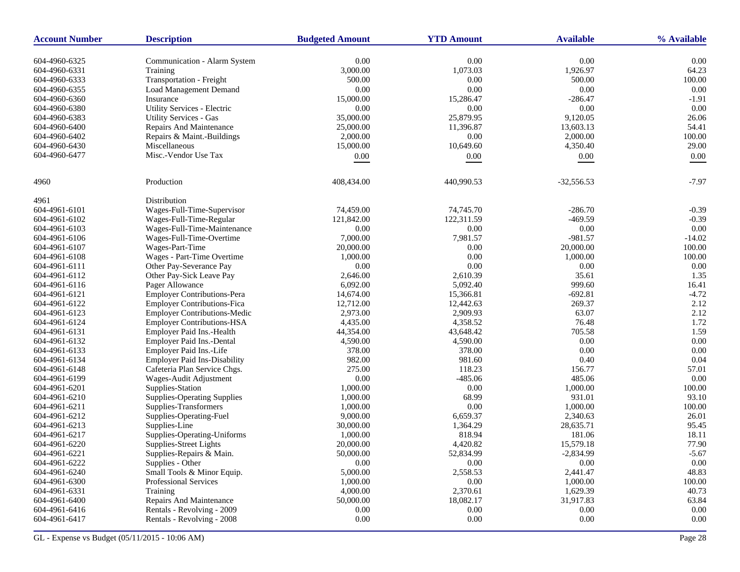| Account Number | Description | Budgeted Amount | YTD Amount | Available | % Available |
|---|---|---|---|---|---|
| 604-4960-6325 | Communication - Alarm System | 0.00 | 0.00 | 0.00 | 0.00 |
| 604-4960-6331 | Training | 3,000.00 | 1,073.03 | 1,926.97 | 64.23 |
| 604-4960-6333 | Transportation - Freight | 500.00 | 0.00 | 500.00 | 100.00 |
| 604-4960-6355 | Load Management Demand | 0.00 | 0.00 | 0.00 | 0.00 |
| 604-4960-6360 | Insurance | 15,000.00 | 15,286.47 | -286.47 | -1.91 |
| 604-4960-6380 | Utility Services - Electric | 0.00 | 0.00 | 0.00 | 0.00 |
| 604-4960-6383 | Utility Services - Gas | 35,000.00 | 25,879.95 | 9,120.05 | 26.06 |
| 604-4960-6400 | Repairs And Maintenance | 25,000.00 | 11,396.87 | 13,603.13 | 54.41 |
| 604-4960-6402 | Repairs & Maint.-Buildings | 2,000.00 | 0.00 | 2,000.00 | 100.00 |
| 604-4960-6430 | Miscellaneous | 15,000.00 | 10,649.60 | 4,350.40 | 29.00 |
| 604-4960-6477 | Misc.-Vendor Use Tax | 0.00 | 0.00 | 0.00 | 0.00 |
| 4960 | Production | 408,434.00 | 440,990.53 | -32,556.53 | -7.97 |
| 4961 | Distribution | | | | |
| 604-4961-6101 | Wages-Full-Time-Supervisor | 74,459.00 | 74,745.70 | -286.70 | -0.39 |
| 604-4961-6102 | Wages-Full-Time-Regular | 121,842.00 | 122,311.59 | -469.59 | -0.39 |
| 604-4961-6103 | Wages-Full-Time-Maintenance | 0.00 | 0.00 | 0.00 | 0.00 |
| 604-4961-6106 | Wages-Full-Time-Overtime | 7,000.00 | 7,981.57 | -981.57 | -14.02 |
| 604-4961-6107 | Wages-Part-Time | 20,000.00 | 0.00 | 20,000.00 | 100.00 |
| 604-4961-6108 | Wages - Part-Time Overtime | 1,000.00 | 0.00 | 1,000.00 | 100.00 |
| 604-4961-6111 | Other Pay-Severance Pay | 0.00 | 0.00 | 0.00 | 0.00 |
| 604-4961-6112 | Other Pay-Sick Leave Pay | 2,646.00 | 2,610.39 | 35.61 | 1.35 |
| 604-4961-6116 | Pager Allowance | 6,092.00 | 5,092.40 | 999.60 | 16.41 |
| 604-4961-6121 | Employer Contributions-Pera | 14,674.00 | 15,366.81 | -692.81 | -4.72 |
| 604-4961-6122 | Employer Contributions-Fica | 12,712.00 | 12,442.63 | 269.37 | 2.12 |
| 604-4961-6123 | Employer Contributions-Medic | 2,973.00 | 2,909.93 | 63.07 | 2.12 |
| 604-4961-6124 | Employer Contributions-HSA | 4,435.00 | 4,358.52 | 76.48 | 1.72 |
| 604-4961-6131 | Employer Paid Ins.-Health | 44,354.00 | 43,648.42 | 705.58 | 1.59 |
| 604-4961-6132 | Employer Paid Ins.-Dental | 4,590.00 | 4,590.00 | 0.00 | 0.00 |
| 604-4961-6133 | Employer Paid Ins.-Life | 378.00 | 378.00 | 0.00 | 0.00 |
| 604-4961-6134 | Employer Paid Ins-Disability | 982.00 | 981.60 | 0.40 | 0.04 |
| 604-4961-6148 | Cafeteria Plan Service Chgs. | 275.00 | 118.23 | 156.77 | 57.01 |
| 604-4961-6199 | Wages-Audit Adjustment | 0.00 | -485.06 | 485.06 | 0.00 |
| 604-4961-6201 | Supplies-Station | 1,000.00 | 0.00 | 1,000.00 | 100.00 |
| 604-4961-6210 | Supplies-Operating Supplies | 1,000.00 | 68.99 | 931.01 | 93.10 |
| 604-4961-6211 | Supplies-Transformers | 1,000.00 | 0.00 | 1,000.00 | 100.00 |
| 604-4961-6212 | Supplies-Operating-Fuel | 9,000.00 | 6,659.37 | 2,340.63 | 26.01 |
| 604-4961-6213 | Supplies-Line | 30,000.00 | 1,364.29 | 28,635.71 | 95.45 |
| 604-4961-6217 | Supplies-Operating-Uniforms | 1,000.00 | 818.94 | 181.06 | 18.11 |
| 604-4961-6220 | Supplies-Street Lights | 20,000.00 | 4,420.82 | 15,579.18 | 77.90 |
| 604-4961-6221 | Supplies-Repairs & Main. | 50,000.00 | 52,834.99 | -2,834.99 | -5.67 |
| 604-4961-6222 | Supplies - Other | 0.00 | 0.00 | 0.00 | 0.00 |
| 604-4961-6240 | Small Tools & Minor Equip. | 5,000.00 | 2,558.53 | 2,441.47 | 48.83 |
| 604-4961-6300 | Professional Services | 1,000.00 | 0.00 | 1,000.00 | 100.00 |
| 604-4961-6331 | Training | 4,000.00 | 2,370.61 | 1,629.39 | 40.73 |
| 604-4961-6400 | Repairs And Maintenance | 50,000.00 | 18,082.17 | 31,917.83 | 63.84 |
| 604-4961-6416 | Rentals - Revolving - 2009 | 0.00 | 0.00 | 0.00 | 0.00 |
| 604-4961-6417 | Rentals - Revolving - 2008 | 0.00 | 0.00 | 0.00 | 0.00 |

GL - Expense vs Budget (05/11/2015 - 10:06 AM)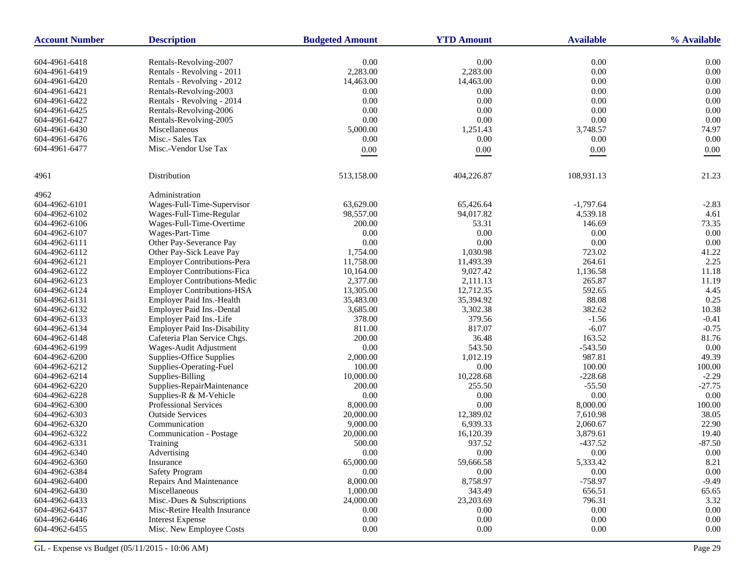| Account Number | Description | Budgeted Amount | YTD Amount | Available | % Available |
|---|---|---|---|---|---|
| 604-4961-6418 | Rentals-Revolving-2007 | 0.00 | 0.00 | 0.00 | 0.00 |
| 604-4961-6419 | Rentals - Revolving - 2011 | 2,283.00 | 2,283.00 | 0.00 | 0.00 |
| 604-4961-6420 | Rentals - Revolving - 2012 | 14,463.00 | 14,463.00 | 0.00 | 0.00 |
| 604-4961-6421 | Rentals-Revolving-2003 | 0.00 | 0.00 | 0.00 | 0.00 |
| 604-4961-6422 | Rentals - Revolving - 2014 | 0.00 | 0.00 | 0.00 | 0.00 |
| 604-4961-6425 | Rentals-Revolving-2006 | 0.00 | 0.00 | 0.00 | 0.00 |
| 604-4961-6427 | Rentals-Revolving-2005 | 0.00 | 0.00 | 0.00 | 0.00 |
| 604-4961-6430 | Miscellaneous | 5,000.00 | 1,251.43 | 3,748.57 | 74.97 |
| 604-4961-6476 | Misc.- Sales Tax | 0.00 | 0.00 | 0.00 | 0.00 |
| 604-4961-6477 | Misc.-Vendor Use Tax | 0.00 | 0.00 | 0.00 | 0.00 |
| 4961 | Distribution | 513,158.00 | 404,226.87 | 108,931.13 | 21.23 |
| 4962 | Administration | | | | |
| 604-4962-6101 | Wages-Full-Time-Supervisor | 63,629.00 | 65,426.64 | -1,797.64 | -2.83 |
| 604-4962-6102 | Wages-Full-Time-Regular | 98,557.00 | 94,017.82 | 4,539.18 | 4.61 |
| 604-4962-6106 | Wages-Full-Time-Overtime | 200.00 | 53.31 | 146.69 | 73.35 |
| 604-4962-6107 | Wages-Part-Time | 0.00 | 0.00 | 0.00 | 0.00 |
| 604-4962-6111 | Other Pay-Severance Pay | 0.00 | 0.00 | 0.00 | 0.00 |
| 604-4962-6112 | Other Pay-Sick Leave Pay | 1,754.00 | 1,030.98 | 723.02 | 41.22 |
| 604-4962-6121 | Employer Contributions-Pera | 11,758.00 | 11,493.39 | 264.61 | 2.25 |
| 604-4962-6122 | Employer Contributions-Fica | 10,164.00 | 9,027.42 | 1,136.58 | 11.18 |
| 604-4962-6123 | Employer Contributions-Medic | 2,377.00 | 2,111.13 | 265.87 | 11.19 |
| 604-4962-6124 | Employer Contributions-HSA | 13,305.00 | 12,712.35 | 592.65 | 4.45 |
| 604-4962-6131 | Employer Paid Ins.-Health | 35,483.00 | 35,394.92 | 88.08 | 0.25 |
| 604-4962-6132 | Employer Paid Ins.-Dental | 3,685.00 | 3,302.38 | 382.62 | 10.38 |
| 604-4962-6133 | Employer Paid Ins.-Life | 378.00 | 379.56 | -1.56 | -0.41 |
| 604-4962-6134 | Employer Paid Ins-Disability | 811.00 | 817.07 | -6.07 | -0.75 |
| 604-4962-6148 | Cafeteria Plan Service Chgs. | 200.00 | 36.48 | 163.52 | 81.76 |
| 604-4962-6199 | Wages-Audit Adjustment | 0.00 | 543.50 | -543.50 | 0.00 |
| 604-4962-6200 | Supplies-Office Supplies | 2,000.00 | 1,012.19 | 987.81 | 49.39 |
| 604-4962-6212 | Supplies-Operating-Fuel | 100.00 | 0.00 | 100.00 | 100.00 |
| 604-4962-6214 | Supplies-Billing | 10,000.00 | 10,228.68 | -228.68 | -2.29 |
| 604-4962-6220 | Supplies-RepairMaintenance | 200.00 | 255.50 | -55.50 | -27.75 |
| 604-4962-6228 | Supplies-R & M-Vehicle | 0.00 | 0.00 | 0.00 | 0.00 |
| 604-4962-6300 | Professional Services | 8,000.00 | 0.00 | 8,000.00 | 100.00 |
| 604-4962-6303 | Outside Services | 20,000.00 | 12,389.02 | 7,610.98 | 38.05 |
| 604-4962-6320 | Communication | 9,000.00 | 6,939.33 | 2,060.67 | 22.90 |
| 604-4962-6322 | Communication - Postage | 20,000.00 | 16,120.39 | 3,879.61 | 19.40 |
| 604-4962-6331 | Training | 500.00 | 937.52 | -437.52 | -87.50 |
| 604-4962-6340 | Advertising | 0.00 | 0.00 | 0.00 | 0.00 |
| 604-4962-6360 | Insurance | 65,000.00 | 59,666.58 | 5,333.42 | 8.21 |
| 604-4962-6384 | Safety Program | 0.00 | 0.00 | 0.00 | 0.00 |
| 604-4962-6400 | Repairs And Maintenance | 8,000.00 | 8,758.97 | -758.97 | -9.49 |
| 604-4962-6430 | Miscellaneous | 1,000.00 | 343.49 | 656.51 | 65.65 |
| 604-4962-6433 | Misc.-Dues & Subscriptions | 24,000.00 | 23,203.69 | 796.31 | 3.32 |
| 604-4962-6437 | Misc-Retire Health Insurance | 0.00 | 0.00 | 0.00 | 0.00 |
| 604-4962-6446 | Interest Expense | 0.00 | 0.00 | 0.00 | 0.00 |
| 604-4962-6455 | Misc. New Employee Costs | 0.00 | 0.00 | 0.00 | 0.00 |

GL - Expense vs Budget (05/11/2015 - 10:06 AM)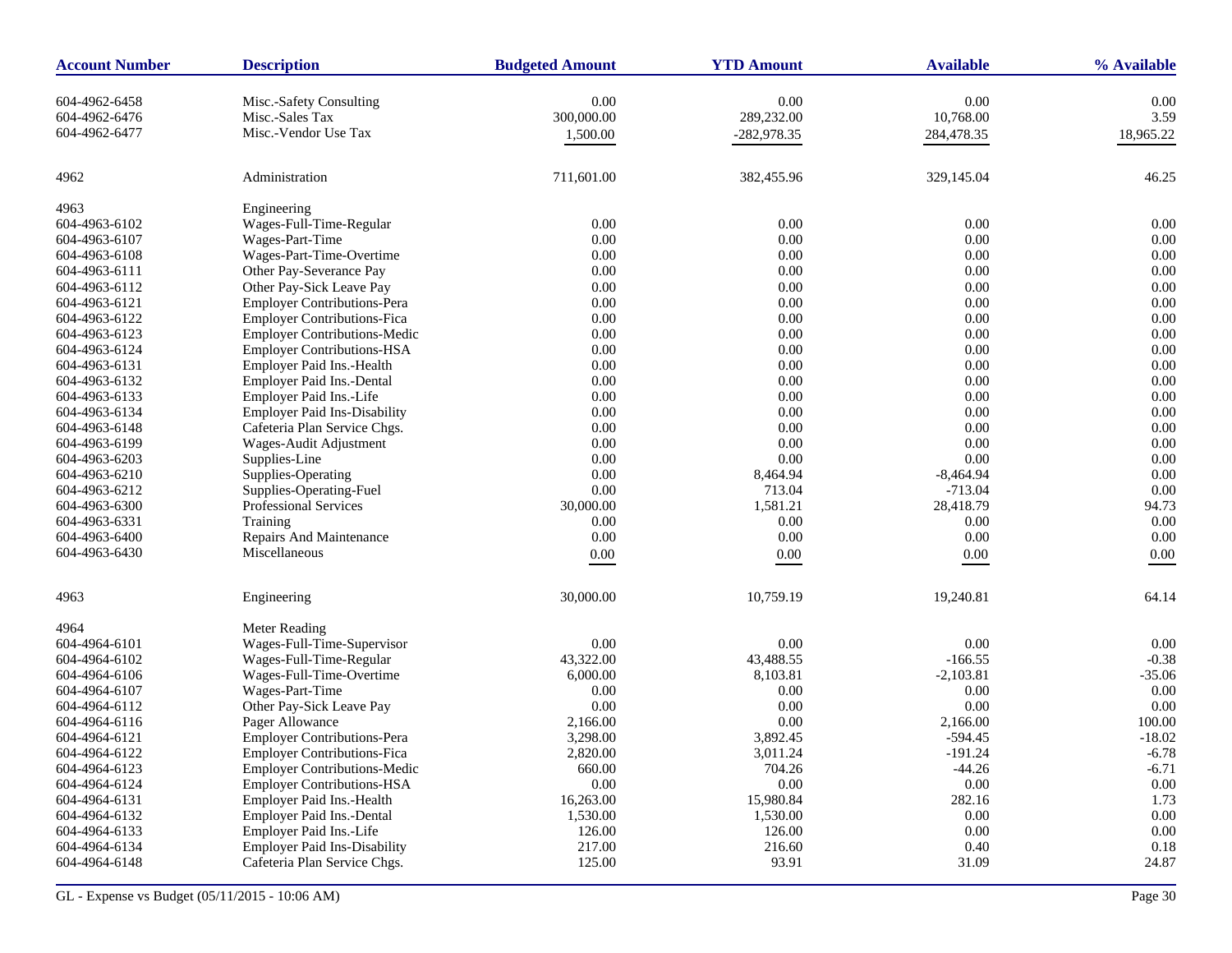| Account Number | Description | Budgeted Amount | YTD Amount | Available | % Available |
|---|---|---|---|---|---|
| 604-4962-6458 | Misc.-Safety Consulting | 0.00 | 0.00 | 0.00 | 0.00 |
| 604-4962-6476 | Misc.-Sales Tax | 300,000.00 | 289,232.00 | 10,768.00 | 3.59 |
| 604-4962-6477 | Misc.-Vendor Use Tax | 1,500.00 | -282,978.35 | 284,478.35 | 18,965.22 |
| 4962 | Administration | 711,601.00 | 382,455.96 | 329,145.04 | 46.25 |
| 4963 | Engineering | | | | |
| 604-4963-6102 | Wages-Full-Time-Regular | 0.00 | 0.00 | 0.00 | 0.00 |
| 604-4963-6107 | Wages-Part-Time | 0.00 | 0.00 | 0.00 | 0.00 |
| 604-4963-6108 | Wages-Part-Time-Overtime | 0.00 | 0.00 | 0.00 | 0.00 |
| 604-4963-6111 | Other Pay-Severance Pay | 0.00 | 0.00 | 0.00 | 0.00 |
| 604-4963-6112 | Other Pay-Sick Leave Pay | 0.00 | 0.00 | 0.00 | 0.00 |
| 604-4963-6121 | Employer Contributions-Pera | 0.00 | 0.00 | 0.00 | 0.00 |
| 604-4963-6122 | Employer Contributions-Fica | 0.00 | 0.00 | 0.00 | 0.00 |
| 604-4963-6123 | Employer Contributions-Medic | 0.00 | 0.00 | 0.00 | 0.00 |
| 604-4963-6124 | Employer Contributions-HSA | 0.00 | 0.00 | 0.00 | 0.00 |
| 604-4963-6131 | Employer Paid Ins.-Health | 0.00 | 0.00 | 0.00 | 0.00 |
| 604-4963-6132 | Employer Paid Ins.-Dental | 0.00 | 0.00 | 0.00 | 0.00 |
| 604-4963-6133 | Employer Paid Ins.-Life | 0.00 | 0.00 | 0.00 | 0.00 |
| 604-4963-6134 | Employer Paid Ins-Disability | 0.00 | 0.00 | 0.00 | 0.00 |
| 604-4963-6148 | Cafeteria Plan Service Chgs. | 0.00 | 0.00 | 0.00 | 0.00 |
| 604-4963-6199 | Wages-Audit Adjustment | 0.00 | 0.00 | 0.00 | 0.00 |
| 604-4963-6203 | Supplies-Line | 0.00 | 0.00 | 0.00 | 0.00 |
| 604-4963-6210 | Supplies-Operating | 0.00 | 8,464.94 | -8,464.94 | 0.00 |
| 604-4963-6212 | Supplies-Operating-Fuel | 0.00 | 713.04 | -713.04 | 0.00 |
| 604-4963-6300 | Professional Services | 30,000.00 | 1,581.21 | 28,418.79 | 94.73 |
| 604-4963-6331 | Training | 0.00 | 0.00 | 0.00 | 0.00 |
| 604-4963-6400 | Repairs And Maintenance | 0.00 | 0.00 | 0.00 | 0.00 |
| 604-4963-6430 | Miscellaneous | 0.00 | 0.00 | 0.00 | 0.00 |
| 4963 | Engineering | 30,000.00 | 10,759.19 | 19,240.81 | 64.14 |
| 4964 | Meter Reading | | | | |
| 604-4964-6101 | Wages-Full-Time-Supervisor | 0.00 | 0.00 | 0.00 | 0.00 |
| 604-4964-6102 | Wages-Full-Time-Regular | 43,322.00 | 43,488.55 | -166.55 | -0.38 |
| 604-4964-6106 | Wages-Full-Time-Overtime | 6,000.00 | 8,103.81 | -2,103.81 | -35.06 |
| 604-4964-6107 | Wages-Part-Time | 0.00 | 0.00 | 0.00 | 0.00 |
| 604-4964-6112 | Other Pay-Sick Leave Pay | 0.00 | 0.00 | 0.00 | 0.00 |
| 604-4964-6116 | Pager Allowance | 2,166.00 | 0.00 | 2,166.00 | 100.00 |
| 604-4964-6121 | Employer Contributions-Pera | 3,298.00 | 3,892.45 | -594.45 | -18.02 |
| 604-4964-6122 | Employer Contributions-Fica | 2,820.00 | 3,011.24 | -191.24 | -6.78 |
| 604-4964-6123 | Employer Contributions-Medic | 660.00 | 704.26 | -44.26 | -6.71 |
| 604-4964-6124 | Employer Contributions-HSA | 0.00 | 0.00 | 0.00 | 0.00 |
| 604-4964-6131 | Employer Paid Ins.-Health | 16,263.00 | 15,980.84 | 282.16 | 1.73 |
| 604-4964-6132 | Employer Paid Ins.-Dental | 1,530.00 | 1,530.00 | 0.00 | 0.00 |
| 604-4964-6133 | Employer Paid Ins.-Life | 126.00 | 126.00 | 0.00 | 0.00 |
| 604-4964-6134 | Employer Paid Ins-Disability | 217.00 | 216.60 | 0.40 | 0.18 |
| 604-4964-6148 | Cafeteria Plan Service Chgs. | 125.00 | 93.91 | 31.09 | 24.87 |

GL - Expense vs Budget (05/11/2015 - 10:06 AM)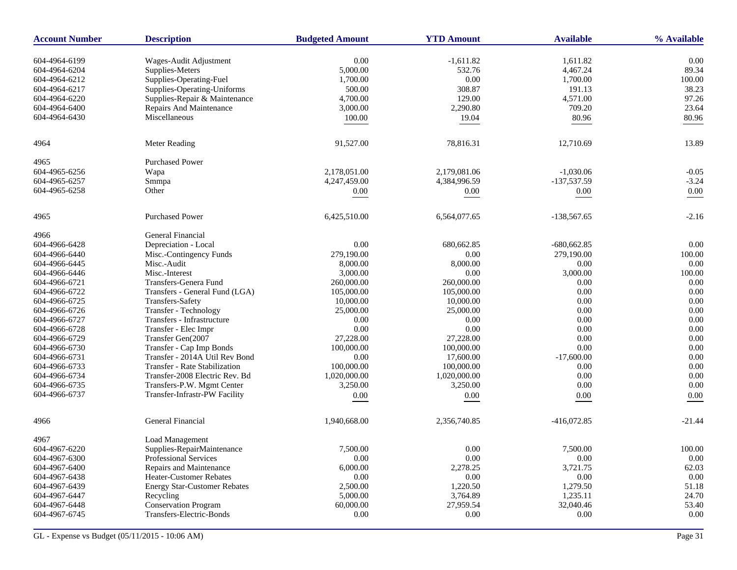| Account Number | Description | Budgeted Amount | YTD Amount | Available | % Available |
|---|---|---|---|---|---|
| 604-4964-6199 | Wages-Audit Adjustment | 0.00 | -1,611.82 | 1,611.82 | 0.00 |
| 604-4964-6204 | Supplies-Meters | 5,000.00 | 532.76 | 4,467.24 | 89.34 |
| 604-4964-6212 | Supplies-Operating-Fuel | 1,700.00 | 0.00 | 1,700.00 | 100.00 |
| 604-4964-6217 | Supplies-Operating-Uniforms | 500.00 | 308.87 | 191.13 | 38.23 |
| 604-4964-6220 | Supplies-Repair & Maintenance | 4,700.00 | 129.00 | 4,571.00 | 97.26 |
| 604-4964-6400 | Repairs And Maintenance | 3,000.00 | 2,290.80 | 709.20 | 23.64 |
| 604-4964-6430 | Miscellaneous | 100.00 | 19.04 | 80.96 | 80.96 |
| 4964 | Meter Reading | 91,527.00 | 78,816.31 | 12,710.69 | 13.89 |
| 4965 | Purchased Power | | | | |
| 604-4965-6256 | Wapa | 2,178,051.00 | 2,179,081.06 | -1,030.06 | -0.05 |
| 604-4965-6257 | Smmpa | 4,247,459.00 | 4,384,996.59 | -137,537.59 | -3.24 |
| 604-4965-6258 | Other | 0.00 | 0.00 | 0.00 | 0.00 |
| 4965 | Purchased Power | 6,425,510.00 | 6,564,077.65 | -138,567.65 | -2.16 |
| 4966 | General Financial | | | | |
| 604-4966-6428 | Depreciation - Local | 0.00 | 680,662.85 | -680,662.85 | 0.00 |
| 604-4966-6440 | Misc.-Contingency Funds | 279,190.00 | 0.00 | 279,190.00 | 100.00 |
| 604-4966-6445 | Misc.-Audit | 8,000.00 | 8,000.00 | 0.00 | 0.00 |
| 604-4966-6446 | Misc.-Interest | 3,000.00 | 0.00 | 3,000.00 | 100.00 |
| 604-4966-6721 | Transfers-Genera Fund | 260,000.00 | 260,000.00 | 0.00 | 0.00 |
| 604-4966-6722 | Transfers - General Fund (LGA) | 105,000.00 | 105,000.00 | 0.00 | 0.00 |
| 604-4966-6725 | Transfers-Safety | 10,000.00 | 10,000.00 | 0.00 | 0.00 |
| 604-4966-6726 | Transfer - Technology | 25,000.00 | 25,000.00 | 0.00 | 0.00 |
| 604-4966-6727 | Transfers - Infrastructure | 0.00 | 0.00 | 0.00 | 0.00 |
| 604-4966-6728 | Transfer - Elec Impr | 0.00 | 0.00 | 0.00 | 0.00 |
| 604-4966-6729 | Transfer Gen(2007 | 27,228.00 | 27,228.00 | 0.00 | 0.00 |
| 604-4966-6730 | Transfer - Cap Imp Bonds | 100,000.00 | 100,000.00 | 0.00 | 0.00 |
| 604-4966-6731 | Transfer - 2014A Util Rev Bond | 0.00 | 17,600.00 | -17,600.00 | 0.00 |
| 604-4966-6733 | Transfer - Rate Stabilization | 100,000.00 | 100,000.00 | 0.00 | 0.00 |
| 604-4966-6734 | Transfer-2008 Electric Rev. Bd | 1,020,000.00 | 1,020,000.00 | 0.00 | 0.00 |
| 604-4966-6735 | Transfers-P.W. Mgmt Center | 3,250.00 | 3,250.00 | 0.00 | 0.00 |
| 604-4966-6737 | Transfer-Infrastr-PW Facility | 0.00 | 0.00 | 0.00 | 0.00 |
| 4966 | General Financial | 1,940,668.00 | 2,356,740.85 | -416,072.85 | -21.44 |
| 4967 | Load Management | | | | |
| 604-4967-6220 | Supplies-RepairMaintenance | 7,500.00 | 0.00 | 7,500.00 | 100.00 |
| 604-4967-6300 | Professional Services | 0.00 | 0.00 | 0.00 | 0.00 |
| 604-4967-6400 | Repairs and Maintenance | 6,000.00 | 2,278.25 | 3,721.75 | 62.03 |
| 604-4967-6438 | Heater-Customer Rebates | 0.00 | 0.00 | 0.00 | 0.00 |
| 604-4967-6439 | Energy Star-Customer Rebates | 2,500.00 | 1,220.50 | 1,279.50 | 51.18 |
| 604-4967-6447 | Recycling | 5,000.00 | 3,764.89 | 1,235.11 | 24.70 |
| 604-4967-6448 | Conservation Program | 60,000.00 | 27,959.54 | 32,040.46 | 53.40 |
| 604-4967-6745 | Transfers-Electric-Bonds | 0.00 | 0.00 | 0.00 | 0.00 |

GL - Expense vs Budget (05/11/2015 - 10:06 AM)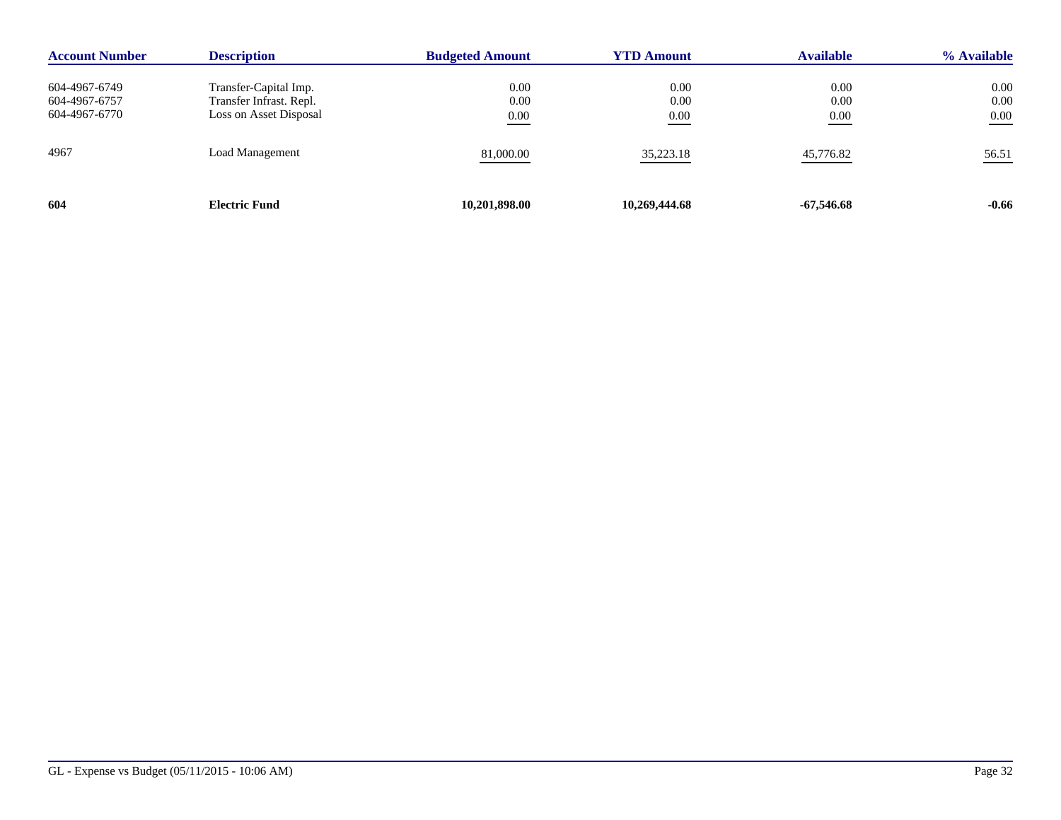| Account Number | Description | Budgeted Amount | YTD Amount | Available | % Available |
|---|---|---|---|---|---|
| 604-4967-6749 | Transfer-Capital Imp. | 0.00 | 0.00 | 0.00 | 0.00 |
| 604-4967-6757 | Transfer Infrast. Repl. | 0.00 | 0.00 | 0.00 | 0.00 |
| 604-4967-6770 | Loss on Asset Disposal | 0.00 | 0.00 | 0.00 | 0.00 |
| 4967 | Load Management | 81,000.00 | 35,223.18 | 45,776.82 | 56.51 |
| **604** | **Electric Fund** | **10,201,898.00** | **10,269,444.68** | **-67,546.68** | **-0.66** |

GL - Expense vs Budget (05/11/2015 - 10:06 AM)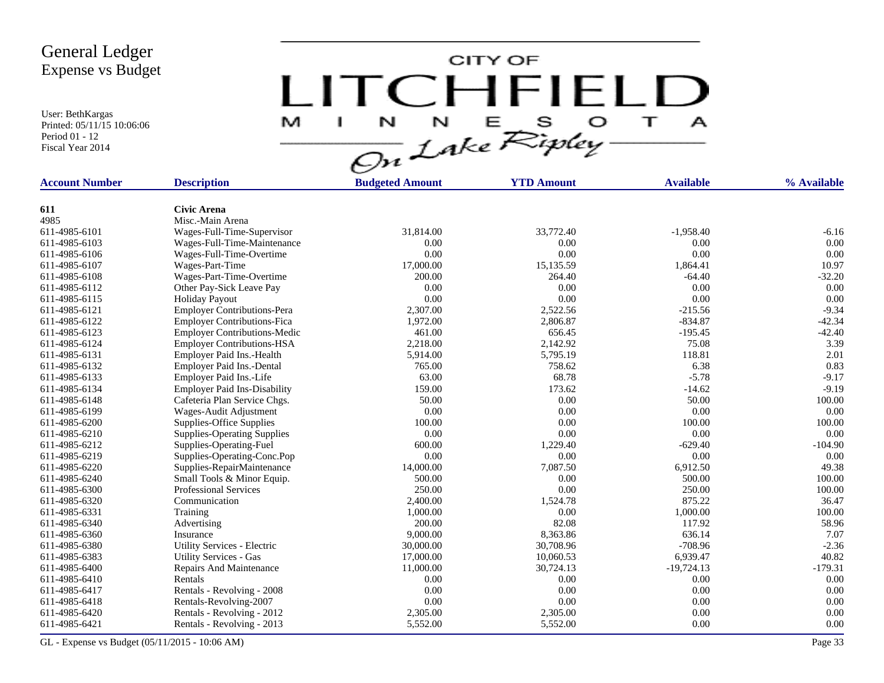# General Ledger
## Expense vs Budget

User: BethKargas
Printed: 05/11/15 10:06:06
Period 01 - 12
Fiscal Year 2014

CITY OF LITCHFIELD MINNESOTA On Lake Ripley

| Account Number | Description | Budgeted Amount | YTD Amount | Available | % Available |
|---|---|---|---|---|---|
| **611** | **Civic Arena** | | | | |
| 4985 | Misc.-Main Arena | | | | |
| 611-4985-6101 | Wages-Full-Time-Supervisor | 31,814.00 | 33,772.40 | -1,958.40 | -6.16 |
| 611-4985-6103 | Wages-Full-Time-Maintenance | 0.00 | 0.00 | 0.00 | 0.00 |
| 611-4985-6106 | Wages-Full-Time-Overtime | 0.00 | 0.00 | 0.00 | 0.00 |
| 611-4985-6107 | Wages-Part-Time | 17,000.00 | 15,135.59 | 1,864.41 | 10.97 |
| 611-4985-6108 | Wages-Part-Time-Overtime | 200.00 | 264.40 | -64.40 | -32.20 |
| 611-4985-6112 | Other Pay-Sick Leave Pay | 0.00 | 0.00 | 0.00 | 0.00 |
| 611-4985-6115 | Holiday Payout | 0.00 | 0.00 | 0.00 | 0.00 |
| 611-4985-6121 | Employer Contributions-Pera | 2,307.00 | 2,522.56 | -215.56 | -9.34 |
| 611-4985-6122 | Employer Contributions-Fica | 1,972.00 | 2,806.87 | -834.87 | -42.34 |
| 611-4985-6123 | Employer Contributions-Medic | 461.00 | 656.45 | -195.45 | -42.40 |
| 611-4985-6124 | Employer Contributions-HSA | 2,218.00 | 2,142.92 | 75.08 | 3.39 |
| 611-4985-6131 | Employer Paid Ins.-Health | 5,914.00 | 5,795.19 | 118.81 | 2.01 |
| 611-4985-6132 | Employer Paid Ins.-Dental | 765.00 | 758.62 | 6.38 | 0.83 |
| 611-4985-6133 | Employer Paid Ins.-Life | 63.00 | 68.78 | -5.78 | -9.17 |
| 611-4985-6134 | Employer Paid Ins-Disability | 159.00 | 173.62 | -14.62 | -9.19 |
| 611-4985-6148 | Cafeteria Plan Service Chgs. | 50.00 | 0.00 | 50.00 | 100.00 |
| 611-4985-6199 | Wages-Audit Adjustment | 0.00 | 0.00 | 0.00 | 0.00 |
| 611-4985-6200 | Supplies-Office Supplies | 100.00 | 0.00 | 100.00 | 100.00 |
| 611-4985-6210 | Supplies-Operating Supplies | 0.00 | 0.00 | 0.00 | 0.00 |
| 611-4985-6212 | Supplies-Operating-Fuel | 600.00 | 1,229.40 | -629.40 | -104.90 |
| 611-4985-6219 | Supplies-Operating-Conc.Pop | 0.00 | 0.00 | 0.00 | 0.00 |
| 611-4985-6220 | Supplies-RepairMaintenance | 14,000.00 | 7,087.50 | 6,912.50 | 49.38 |
| 611-4985-6240 | Small Tools & Minor Equip. | 500.00 | 0.00 | 500.00 | 100.00 |
| 611-4985-6300 | Professional Services | 250.00 | 0.00 | 250.00 | 100.00 |
| 611-4985-6320 | Communication | 2,400.00 | 1,524.78 | 875.22 | 36.47 |
| 611-4985-6331 | Training | 1,000.00 | 0.00 | 1,000.00 | 100.00 |
| 611-4985-6340 | Advertising | 200.00 | 82.08 | 117.92 | 58.96 |
| 611-4985-6360 | Insurance | 9,000.00 | 8,363.86 | 636.14 | 7.07 |
| 611-4985-6380 | Utility Services - Electric | 30,000.00 | 30,708.96 | -708.96 | -2.36 |
| 611-4985-6383 | Utility Services - Gas | 17,000.00 | 10,060.53 | 6,939.47 | 40.82 |
| 611-4985-6400 | Repairs And Maintenance | 11,000.00 | 30,724.13 | -19,724.13 | -179.31 |
| 611-4985-6410 | Rentals | 0.00 | 0.00 | 0.00 | 0.00 |
| 611-4985-6417 | Rentals - Revolving - 2008 | 0.00 | 0.00 | 0.00 | 0.00 |
| 611-4985-6418 | Rentals-Revolving-2007 | 0.00 | 0.00 | 0.00 | 0.00 |
| 611-4985-6420 | Rentals - Revolving - 2012 | 2,305.00 | 2,305.00 | 0.00 | 0.00 |
| 611-4985-6421 | Rentals - Revolving - 2013 | 5,552.00 | 5,552.00 | 0.00 | 0.00 |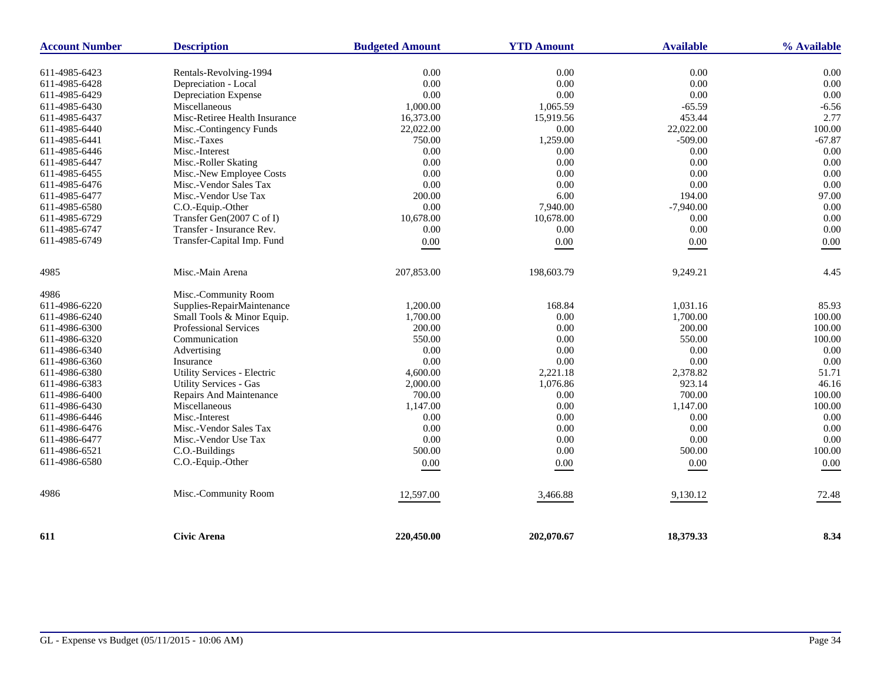| Account Number | Description | Budgeted Amount | YTD Amount | Available | % Available |
|---|---|---|---|---|---|
| 611-4985-6423 | Rentals-Revolving-1994 | 0.00 | 0.00 | 0.00 | 0.00 |
| 611-4985-6428 | Depreciation - Local | 0.00 | 0.00 | 0.00 | 0.00 |
| 611-4985-6429 | Depreciation Expense | 0.00 | 0.00 | 0.00 | 0.00 |
| 611-4985-6430 | Miscellaneous | 1,000.00 | 1,065.59 | -65.59 | -6.56 |
| 611-4985-6437 | Misc-Retiree Health Insurance | 16,373.00 | 15,919.56 | 453.44 | 2.77 |
| 611-4985-6440 | Misc.-Contingency Funds | 22,022.00 | 0.00 | 22,022.00 | 100.00 |
| 611-4985-6441 | Misc.-Taxes | 750.00 | 1,259.00 | -509.00 | -67.87 |
| 611-4985-6446 | Misc.-Interest | 0.00 | 0.00 | 0.00 | 0.00 |
| 611-4985-6447 | Misc.-Roller Skating | 0.00 | 0.00 | 0.00 | 0.00 |
| 611-4985-6455 | Misc.-New Employee Costs | 0.00 | 0.00 | 0.00 | 0.00 |
| 611-4985-6476 | Misc.-Vendor Sales Tax | 0.00 | 0.00 | 0.00 | 0.00 |
| 611-4985-6477 | Misc.-Vendor Use Tax | 200.00 | 6.00 | 194.00 | 97.00 |
| 611-4985-6580 | C.O.-Equip.-Other | 0.00 | 7,940.00 | -7,940.00 | 0.00 |
| 611-4985-6729 | Transfer Gen(2007 C of I) | 10,678.00 | 10,678.00 | 0.00 | 0.00 |
| 611-4985-6747 | Transfer - Insurance Rev. | 0.00 | 0.00 | 0.00 | 0.00 |
| 611-4985-6749 | Transfer-Capital Imp. Fund | 0.00 | 0.00 | 0.00 | 0.00 |
| 4985 | Misc.-Main Arena | 207,853.00 | 198,603.79 | 9,249.21 | 4.45 |
| 4986 | Misc.-Community Room | | | | |
| 611-4986-6220 | Supplies-RepairMaintenance | 1,200.00 | 168.84 | 1,031.16 | 85.93 |
| 611-4986-6240 | Small Tools & Minor Equip. | 1,700.00 | 0.00 | 1,700.00 | 100.00 |
| 611-4986-6300 | Professional Services | 200.00 | 0.00 | 200.00 | 100.00 |
| 611-4986-6320 | Communication | 550.00 | 0.00 | 550.00 | 100.00 |
| 611-4986-6340 | Advertising | 0.00 | 0.00 | 0.00 | 0.00 |
| 611-4986-6360 | Insurance | 0.00 | 0.00 | 0.00 | 0.00 |
| 611-4986-6380 | Utility Services - Electric | 4,600.00 | 2,221.18 | 2,378.82 | 51.71 |
| 611-4986-6383 | Utility Services - Gas | 2,000.00 | 1,076.86 | 923.14 | 46.16 |
| 611-4986-6400 | Repairs And Maintenance | 700.00 | 0.00 | 700.00 | 100.00 |
| 611-4986-6430 | Miscellaneous | 1,147.00 | 0.00 | 1,147.00 | 100.00 |
| 611-4986-6446 | Misc.-Interest | 0.00 | 0.00 | 0.00 | 0.00 |
| 611-4986-6476 | Misc.-Vendor Sales Tax | 0.00 | 0.00 | 0.00 | 0.00 |
| 611-4986-6477 | Misc.-Vendor Use Tax | 0.00 | 0.00 | 0.00 | 0.00 |
| 611-4986-6521 | C.O.-Buildings | 500.00 | 0.00 | 500.00 | 100.00 |
| 611-4986-6580 | C.O.-Equip.-Other | 0.00 | 0.00 | 0.00 | 0.00 |
| 4986 | Misc.-Community Room | 12,597.00 | 3,466.88 | 9,130.12 | 72.48 |
| **611** | **Civic Arena** | **220,450.00** | **202,070.67** | **18,379.33** | **8.34** |

GL - Expense vs Budget (05/11/2015 - 10:06 AM)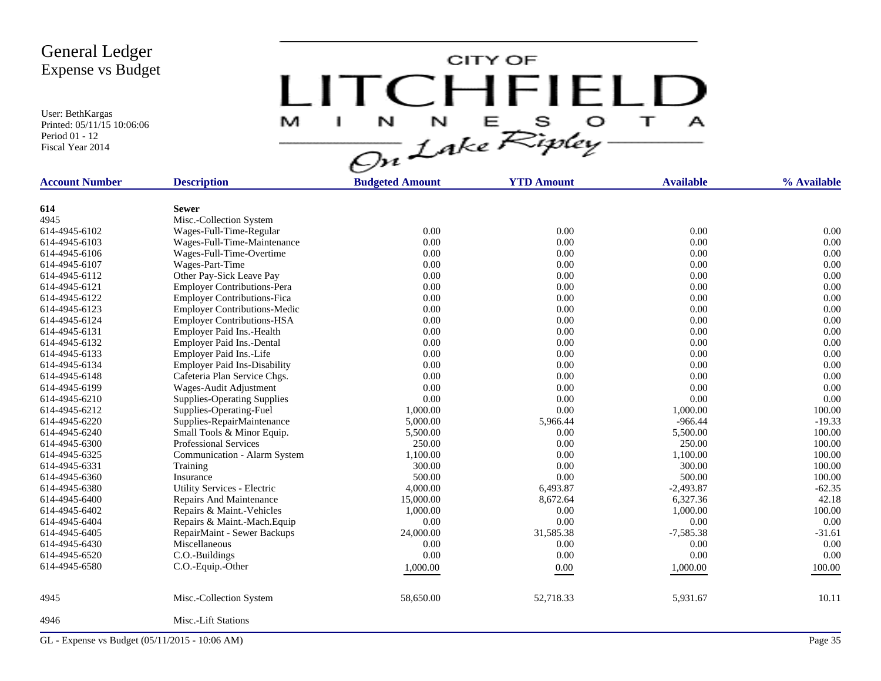# General Ledger
## Expense vs Budget

User: BethKargas
Printed: 05/11/15 10:06:06
Period 01 - 12
Fiscal Year 2014

CITY OF LITCHFIELD MINNESOTA On Lake Ripley

| Account Number | Description | Budgeted Amount | YTD Amount | Available | % Available |
|---|---|---|---|---|---|
| **614** | **Sewer** | | | | |
| 4945 | Misc.-Collection System | | | | |
| 614-4945-6102 | Wages-Full-Time-Regular | 0.00 | 0.00 | 0.00 | 0.00 |
| 614-4945-6103 | Wages-Full-Time-Maintenance | 0.00 | 0.00 | 0.00 | 0.00 |
| 614-4945-6106 | Wages-Full-Time-Overtime | 0.00 | 0.00 | 0.00 | 0.00 |
| 614-4945-6107 | Wages-Part-Time | 0.00 | 0.00 | 0.00 | 0.00 |
| 614-4945-6112 | Other Pay-Sick Leave Pay | 0.00 | 0.00 | 0.00 | 0.00 |
| 614-4945-6121 | Employer Contributions-Pera | 0.00 | 0.00 | 0.00 | 0.00 |
| 614-4945-6122 | Employer Contributions-Fica | 0.00 | 0.00 | 0.00 | 0.00 |
| 614-4945-6123 | Employer Contributions-Medic | 0.00 | 0.00 | 0.00 | 0.00 |
| 614-4945-6124 | Employer Contributions-HSA | 0.00 | 0.00 | 0.00 | 0.00 |
| 614-4945-6131 | Employer Paid Ins.-Health | 0.00 | 0.00 | 0.00 | 0.00 |
| 614-4945-6132 | Employer Paid Ins.-Dental | 0.00 | 0.00 | 0.00 | 0.00 |
| 614-4945-6133 | Employer Paid Ins.-Life | 0.00 | 0.00 | 0.00 | 0.00 |
| 614-4945-6134 | Employer Paid Ins-Disability | 0.00 | 0.00 | 0.00 | 0.00 |
| 614-4945-6148 | Cafeteria Plan Service Chgs. | 0.00 | 0.00 | 0.00 | 0.00 |
| 614-4945-6199 | Wages-Audit Adjustment | 0.00 | 0.00 | 0.00 | 0.00 |
| 614-4945-6210 | Supplies-Operating Supplies | 0.00 | 0.00 | 0.00 | 0.00 |
| 614-4945-6212 | Supplies-Operating-Fuel | 1,000.00 | 0.00 | 1,000.00 | 100.00 |
| 614-4945-6220 | Supplies-RepairMaintenance | 5,000.00 | 5,966.44 | -966.44 | -19.33 |
| 614-4945-6240 | Small Tools & Minor Equip. | 5,500.00 | 0.00 | 5,500.00 | 100.00 |
| 614-4945-6300 | Professional Services | 250.00 | 0.00 | 250.00 | 100.00 |
| 614-4945-6325 | Communication - Alarm System | 1,100.00 | 0.00 | 1,100.00 | 100.00 |
| 614-4945-6331 | Training | 300.00 | 0.00 | 300.00 | 100.00 |
| 614-4945-6360 | Insurance | 500.00 | 0.00 | 500.00 | 100.00 |
| 614-4945-6380 | Utility Services - Electric | 4,000.00 | 6,493.87 | -2,493.87 | -62.35 |
| 614-4945-6400 | Repairs And Maintenance | 15,000.00 | 8,672.64 | 6,327.36 | 42.18 |
| 614-4945-6402 | Repairs & Maint.-Vehicles | 1,000.00 | 0.00 | 1,000.00 | 100.00 |
| 614-4945-6404 | Repairs & Maint.-Mach.Equip | 0.00 | 0.00 | 0.00 | 0.00 |
| 614-4945-6405 | RepairMaint - Sewer Backups | 24,000.00 | 31,585.38 | -7,585.38 | -31.61 |
| 614-4945-6430 | Miscellaneous | 0.00 | 0.00 | 0.00 | 0.00 |
| 614-4945-6520 | C.O.-Buildings | 0.00 | 0.00 | 0.00 | 0.00 |
| 614-4945-6580 | C.O.-Equip.-Other | 1,000.00 | 0.00 | 1,000.00 | 100.00 |
| 4945 | Misc.-Collection System | 58,650.00 | 52,718.33 | 5,931.67 | 10.11 |
| 4946 | Misc.-Lift Stations | | | | |

GL - Expense vs Budget (05/11/2015 - 10:06 AM)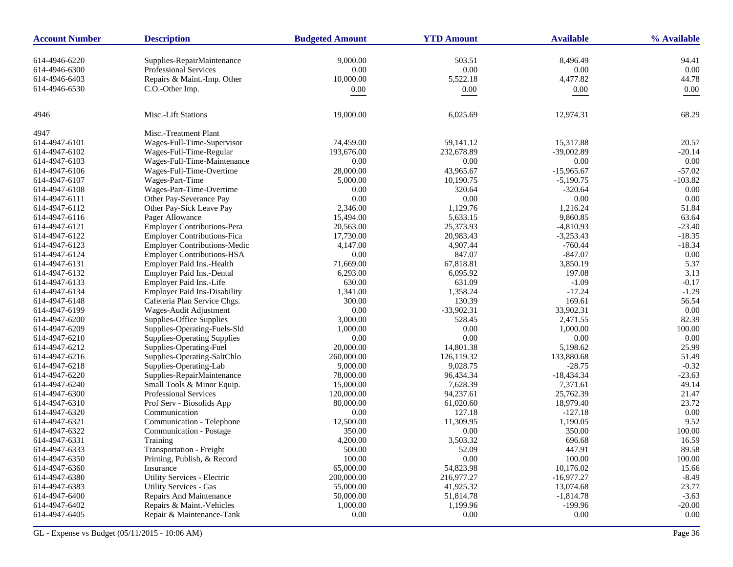| Account Number | Description | Budgeted Amount | YTD Amount | Available | % Available |
|---|---|---|---|---|---|
| 614-4946-6220 | Supplies-RepairMaintenance | 9,000.00 | 503.51 | 8,496.49 | 94.41 |
| 614-4946-6300 | Professional Services | 0.00 | 0.00 | 0.00 | 0.00 |
| 614-4946-6403 | Repairs & Maint.-Imp. Other | 10,000.00 | 5,522.18 | 4,477.82 | 44.78 |
| 614-4946-6530 | C.O.-Other Imp. | 0.00 | 0.00 | 0.00 | 0.00 |
| 4946 | Misc.-Lift Stations | 19,000.00 | 6,025.69 | 12,974.31 | 68.29 |
| 4947 | Misc.-Treatment Plant | | | | |
| 614-4947-6101 | Wages-Full-Time-Supervisor | 74,459.00 | 59,141.12 | 15,317.88 | 20.57 |
| 614-4947-6102 | Wages-Full-Time-Regular | 193,676.00 | 232,678.89 | -39,002.89 | -20.14 |
| 614-4947-6103 | Wages-Full-Time-Maintenance | 0.00 | 0.00 | 0.00 | 0.00 |
| 614-4947-6106 | Wages-Full-Time-Overtime | 28,000.00 | 43,965.67 | -15,965.67 | -57.02 |
| 614-4947-6107 | Wages-Part-Time | 5,000.00 | 10,190.75 | -5,190.75 | -103.82 |
| 614-4947-6108 | Wages-Part-Time-Overtime | 0.00 | 320.64 | -320.64 | 0.00 |
| 614-4947-6111 | Other Pay-Severance Pay | 0.00 | 0.00 | 0.00 | 0.00 |
| 614-4947-6112 | Other Pay-Sick Leave Pay | 2,346.00 | 1,129.76 | 1,216.24 | 51.84 |
| 614-4947-6116 | Pager Allowance | 15,494.00 | 5,633.15 | 9,860.85 | 63.64 |
| 614-4947-6121 | Employer Contributions-Pera | 20,563.00 | 25,373.93 | -4,810.93 | -23.40 |
| 614-4947-6122 | Employer Contributions-Fica | 17,730.00 | 20,983.43 | -3,253.43 | -18.35 |
| 614-4947-6123 | Employer Contributions-Medic | 4,147.00 | 4,907.44 | -760.44 | -18.34 |
| 614-4947-6124 | Employer Contributions-HSA | 0.00 | 847.07 | -847.07 | 0.00 |
| 614-4947-6131 | Employer Paid Ins.-Health | 71,669.00 | 67,818.81 | 3,850.19 | 5.37 |
| 614-4947-6132 | Employer Paid Ins.-Dental | 6,293.00 | 6,095.92 | 197.08 | 3.13 |
| 614-4947-6133 | Employer Paid Ins.-Life | 630.00 | 631.09 | -1.09 | -0.17 |
| 614-4947-6134 | Employer Paid Ins-Disability | 1,341.00 | 1,358.24 | -17.24 | -1.29 |
| 614-4947-6148 | Cafeteria Plan Service Chgs. | 300.00 | 130.39 | 169.61 | 56.54 |
| 614-4947-6199 | Wages-Audit Adjustment | 0.00 | -33,902.31 | 33,902.31 | 0.00 |
| 614-4947-6200 | Supplies-Office Supplies | 3,000.00 | 528.45 | 2,471.55 | 82.39 |
| 614-4947-6209 | Supplies-Operating-Fuels-Sld | 1,000.00 | 0.00 | 1,000.00 | 100.00 |
| 614-4947-6210 | Supplies-Operating Supplies | 0.00 | 0.00 | 0.00 | 0.00 |
| 614-4947-6212 | Supplies-Operating-Fuel | 20,000.00 | 14,801.38 | 5,198.62 | 25.99 |
| 614-4947-6216 | Supplies-Operating-SaltChlo | 260,000.00 | 126,119.32 | 133,880.68 | 51.49 |
| 614-4947-6218 | Supplies-Operating-Lab | 9,000.00 | 9,028.75 | -28.75 | -0.32 |
| 614-4947-6220 | Supplies-RepairMaintenance | 78,000.00 | 96,434.34 | -18,434.34 | -23.63 |
| 614-4947-6240 | Small Tools & Minor Equip. | 15,000.00 | 7,628.39 | 7,371.61 | 49.14 |
| 614-4947-6300 | Professional Services | 120,000.00 | 94,237.61 | 25,762.39 | 21.47 |
| 614-4947-6310 | Prof Serv - Biosolids App | 80,000.00 | 61,020.60 | 18,979.40 | 23.72 |
| 614-4947-6320 | Communication | 0.00 | 127.18 | -127.18 | 0.00 |
| 614-4947-6321 | Communication - Telephone | 12,500.00 | 11,309.95 | 1,190.05 | 9.52 |
| 614-4947-6322 | Communication - Postage | 350.00 | 0.00 | 350.00 | 100.00 |
| 614-4947-6331 | Training | 4,200.00 | 3,503.32 | 696.68 | 16.59 |
| 614-4947-6333 | Transportation - Freight | 500.00 | 52.09 | 447.91 | 89.58 |
| 614-4947-6350 | Printing, Publish, & Record | 100.00 | 0.00 | 100.00 | 100.00 |
| 614-4947-6360 | Insurance | 65,000.00 | 54,823.98 | 10,176.02 | 15.66 |
| 614-4947-6380 | Utility Services - Electric | 200,000.00 | 216,977.27 | -16,977.27 | -8.49 |
| 614-4947-6383 | Utility Services - Gas | 55,000.00 | 41,925.32 | 13,074.68 | 23.77 |
| 614-4947-6400 | Repairs And Maintenance | 50,000.00 | 51,814.78 | -1,814.78 | -3.63 |
| 614-4947-6402 | Repairs & Maint.-Vehicles | 1,000.00 | 1,199.96 | -199.96 | -20.00 |
| 614-4947-6405 | Repair & Maintenance-Tank | 0.00 | 0.00 | 0.00 | 0.00 |

GL - Expense vs Budget (05/11/2015 - 10:06 AM)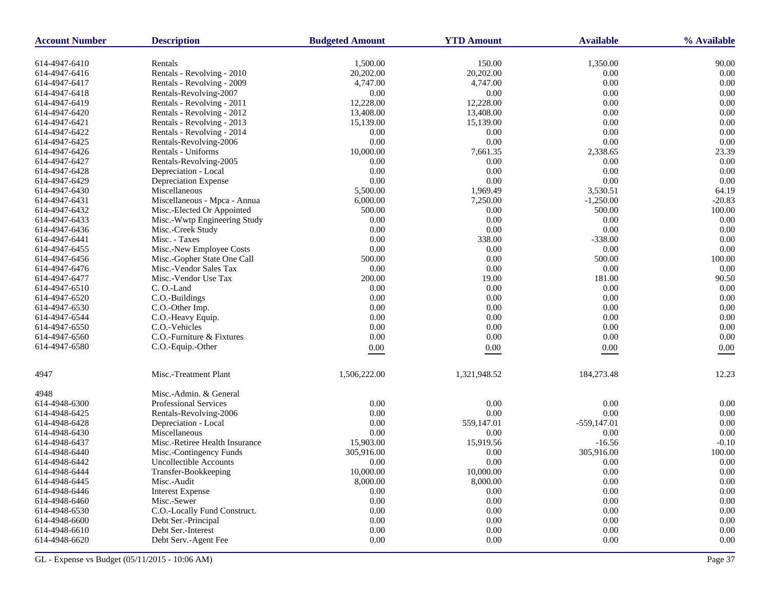| Account Number | Description | Budgeted Amount | YTD Amount | Available | % Available |
|---|---|---|---|---|---|
| 614-4947-6410 | Rentals | 1,500.00 | 150.00 | 1,350.00 | 90.00 |
| 614-4947-6416 | Rentals - Revolving - 2010 | 20,202.00 | 20,202.00 | 0.00 | 0.00 |
| 614-4947-6417 | Rentals - Revolving - 2009 | 4,747.00 | 4,747.00 | 0.00 | 0.00 |
| 614-4947-6418 | Rentals-Revolving-2007 | 0.00 | 0.00 | 0.00 | 0.00 |
| 614-4947-6419 | Rentals - Revolving - 2011 | 12,228.00 | 12,228.00 | 0.00 | 0.00 |
| 614-4947-6420 | Rentals - Revolving - 2012 | 13,408.00 | 13,408.00 | 0.00 | 0.00 |
| 614-4947-6421 | Rentals - Revolving - 2013 | 15,139.00 | 15,139.00 | 0.00 | 0.00 |
| 614-4947-6422 | Rentals - Revolving - 2014 | 0.00 | 0.00 | 0.00 | 0.00 |
| 614-4947-6425 | Rentals-Revolving-2006 | 0.00 | 0.00 | 0.00 | 0.00 |
| 614-4947-6426 | Rentals - Uniforms | 10,000.00 | 7,661.35 | 2,338.65 | 23.39 |
| 614-4947-6427 | Rentals-Revolving-2005 | 0.00 | 0.00 | 0.00 | 0.00 |
| 614-4947-6428 | Depreciation - Local | 0.00 | 0.00 | 0.00 | 0.00 |
| 614-4947-6429 | Depreciation Expense | 0.00 | 0.00 | 0.00 | 0.00 |
| 614-4947-6430 | Miscellaneous | 5,500.00 | 1,969.49 | 3,530.51 | 64.19 |
| 614-4947-6431 | Miscellaneous - Mpca - Annua | 6,000.00 | 7,250.00 | -1,250.00 | -20.83 |
| 614-4947-6432 | Misc.-Elected Or Appointed | 500.00 | 0.00 | 500.00 | 100.00 |
| 614-4947-6433 | Misc.-Wwtp Engineering Study | 0.00 | 0.00 | 0.00 | 0.00 |
| 614-4947-6436 | Misc.-Creek Study | 0.00 | 0.00 | 0.00 | 0.00 |
| 614-4947-6441 | Misc. - Taxes | 0.00 | 338.00 | -338.00 | 0.00 |
| 614-4947-6455 | Misc.-New Employee Costs | 0.00 | 0.00 | 0.00 | 0.00 |
| 614-4947-6456 | Misc.-Gopher State One Call | 500.00 | 0.00 | 500.00 | 100.00 |
| 614-4947-6476 | Misc.-Vendor Sales Tax | 0.00 | 0.00 | 0.00 | 0.00 |
| 614-4947-6477 | Misc.-Vendor Use Tax | 200.00 | 19.00 | 181.00 | 90.50 |
| 614-4947-6510 | C. O.-Land | 0.00 | 0.00 | 0.00 | 0.00 |
| 614-4947-6520 | C.O.-Buildings | 0.00 | 0.00 | 0.00 | 0.00 |
| 614-4947-6530 | C.O.-Other Imp. | 0.00 | 0.00 | 0.00 | 0.00 |
| 614-4947-6544 | C.O.-Heavy Equip. | 0.00 | 0.00 | 0.00 | 0.00 |
| 614-4947-6550 | C.O.-Vehicles | 0.00 | 0.00 | 0.00 | 0.00 |
| 614-4947-6560 | C.O.-Furniture & Fixtures | 0.00 | 0.00 | 0.00 | 0.00 |
| 614-4947-6580 | C.O.-Equip.-Other | 0.00 | 0.00 | 0.00 | 0.00 |
| 4947 | Misc.-Treatment Plant | 1,506,222.00 | 1,321,948.52 | 184,273.48 | 12.23 |
| 4948 | Misc.-Admin. & General | | | | |
| 614-4948-6300 | Professional Services | 0.00 | 0.00 | 0.00 | 0.00 |
| 614-4948-6425 | Rentals-Revolving-2006 | 0.00 | 0.00 | 0.00 | 0.00 |
| 614-4948-6428 | Depreciation - Local | 0.00 | 559,147.01 | -559,147.01 | 0.00 |
| 614-4948-6430 | Miscellaneous | 0.00 | 0.00 | 0.00 | 0.00 |
| 614-4948-6437 | Misc.-Retiree Health Insurance | 15,903.00 | 15,919.56 | -16.56 | -0.10 |
| 614-4948-6440 | Misc.-Contingency Funds | 305,916.00 | 0.00 | 305,916.00 | 100.00 |
| 614-4948-6442 | Uncollectible Accounts | 0.00 | 0.00 | 0.00 | 0.00 |
| 614-4948-6444 | Transfer-Bookkeeping | 10,000.00 | 10,000.00 | 0.00 | 0.00 |
| 614-4948-6445 | Misc.-Audit | 8,000.00 | 8,000.00 | 0.00 | 0.00 |
| 614-4948-6446 | Interest Expense | 0.00 | 0.00 | 0.00 | 0.00 |
| 614-4948-6460 | Misc.-Sewer | 0.00 | 0.00 | 0.00 | 0.00 |
| 614-4948-6530 | C.O.-Locally Fund Construct. | 0.00 | 0.00 | 0.00 | 0.00 |
| 614-4948-6600 | Debt Ser.-Principal | 0.00 | 0.00 | 0.00 | 0.00 |
| 614-4948-6610 | Debt Ser.-Interest | 0.00 | 0.00 | 0.00 | 0.00 |
| 614-4948-6620 | Debt Serv.-Agent Fee | 0.00 | 0.00 | 0.00 | 0.00 |

GL - Expense vs Budget (05/11/2015 - 10:06 AM)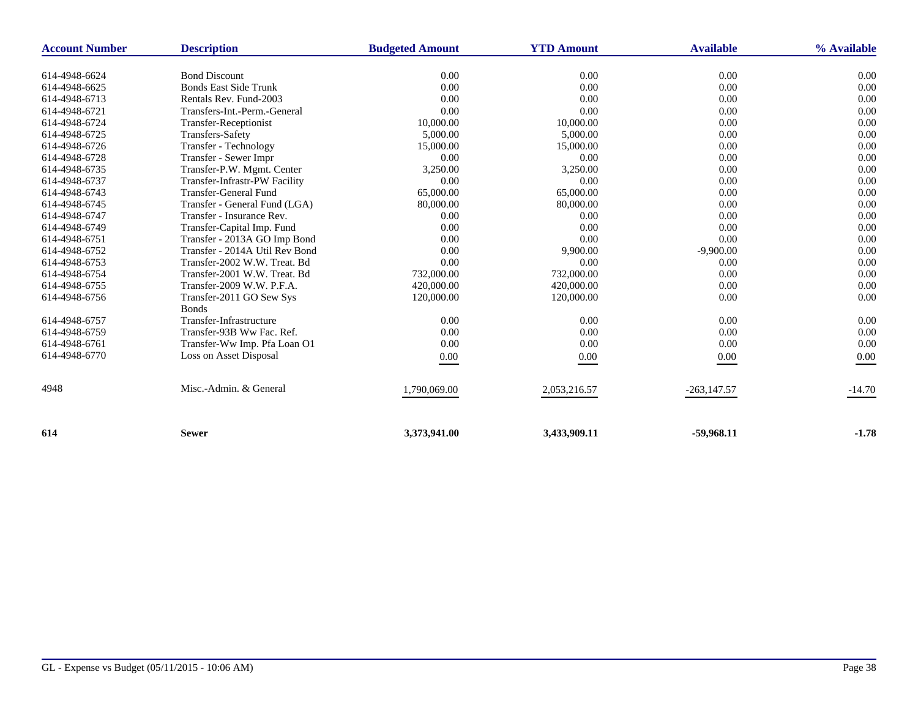| Account Number | Description | Budgeted Amount | YTD Amount | Available | % Available |
|---|---|---|---|---|---|
| 614-4948-6624 | Bond Discount | 0.00 | 0.00 | 0.00 | 0.00 |
| 614-4948-6625 | Bonds East Side Trunk | 0.00 | 0.00 | 0.00 | 0.00 |
| 614-4948-6713 | Rentals Rev. Fund-2003 | 0.00 | 0.00 | 0.00 | 0.00 |
| 614-4948-6721 | Transfers-Int.-Perm.-General | 0.00 | 0.00 | 0.00 | 0.00 |
| 614-4948-6724 | Transfer-Receptionist | 10,000.00 | 10,000.00 | 0.00 | 0.00 |
| 614-4948-6725 | Transfers-Safety | 5,000.00 | 5,000.00 | 0.00 | 0.00 |
| 614-4948-6726 | Transfer - Technology | 15,000.00 | 15,000.00 | 0.00 | 0.00 |
| 614-4948-6728 | Transfer - Sewer Impr | 0.00 | 0.00 | 0.00 | 0.00 |
| 614-4948-6735 | Transfer-P.W. Mgmt. Center | 3,250.00 | 3,250.00 | 0.00 | 0.00 |
| 614-4948-6737 | Transfer-Infrastr-PW Facility | 0.00 | 0.00 | 0.00 | 0.00 |
| 614-4948-6743 | Transfer-General Fund | 65,000.00 | 65,000.00 | 0.00 | 0.00 |
| 614-4948-6745 | Transfer - General Fund (LGA) | 80,000.00 | 80,000.00 | 0.00 | 0.00 |
| 614-4948-6747 | Transfer - Insurance Rev. | 0.00 | 0.00 | 0.00 | 0.00 |
| 614-4948-6749 | Transfer-Capital Imp. Fund | 0.00 | 0.00 | 0.00 | 0.00 |
| 614-4948-6751 | Transfer - 2013A GO Imp Bond | 0.00 | 0.00 | 0.00 | 0.00 |
| 614-4948-6752 | Transfer - 2014A Util Rev Bond | 0.00 | 9,900.00 | -9,900.00 | 0.00 |
| 614-4948-6753 | Transfer-2002 W.W. Treat. Bd | 0.00 | 0.00 | 0.00 | 0.00 |
| 614-4948-6754 | Transfer-2001 W.W. Treat. Bd | 732,000.00 | 732,000.00 | 0.00 | 0.00 |
| 614-4948-6755 | Transfer-2009 W.W. P.F.A. | 420,000.00 | 420,000.00 | 0.00 | 0.00 |
| 614-4948-6756 | Transfer-2011 GO Sew Sys Bonds | 120,000.00 | 120,000.00 | 0.00 | 0.00 |
| 614-4948-6757 | Transfer-Infrastructure | 0.00 | 0.00 | 0.00 | 0.00 |
| 614-4948-6759 | Transfer-93B Ww Fac. Ref. | 0.00 | 0.00 | 0.00 | 0.00 |
| 614-4948-6761 | Transfer-Ww Imp. Pfa Loan O1 | 0.00 | 0.00 | 0.00 | 0.00 |
| 614-4948-6770 | Loss on Asset Disposal | 0.00 | 0.00 | 0.00 | 0.00 |
| 4948 | Misc.-Admin. & General | 1,790,069.00 | 2,053,216.57 | -263,147.57 | -14.70 |
| **614** | **Sewer** | **3,373,941.00** | **3,433,909.11** | **-59,968.11** | **-1.78** |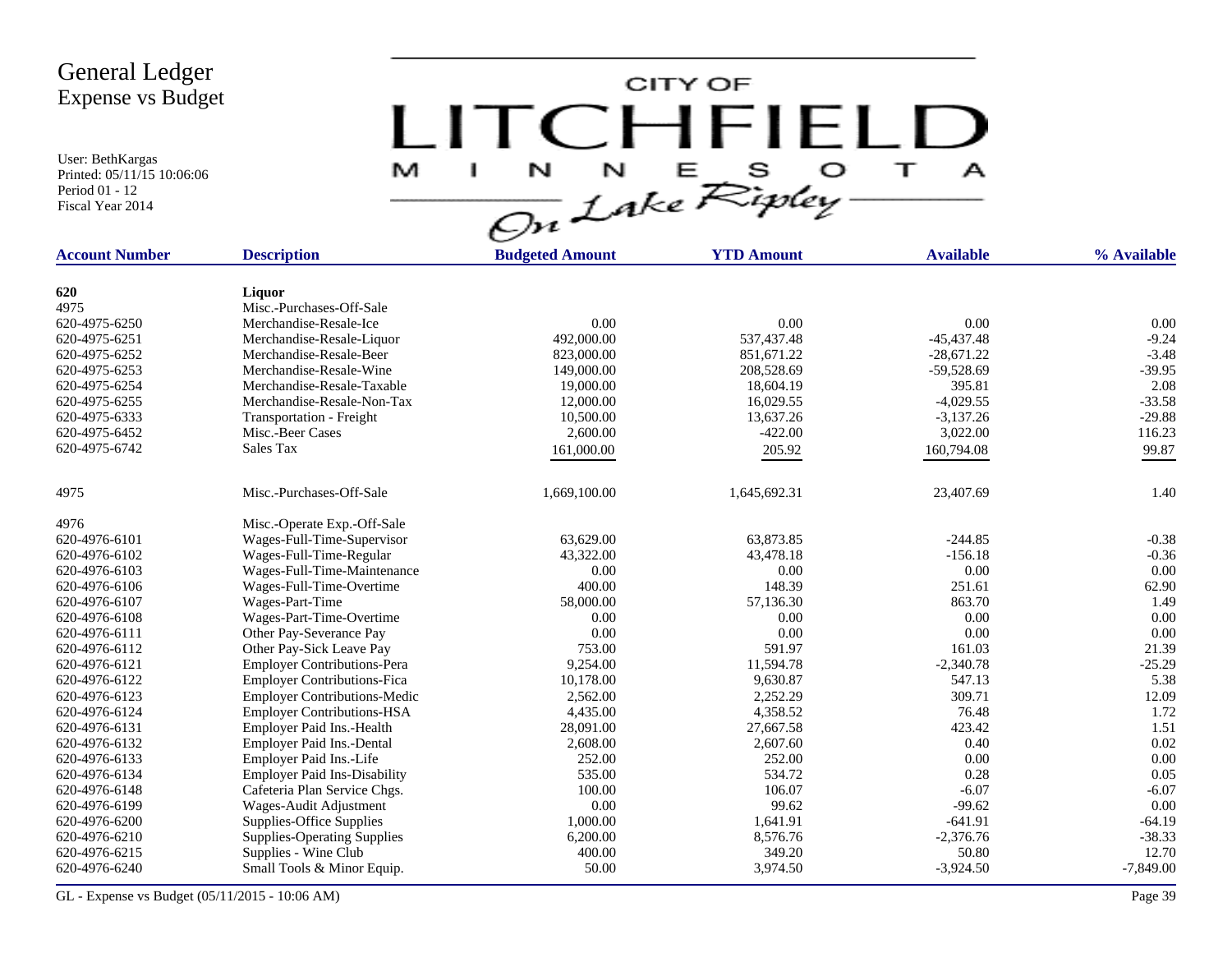# General Ledger
## Expense vs Budget

User: BethKargas
Printed: 05/11/15 10:06:06
Period 01 - 12
Fiscal Year 2014

CITY OF LITCHFIELD MINNESOTA On Lake Ripley

| Account Number | Description | Budgeted Amount | YTD Amount | Available | % Available |
|---|---|---|---|---|---|
| **620** | **Liquor** | | | | |
| 4975 | Misc.-Purchases-Off-Sale | | | | |
| 620-4975-6250 | Merchandise-Resale-Ice | 0.00 | 0.00 | 0.00 | 0.00 |
| 620-4975-6251 | Merchandise-Resale-Liquor | 492,000.00 | 537,437.48 | -45,437.48 | -9.24 |
| 620-4975-6252 | Merchandise-Resale-Beer | 823,000.00 | 851,671.22 | -28,671.22 | -3.48 |
| 620-4975-6253 | Merchandise-Resale-Wine | 149,000.00 | 208,528.69 | -59,528.69 | -39.95 |
| 620-4975-6254 | Merchandise-Resale-Taxable | 19,000.00 | 18,604.19 | 395.81 | 2.08 |
| 620-4975-6255 | Merchandise-Resale-Non-Tax | 12,000.00 | 16,029.55 | -4,029.55 | -33.58 |
| 620-4975-6333 | Transportation - Freight | 10,500.00 | 13,637.26 | -3,137.26 | -29.88 |
| 620-4975-6452 | Misc.-Beer Cases | 2,600.00 | -422.00 | 3,022.00 | 116.23 |
| 620-4975-6742 | Sales Tax | 161,000.00 | 205.92 | 160,794.08 | 99.87 |
| 4975 | Misc.-Purchases-Off-Sale | 1,669,100.00 | 1,645,692.31 | 23,407.69 | 1.40 |
| 4976 | Misc.-Operate Exp.-Off-Sale | | | | |
| 620-4976-6101 | Wages-Full-Time-Supervisor | 63,629.00 | 63,873.85 | -244.85 | -0.38 |
| 620-4976-6102 | Wages-Full-Time-Regular | 43,322.00 | 43,478.18 | -156.18 | -0.36 |
| 620-4976-6103 | Wages-Full-Time-Maintenance | 0.00 | 0.00 | 0.00 | 0.00 |
| 620-4976-6106 | Wages-Full-Time-Overtime | 400.00 | 148.39 | 251.61 | 62.90 |
| 620-4976-6107 | Wages-Part-Time | 58,000.00 | 57,136.30 | 863.70 | 1.49 |
| 620-4976-6108 | Wages-Part-Time-Overtime | 0.00 | 0.00 | 0.00 | 0.00 |
| 620-4976-6111 | Other Pay-Severance Pay | 0.00 | 0.00 | 0.00 | 0.00 |
| 620-4976-6112 | Other Pay-Sick Leave Pay | 753.00 | 591.97 | 161.03 | 21.39 |
| 620-4976-6121 | Employer Contributions-Pera | 9,254.00 | 11,594.78 | -2,340.78 | -25.29 |
| 620-4976-6122 | Employer Contributions-Fica | 10,178.00 | 9,630.87 | 547.13 | 5.38 |
| 620-4976-6123 | Employer Contributions-Medic | 2,562.00 | 2,252.29 | 309.71 | 12.09 |
| 620-4976-6124 | Employer Contributions-HSA | 4,435.00 | 4,358.52 | 76.48 | 1.72 |
| 620-4976-6131 | Employer Paid Ins.-Health | 28,091.00 | 27,667.58 | 423.42 | 1.51 |
| 620-4976-6132 | Employer Paid Ins.-Dental | 2,608.00 | 2,607.60 | 0.40 | 0.02 |
| 620-4976-6133 | Employer Paid Ins.-Life | 252.00 | 252.00 | 0.00 | 0.00 |
| 620-4976-6134 | Employer Paid Ins-Disability | 535.00 | 534.72 | 0.28 | 0.05 |
| 620-4976-6148 | Cafeteria Plan Service Chgs. | 100.00 | 106.07 | -6.07 | -6.07 |
| 620-4976-6199 | Wages-Audit Adjustment | 0.00 | 99.62 | -99.62 | 0.00 |
| 620-4976-6200 | Supplies-Office Supplies | 1,000.00 | 1,641.91 | -641.91 | -64.19 |
| 620-4976-6210 | Supplies-Operating Supplies | 6,200.00 | 8,576.76 | -2,376.76 | -38.33 |
| 620-4976-6215 | Supplies - Wine Club | 400.00 | 349.20 | 50.80 | 12.70 |
| 620-4976-6240 | Small Tools & Minor Equip. | 50.00 | 3,974.50 | -3,924.50 | -7,849.00 |

GL - Expense vs Budget (05/11/2015 - 10:06 AM)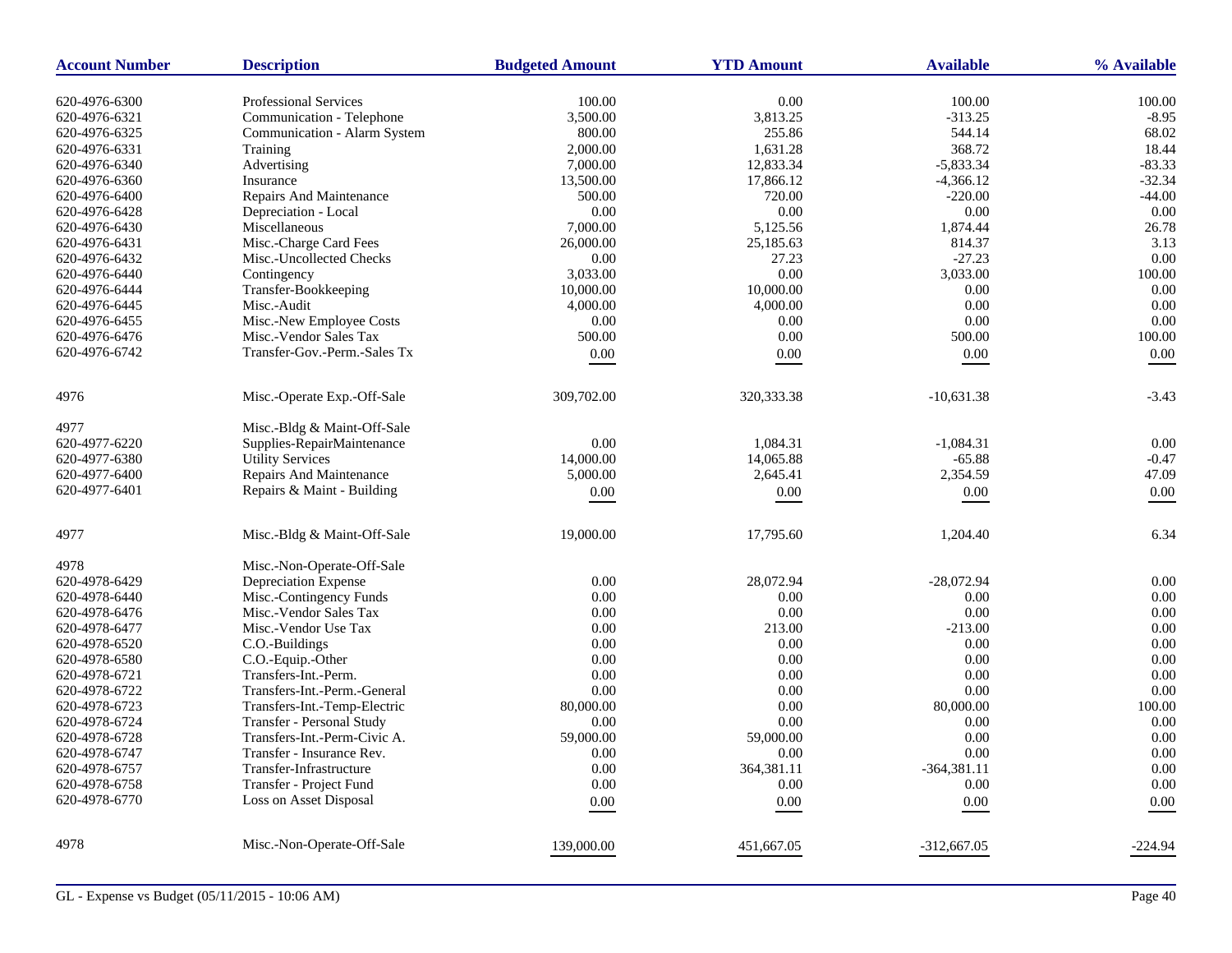| Account Number | Description | Budgeted Amount | YTD Amount | Available | % Available |
|---|---|---|---|---|---|
| 620-4976-6300 | Professional Services | 100.00 | 0.00 | 100.00 | 100.00 |
| 620-4976-6321 | Communication - Telephone | 3,500.00 | 3,813.25 | -313.25 | -8.95 |
| 620-4976-6325 | Communication - Alarm System | 800.00 | 255.86 | 544.14 | 68.02 |
| 620-4976-6331 | Training | 2,000.00 | 1,631.28 | 368.72 | 18.44 |
| 620-4976-6340 | Advertising | 7,000.00 | 12,833.34 | -5,833.34 | -83.33 |
| 620-4976-6360 | Insurance | 13,500.00 | 17,866.12 | -4,366.12 | -32.34 |
| 620-4976-6400 | Repairs And Maintenance | 500.00 | 720.00 | -220.00 | -44.00 |
| 620-4976-6428 | Depreciation - Local | 0.00 | 0.00 | 0.00 | 0.00 |
| 620-4976-6430 | Miscellaneous | 7,000.00 | 5,125.56 | 1,874.44 | 26.78 |
| 620-4976-6431 | Misc.-Charge Card Fees | 26,000.00 | 25,185.63 | 814.37 | 3.13 |
| 620-4976-6432 | Misc.-Uncollected Checks | 0.00 | 27.23 | -27.23 | 0.00 |
| 620-4976-6440 | Contingency | 3,033.00 | 0.00 | 3,033.00 | 100.00 |
| 620-4976-6444 | Transfer-Bookkeeping | 10,000.00 | 10,000.00 | 0.00 | 0.00 |
| 620-4976-6445 | Misc.-Audit | 4,000.00 | 4,000.00 | 0.00 | 0.00 |
| 620-4976-6455 | Misc.-New Employee Costs | 0.00 | 0.00 | 0.00 | 0.00 |
| 620-4976-6476 | Misc.-Vendor Sales Tax | 500.00 | 0.00 | 500.00 | 100.00 |
| 620-4976-6742 | Transfer-Gov.-Perm.-Sales Tx | 0.00 | 0.00 | 0.00 | 0.00 |
| 4976 | Misc.-Operate Exp.-Off-Sale | 309,702.00 | 320,333.38 | -10,631.38 | -3.43 |
| 4977 | Misc.-Bldg & Maint-Off-Sale | | | | |
| 620-4977-6220 | Supplies-RepairMaintenance | 0.00 | 1,084.31 | -1,084.31 | 0.00 |
| 620-4977-6380 | Utility Services | 14,000.00 | 14,065.88 | -65.88 | -0.47 |
| 620-4977-6400 | Repairs And Maintenance | 5,000.00 | 2,645.41 | 2,354.59 | 47.09 |
| 620-4977-6401 | Repairs & Maint - Building | 0.00 | 0.00 | 0.00 | 0.00 |
| 4977 | Misc.-Bldg & Maint-Off-Sale | 19,000.00 | 17,795.60 | 1,204.40 | 6.34 |
| 4978 | Misc.-Non-Operate-Off-Sale | | | | |
| 620-4978-6429 | Depreciation Expense | 0.00 | 28,072.94 | -28,072.94 | 0.00 |
| 620-4978-6440 | Misc.-Contingency Funds | 0.00 | 0.00 | 0.00 | 0.00 |
| 620-4978-6476 | Misc.-Vendor Sales Tax | 0.00 | 0.00 | 0.00 | 0.00 |
| 620-4978-6477 | Misc.-Vendor Use Tax | 0.00 | 213.00 | -213.00 | 0.00 |
| 620-4978-6520 | C.O.-Buildings | 0.00 | 0.00 | 0.00 | 0.00 |
| 620-4978-6580 | C.O.-Equip.-Other | 0.00 | 0.00 | 0.00 | 0.00 |
| 620-4978-6721 | Transfers-Int.-Perm. | 0.00 | 0.00 | 0.00 | 0.00 |
| 620-4978-6722 | Transfers-Int.-Perm.-General | 0.00 | 0.00 | 0.00 | 0.00 |
| 620-4978-6723 | Transfers-Int.-Temp-Electric | 80,000.00 | 0.00 | 80,000.00 | 100.00 |
| 620-4978-6724 | Transfer - Personal Study | 0.00 | 0.00 | 0.00 | 0.00 |
| 620-4978-6728 | Transfers-Int.-Perm-Civic A. | 59,000.00 | 59,000.00 | 0.00 | 0.00 |
| 620-4978-6747 | Transfer - Insurance Rev. | 0.00 | 0.00 | 0.00 | 0.00 |
| 620-4978-6757 | Transfer-Infrastructure | 0.00 | 364,381.11 | -364,381.11 | 0.00 |
| 620-4978-6758 | Transfer - Project Fund | 0.00 | 0.00 | 0.00 | 0.00 |
| 620-4978-6770 | Loss on Asset Disposal | 0.00 | 0.00 | 0.00 | 0.00 |
| 4978 | Misc.-Non-Operate-Off-Sale | 139,000.00 | 451,667.05 | -312,667.05 | -224.94 |

GL - Expense vs Budget (05/11/2015 - 10:06 AM)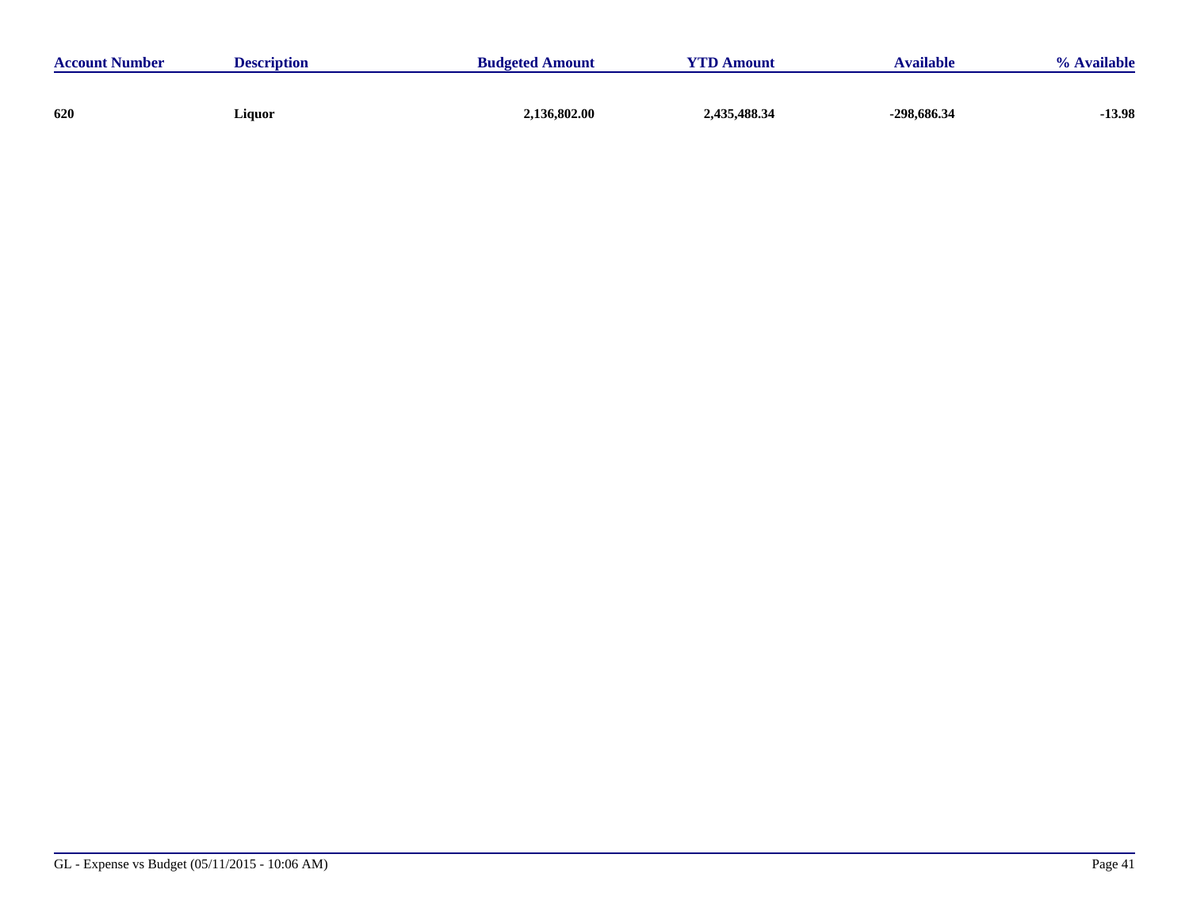| Account Number | Description | Budgeted Amount | YTD Amount | Available | % Available |
|---|---|---|---|---|---|
| **620** | **Liquor** | **2,136,802.00** | **2,435,488.34** | **-298,686.34** | **-13.98** |

GL - Expense vs Budget (05/11/2015 - 10:06 AM)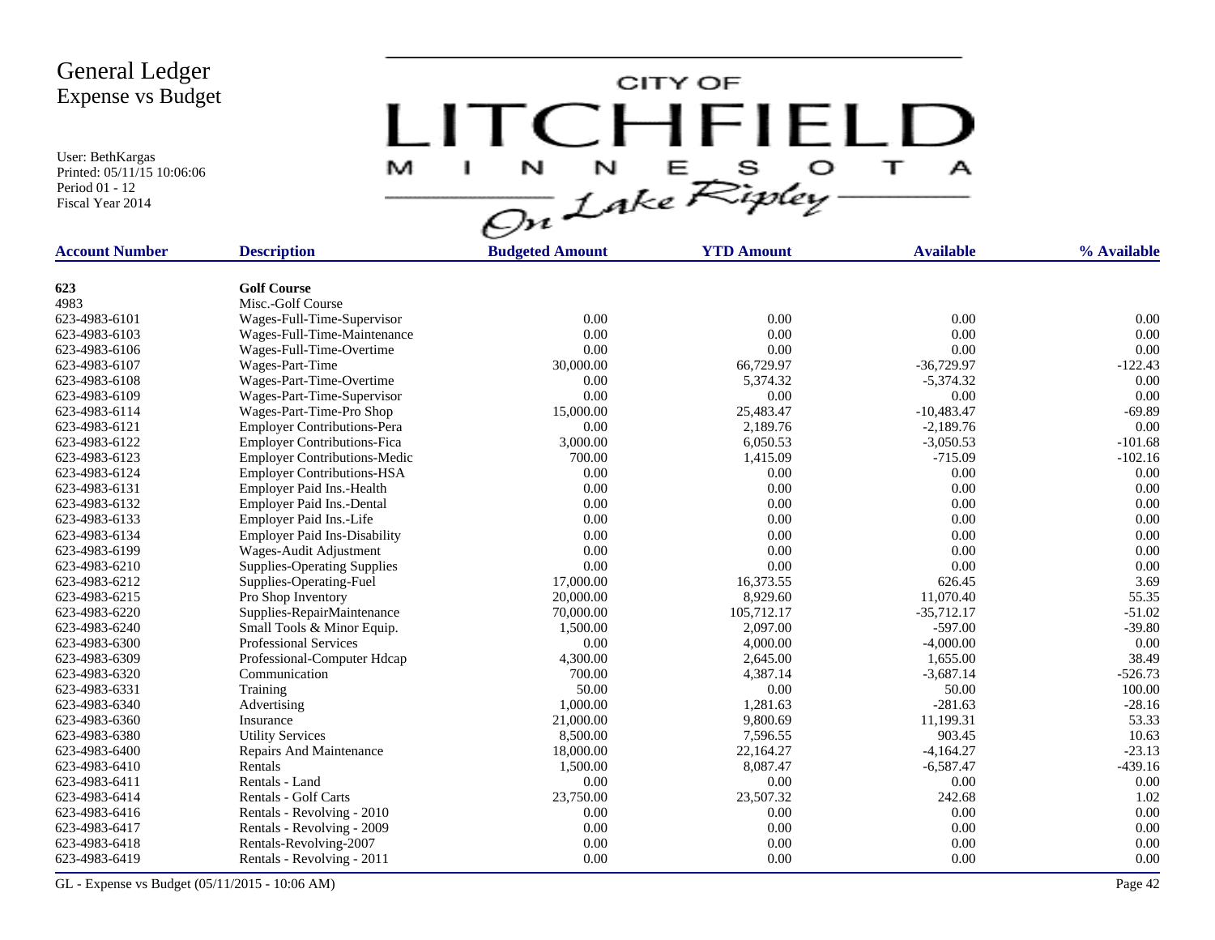# General Ledger
## Expense vs Budget

User: BethKargas
Printed: 05/11/15 10:06:06
Period 01 - 12
Fiscal Year 2014

CITY OF LITCHFIELD MINNESOTA On Lake Ripley

| Account Number | Description | Budgeted Amount | YTD Amount | Available | % Available |
|---|---|---|---|---|---|
| **623** | **Golf Course** | | | | |
| 4983 | Misc.-Golf Course | | | | |
| 623-4983-6101 | Wages-Full-Time-Supervisor | 0.00 | 0.00 | 0.00 | 0.00 |
| 623-4983-6103 | Wages-Full-Time-Maintenance | 0.00 | 0.00 | 0.00 | 0.00 |
| 623-4983-6106 | Wages-Full-Time-Overtime | 0.00 | 0.00 | 0.00 | 0.00 |
| 623-4983-6107 | Wages-Part-Time | 30,000.00 | 66,729.97 | -36,729.97 | -122.43 |
| 623-4983-6108 | Wages-Part-Time-Overtime | 0.00 | 5,374.32 | -5,374.32 | 0.00 |
| 623-4983-6109 | Wages-Part-Time-Supervisor | 0.00 | 0.00 | 0.00 | 0.00 |
| 623-4983-6114 | Wages-Part-Time-Pro Shop | 15,000.00 | 25,483.47 | -10,483.47 | -69.89 |
| 623-4983-6121 | Employer Contributions-Pera | 0.00 | 2,189.76 | -2,189.76 | 0.00 |
| 623-4983-6122 | Employer Contributions-Fica | 3,000.00 | 6,050.53 | -3,050.53 | -101.68 |
| 623-4983-6123 | Employer Contributions-Medic | 700.00 | 1,415.09 | -715.09 | -102.16 |
| 623-4983-6124 | Employer Contributions-HSA | 0.00 | 0.00 | 0.00 | 0.00 |
| 623-4983-6131 | Employer Paid Ins.-Health | 0.00 | 0.00 | 0.00 | 0.00 |
| 623-4983-6132 | Employer Paid Ins.-Dental | 0.00 | 0.00 | 0.00 | 0.00 |
| 623-4983-6133 | Employer Paid Ins.-Life | 0.00 | 0.00 | 0.00 | 0.00 |
| 623-4983-6134 | Employer Paid Ins-Disability | 0.00 | 0.00 | 0.00 | 0.00 |
| 623-4983-6199 | Wages-Audit Adjustment | 0.00 | 0.00 | 0.00 | 0.00 |
| 623-4983-6210 | Supplies-Operating Supplies | 0.00 | 0.00 | 0.00 | 0.00 |
| 623-4983-6212 | Supplies-Operating-Fuel | 17,000.00 | 16,373.55 | 626.45 | 3.69 |
| 623-4983-6215 | Pro Shop Inventory | 20,000.00 | 8,929.60 | 11,070.40 | 55.35 |
| 623-4983-6220 | Supplies-RepairMaintenance | 70,000.00 | 105,712.17 | -35,712.17 | -51.02 |
| 623-4983-6240 | Small Tools & Minor Equip. | 1,500.00 | 2,097.00 | -597.00 | -39.80 |
| 623-4983-6300 | Professional Services | 0.00 | 4,000.00 | -4,000.00 | 0.00 |
| 623-4983-6309 | Professional-Computer Hdcap | 4,300.00 | 2,645.00 | 1,655.00 | 38.49 |
| 623-4983-6320 | Communication | 700.00 | 4,387.14 | -3,687.14 | -526.73 |
| 623-4983-6331 | Training | 50.00 | 0.00 | 50.00 | 100.00 |
| 623-4983-6340 | Advertising | 1,000.00 | 1,281.63 | -281.63 | -28.16 |
| 623-4983-6360 | Insurance | 21,000.00 | 9,800.69 | 11,199.31 | 53.33 |
| 623-4983-6380 | Utility Services | 8,500.00 | 7,596.55 | 903.45 | 10.63 |
| 623-4983-6400 | Repairs And Maintenance | 18,000.00 | 22,164.27 | -4,164.27 | -23.13 |
| 623-4983-6410 | Rentals | 1,500.00 | 8,087.47 | -6,587.47 | -439.16 |
| 623-4983-6411 | Rentals - Land | 0.00 | 0.00 | 0.00 | 0.00 |
| 623-4983-6414 | Rentals - Golf Carts | 23,750.00 | 23,507.32 | 242.68 | 1.02 |
| 623-4983-6416 | Rentals - Revolving - 2010 | 0.00 | 0.00 | 0.00 | 0.00 |
| 623-4983-6417 | Rentals - Revolving - 2009 | 0.00 | 0.00 | 0.00 | 0.00 |
| 623-4983-6418 | Rentals-Revolving-2007 | 0.00 | 0.00 | 0.00 | 0.00 |
| 623-4983-6419 | Rentals - Revolving - 2011 | 0.00 | 0.00 | 0.00 | 0.00 |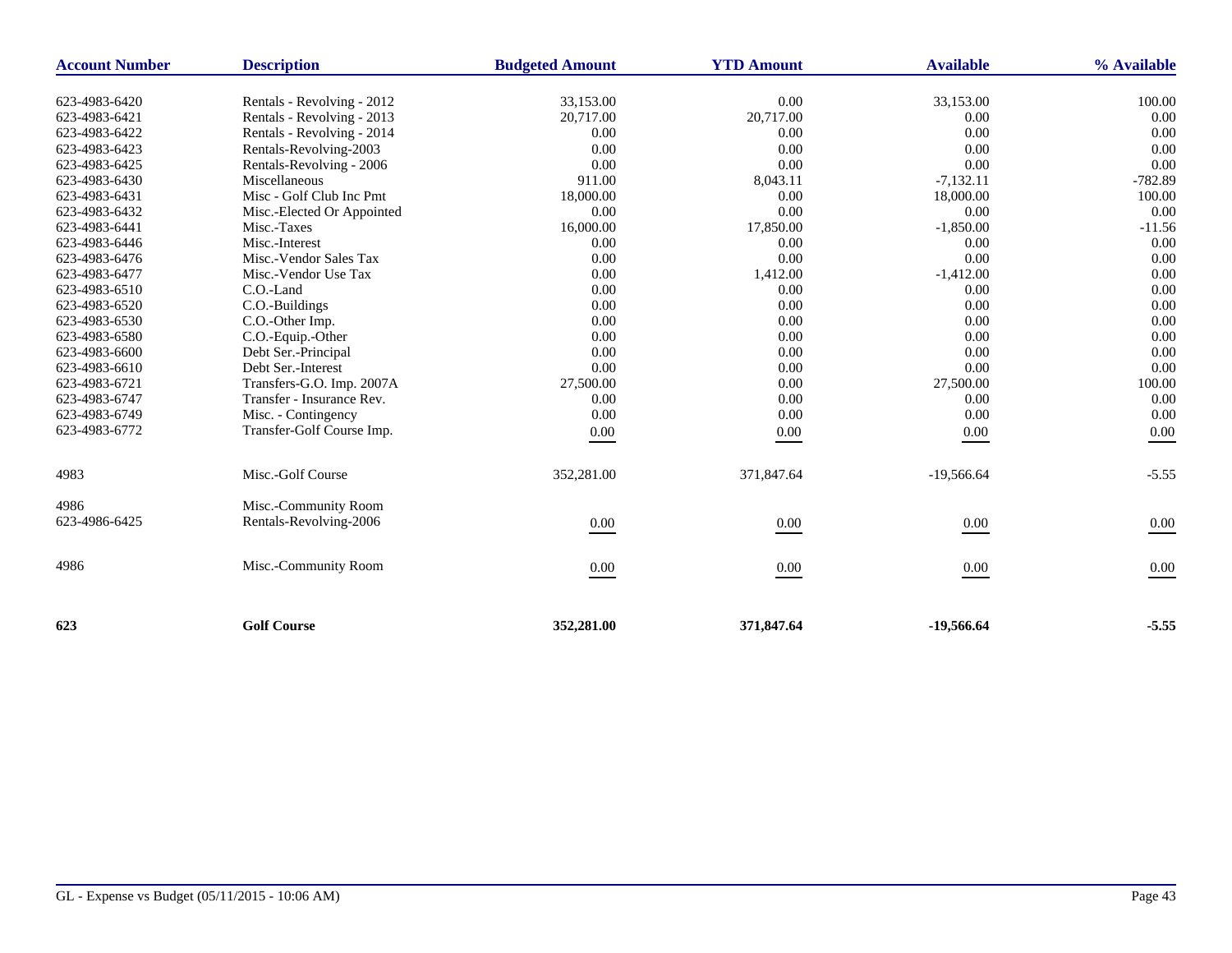| Account Number | Description | Budgeted Amount | YTD Amount | Available | % Available |
|---|---|---|---|---|---|
| 623-4983-6420 | Rentals - Revolving - 2012 | 33,153.00 | 0.00 | 33,153.00 | 100.00 |
| 623-4983-6421 | Rentals - Revolving - 2013 | 20,717.00 | 20,717.00 | 0.00 | 0.00 |
| 623-4983-6422 | Rentals - Revolving - 2014 | 0.00 | 0.00 | 0.00 | 0.00 |
| 623-4983-6423 | Rentals-Revolving-2003 | 0.00 | 0.00 | 0.00 | 0.00 |
| 623-4983-6425 | Rentals-Revolving - 2006 | 0.00 | 0.00 | 0.00 | 0.00 |
| 623-4983-6430 | Miscellaneous | 911.00 | 8,043.11 | -7,132.11 | -782.89 |
| 623-4983-6431 | Misc - Golf Club Inc Pmt | 18,000.00 | 0.00 | 18,000.00 | 100.00 |
| 623-4983-6432 | Misc.-Elected Or Appointed | 0.00 | 0.00 | 0.00 | 0.00 |
| 623-4983-6441 | Misc.-Taxes | 16,000.00 | 17,850.00 | -1,850.00 | -11.56 |
| 623-4983-6446 | Misc.-Interest | 0.00 | 0.00 | 0.00 | 0.00 |
| 623-4983-6476 | Misc.-Vendor Sales Tax | 0.00 | 0.00 | 0.00 | 0.00 |
| 623-4983-6477 | Misc.-Vendor Use Tax | 0.00 | 1,412.00 | -1,412.00 | 0.00 |
| 623-4983-6510 | C.O.-Land | 0.00 | 0.00 | 0.00 | 0.00 |
| 623-4983-6520 | C.O.-Buildings | 0.00 | 0.00 | 0.00 | 0.00 |
| 623-4983-6530 | C.O.-Other Imp. | 0.00 | 0.00 | 0.00 | 0.00 |
| 623-4983-6580 | C.O.-Equip.-Other | 0.00 | 0.00 | 0.00 | 0.00 |
| 623-4983-6600 | Debt Ser.-Principal | 0.00 | 0.00 | 0.00 | 0.00 |
| 623-4983-6610 | Debt Ser.-Interest | 0.00 | 0.00 | 0.00 | 0.00 |
| 623-4983-6721 | Transfers-G.O. Imp. 2007A | 27,500.00 | 0.00 | 27,500.00 | 100.00 |
| 623-4983-6747 | Transfer - Insurance Rev. | 0.00 | 0.00 | 0.00 | 0.00 |
| 623-4983-6749 | Misc. - Contingency | 0.00 | 0.00 | 0.00 | 0.00 |
| 623-4983-6772 | Transfer-Golf Course Imp. | 0.00 | 0.00 | 0.00 | 0.00 |
| 4983 | Misc.-Golf Course | 352,281.00 | 371,847.64 | -19,566.64 | -5.55 |
| 4986 | Misc.-Community Room | | | | |
| 623-4986-6425 | Rentals-Revolving-2006 | 0.00 | 0.00 | 0.00 | 0.00 |
| 4986 | Misc.-Community Room | 0.00 | 0.00 | 0.00 | 0.00 |
| **623** | **Golf Course** | **352,281.00** | **371,847.64** | **-19,566.64** | **-5.55** |

GL - Expense vs Budget (05/11/2015 - 10:06 AM)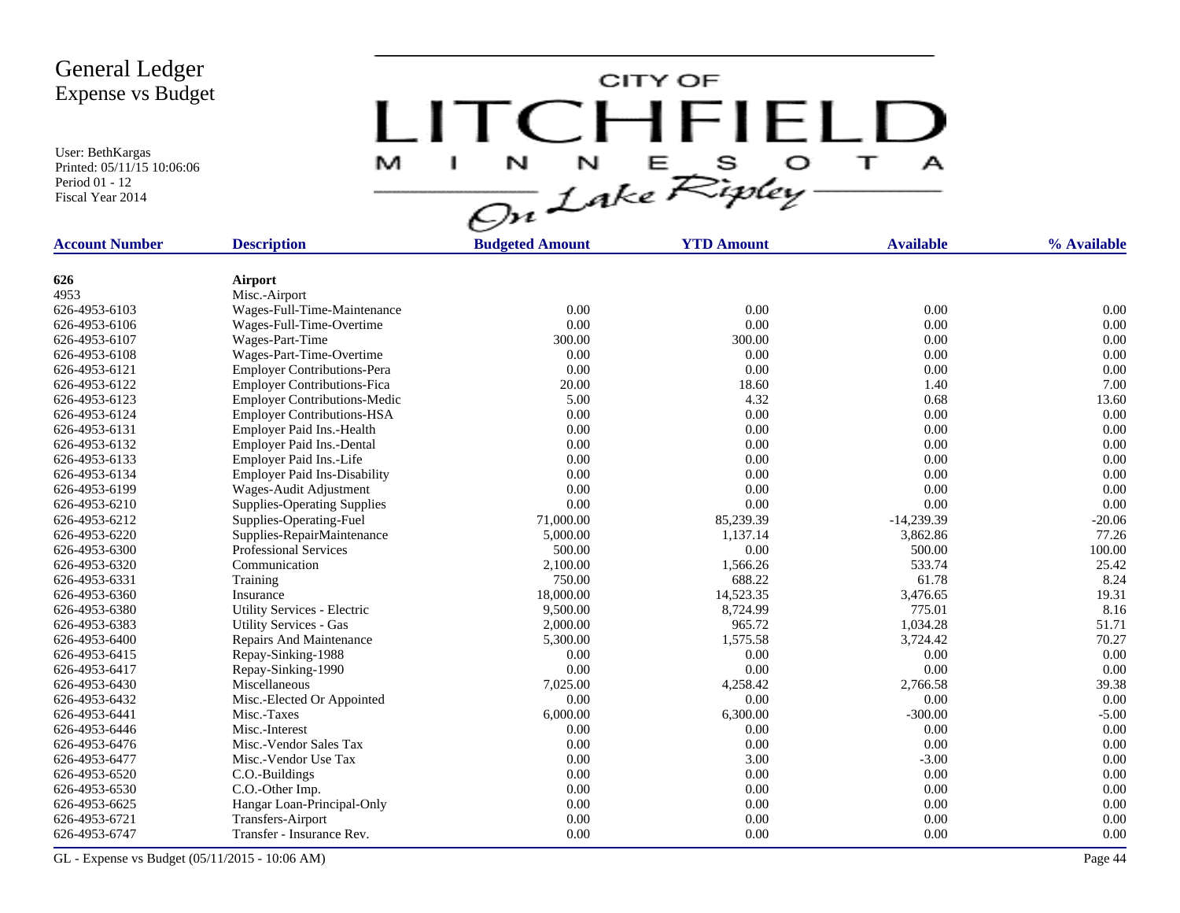# General Ledger
## Expense vs Budget

User: BethKargas
Printed: 05/11/15 10:06:06
Period 01 - 12
Fiscal Year 2014

CITY OF LITCHFIELD MINNESOTA On Lake Ripley

| Account Number | Description | Budgeted Amount | YTD Amount | Available | % Available |
|---|---|---|---|---|---|
| **626** | **Airport** | | | | |
| 4953 | Misc.-Airport | | | | |
| 626-4953-6103 | Wages-Full-Time-Maintenance | 0.00 | 0.00 | 0.00 | 0.00 |
| 626-4953-6106 | Wages-Full-Time-Overtime | 0.00 | 0.00 | 0.00 | 0.00 |
| 626-4953-6107 | Wages-Part-Time | 300.00 | 300.00 | 0.00 | 0.00 |
| 626-4953-6108 | Wages-Part-Time-Overtime | 0.00 | 0.00 | 0.00 | 0.00 |
| 626-4953-6121 | Employer Contributions-Pera | 0.00 | 0.00 | 0.00 | 0.00 |
| 626-4953-6122 | Employer Contributions-Fica | 20.00 | 18.60 | 1.40 | 7.00 |
| 626-4953-6123 | Employer Contributions-Medic | 5.00 | 4.32 | 0.68 | 13.60 |
| 626-4953-6124 | Employer Contributions-HSA | 0.00 | 0.00 | 0.00 | 0.00 |
| 626-4953-6131 | Employer Paid Ins.-Health | 0.00 | 0.00 | 0.00 | 0.00 |
| 626-4953-6132 | Employer Paid Ins.-Dental | 0.00 | 0.00 | 0.00 | 0.00 |
| 626-4953-6133 | Employer Paid Ins.-Life | 0.00 | 0.00 | 0.00 | 0.00 |
| 626-4953-6134 | Employer Paid Ins-Disability | 0.00 | 0.00 | 0.00 | 0.00 |
| 626-4953-6199 | Wages-Audit Adjustment | 0.00 | 0.00 | 0.00 | 0.00 |
| 626-4953-6210 | Supplies-Operating Supplies | 0.00 | 0.00 | 0.00 | 0.00 |
| 626-4953-6212 | Supplies-Operating-Fuel | 71,000.00 | 85,239.39 | -14,239.39 | -20.06 |
| 626-4953-6220 | Supplies-RepairMaintenance | 5,000.00 | 1,137.14 | 3,862.86 | 77.26 |
| 626-4953-6300 | Professional Services | 500.00 | 0.00 | 500.00 | 100.00 |
| 626-4953-6320 | Communication | 2,100.00 | 1,566.26 | 533.74 | 25.42 |
| 626-4953-6331 | Training | 750.00 | 688.22 | 61.78 | 8.24 |
| 626-4953-6360 | Insurance | 18,000.00 | 14,523.35 | 3,476.65 | 19.31 |
| 626-4953-6380 | Utility Services - Electric | 9,500.00 | 8,724.99 | 775.01 | 8.16 |
| 626-4953-6383 | Utility Services - Gas | 2,000.00 | 965.72 | 1,034.28 | 51.71 |
| 626-4953-6400 | Repairs And Maintenance | 5,300.00 | 1,575.58 | 3,724.42 | 70.27 |
| 626-4953-6415 | Repay-Sinking-1988 | 0.00 | 0.00 | 0.00 | 0.00 |
| 626-4953-6417 | Repay-Sinking-1990 | 0.00 | 0.00 | 0.00 | 0.00 |
| 626-4953-6430 | Miscellaneous | 7,025.00 | 4,258.42 | 2,766.58 | 39.38 |
| 626-4953-6432 | Misc.-Elected Or Appointed | 0.00 | 0.00 | 0.00 | 0.00 |
| 626-4953-6441 | Misc.-Taxes | 6,000.00 | 6,300.00 | -300.00 | -5.00 |
| 626-4953-6446 | Misc.-Interest | 0.00 | 0.00 | 0.00 | 0.00 |
| 626-4953-6476 | Misc.-Vendor Sales Tax | 0.00 | 0.00 | 0.00 | 0.00 |
| 626-4953-6477 | Misc.-Vendor Use Tax | 0.00 | 3.00 | -3.00 | 0.00 |
| 626-4953-6520 | C.O.-Buildings | 0.00 | 0.00 | 0.00 | 0.00 |
| 626-4953-6530 | C.O.-Other Imp. | 0.00 | 0.00 | 0.00 | 0.00 |
| 626-4953-6625 | Hangar Loan-Principal-Only | 0.00 | 0.00 | 0.00 | 0.00 |
| 626-4953-6721 | Transfers-Airport | 0.00 | 0.00 | 0.00 | 0.00 |
| 626-4953-6747 | Transfer - Insurance Rev. | 0.00 | 0.00 | 0.00 | 0.00 |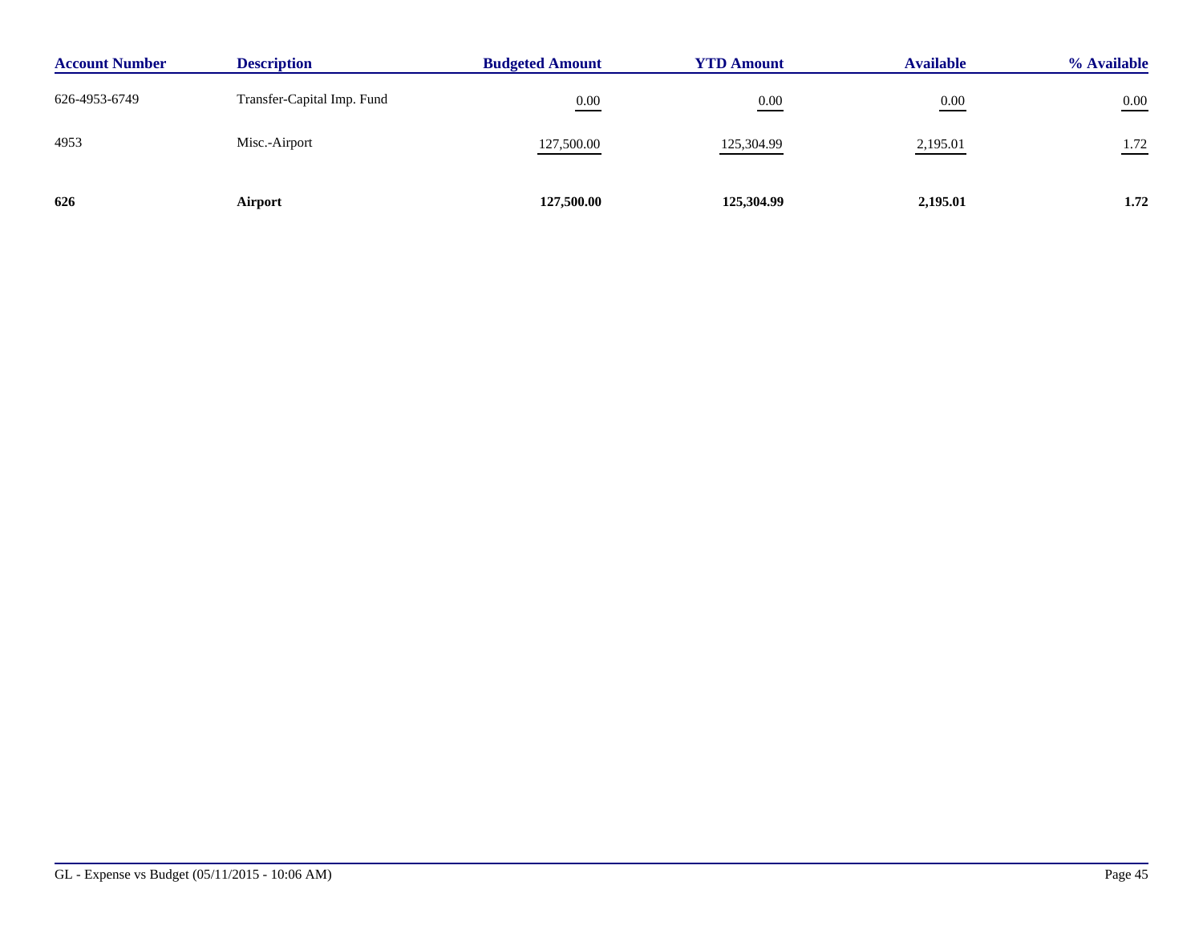| Account Number | Description | Budgeted Amount | YTD Amount | Available | % Available |
| --- | --- | --- | --- | --- | --- |
| 626-4953-6749 | Transfer-Capital Imp. Fund | 0.00 | 0.00 | 0.00 | 0.00 |
| 4953 | Misc.-Airport | 127,500.00 | 125,304.99 | 2,195.01 | 1.72 |
| **626** | **Airport** | **127,500.00** | **125,304.99** | **2,195.01** | **1.72** |

GL - Expense vs Budget (05/11/2015 - 10:06 AM)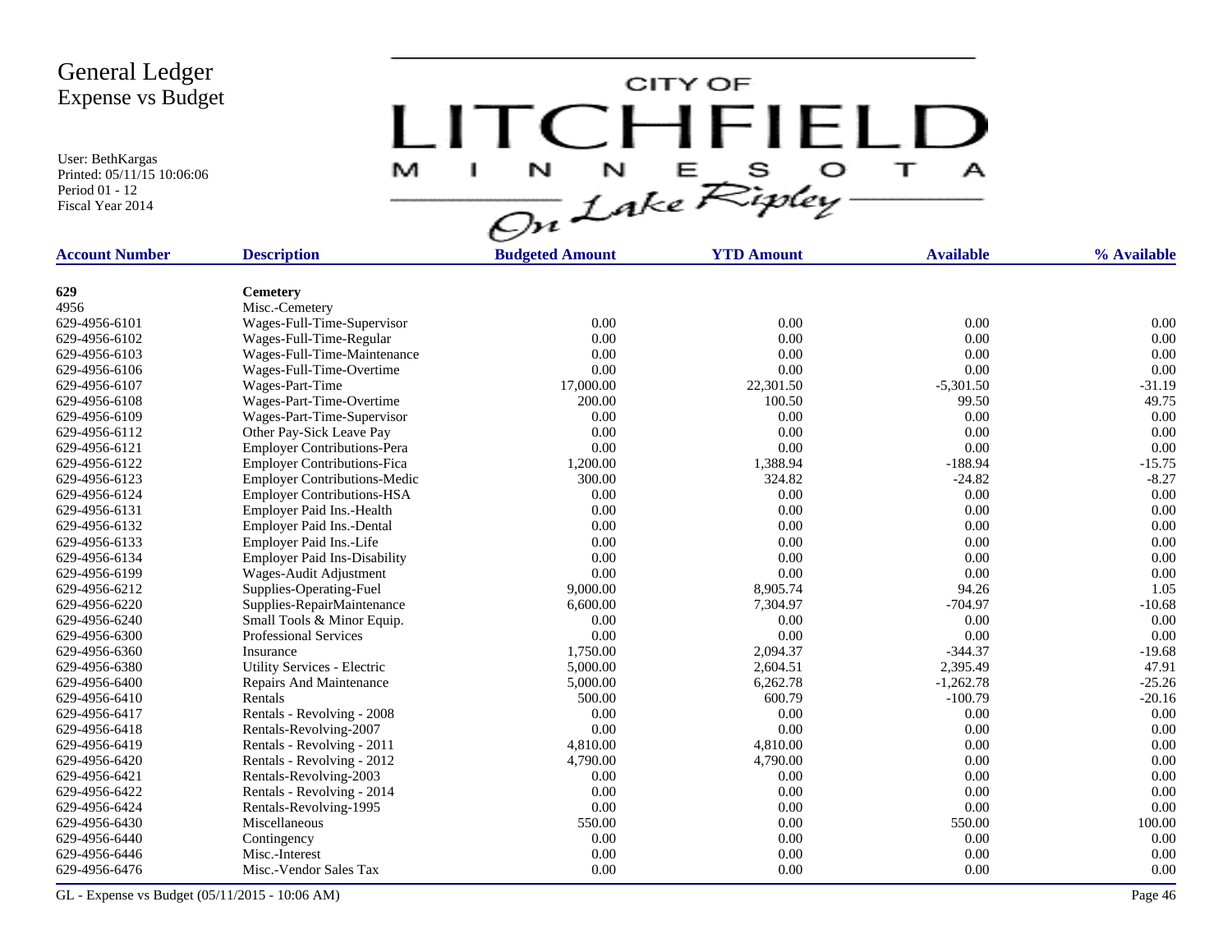# General Ledger
## Expense vs Budget

User: BethKargas
Printed: 05/11/15 10:06:06
Period 01 - 12
Fiscal Year 2014

CITY OF LITCHFIELD MINNESOTA On Lake Ripley

| Account Number | Description | Budgeted Amount | YTD Amount | Available | % Available |
|---|---|---|---|---|---|
| **629** | **Cemetery** | | | | |
| 4956 | Misc.-Cemetery | | | | |
| 629-4956-6101 | Wages-Full-Time-Supervisor | 0.00 | 0.00 | 0.00 | 0.00 |
| 629-4956-6102 | Wages-Full-Time-Regular | 0.00 | 0.00 | 0.00 | 0.00 |
| 629-4956-6103 | Wages-Full-Time-Maintenance | 0.00 | 0.00 | 0.00 | 0.00 |
| 629-4956-6106 | Wages-Full-Time-Overtime | 0.00 | 0.00 | 0.00 | 0.00 |
| 629-4956-6107 | Wages-Part-Time | 17,000.00 | 22,301.50 | -5,301.50 | -31.19 |
| 629-4956-6108 | Wages-Part-Time-Overtime | 200.00 | 100.50 | 99.50 | 49.75 |
| 629-4956-6109 | Wages-Part-Time-Supervisor | 0.00 | 0.00 | 0.00 | 0.00 |
| 629-4956-6112 | Other Pay-Sick Leave Pay | 0.00 | 0.00 | 0.00 | 0.00 |
| 629-4956-6121 | Employer Contributions-Pera | 0.00 | 0.00 | 0.00 | 0.00 |
| 629-4956-6122 | Employer Contributions-Fica | 1,200.00 | 1,388.94 | -188.94 | -15.75 |
| 629-4956-6123 | Employer Contributions-Medic | 300.00 | 324.82 | -24.82 | -8.27 |
| 629-4956-6124 | Employer Contributions-HSA | 0.00 | 0.00 | 0.00 | 0.00 |
| 629-4956-6131 | Employer Paid Ins.-Health | 0.00 | 0.00 | 0.00 | 0.00 |
| 629-4956-6132 | Employer Paid Ins.-Dental | 0.00 | 0.00 | 0.00 | 0.00 |
| 629-4956-6133 | Employer Paid Ins.-Life | 0.00 | 0.00 | 0.00 | 0.00 |
| 629-4956-6134 | Employer Paid Ins-Disability | 0.00 | 0.00 | 0.00 | 0.00 |
| 629-4956-6199 | Wages-Audit Adjustment | 0.00 | 0.00 | 0.00 | 0.00 |
| 629-4956-6212 | Supplies-Operating-Fuel | 9,000.00 | 8,905.74 | 94.26 | 1.05 |
| 629-4956-6220 | Supplies-RepairMaintenance | 6,600.00 | 7,304.97 | -704.97 | -10.68 |
| 629-4956-6240 | Small Tools & Minor Equip. | 0.00 | 0.00 | 0.00 | 0.00 |
| 629-4956-6300 | Professional Services | 0.00 | 0.00 | 0.00 | 0.00 |
| 629-4956-6360 | Insurance | 1,750.00 | 2,094.37 | -344.37 | -19.68 |
| 629-4956-6380 | Utility Services - Electric | 5,000.00 | 2,604.51 | 2,395.49 | 47.91 |
| 629-4956-6400 | Repairs And Maintenance | 5,000.00 | 6,262.78 | -1,262.78 | -25.26 |
| 629-4956-6410 | Rentals | 500.00 | 600.79 | -100.79 | -20.16 |
| 629-4956-6417 | Rentals - Revolving - 2008 | 0.00 | 0.00 | 0.00 | 0.00 |
| 629-4956-6418 | Rentals-Revolving-2007 | 0.00 | 0.00 | 0.00 | 0.00 |
| 629-4956-6419 | Rentals - Revolving - 2011 | 4,810.00 | 4,810.00 | 0.00 | 0.00 |
| 629-4956-6420 | Rentals - Revolving - 2012 | 4,790.00 | 4,790.00 | 0.00 | 0.00 |
| 629-4956-6421 | Rentals-Revolving-2003 | 0.00 | 0.00 | 0.00 | 0.00 |
| 629-4956-6422 | Rentals - Revolving - 2014 | 0.00 | 0.00 | 0.00 | 0.00 |
| 629-4956-6424 | Rentals-Revolving-1995 | 0.00 | 0.00 | 0.00 | 0.00 |
| 629-4956-6430 | Miscellaneous | 550.00 | 0.00 | 550.00 | 100.00 |
| 629-4956-6440 | Contingency | 0.00 | 0.00 | 0.00 | 0.00 |
| 629-4956-6446 | Misc.-Interest | 0.00 | 0.00 | 0.00 | 0.00 |
| 629-4956-6476 | Misc.-Vendor Sales Tax | 0.00 | 0.00 | 0.00 | 0.00 |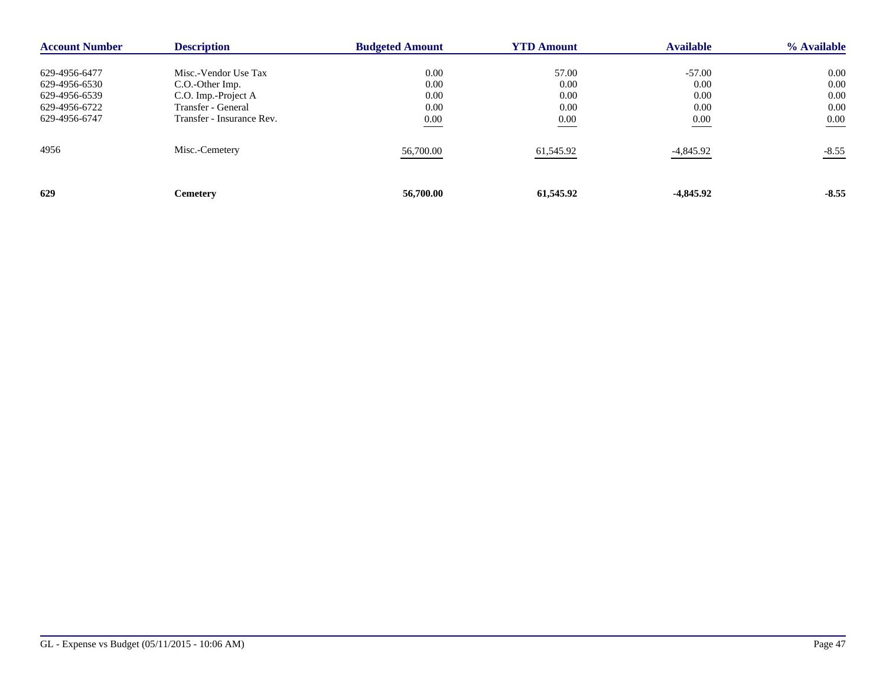| Account Number | Description | Budgeted Amount | YTD Amount | Available | % Available |
|---|---|---|---|---|---|
| 629-4956-6477 | Misc.-Vendor Use Tax | 0.00 | 57.00 | -57.00 | 0.00 |
| 629-4956-6530 | C.O.-Other Imp. | 0.00 | 0.00 | 0.00 | 0.00 |
| 629-4956-6539 | C.O. Imp.-Project A | 0.00 | 0.00 | 0.00 | 0.00 |
| 629-4956-6722 | Transfer - General | 0.00 | 0.00 | 0.00 | 0.00 |
| 629-4956-6747 | Transfer - Insurance Rev. | 0.00 | 0.00 | 0.00 | 0.00 |
| 4956 | Misc.-Cemetery | 56,700.00 | 61,545.92 | -4,845.92 | -8.55 |
| **629** | **Cemetery** | **56,700.00** | **61,545.92** | **-4,845.92** | **-8.55** |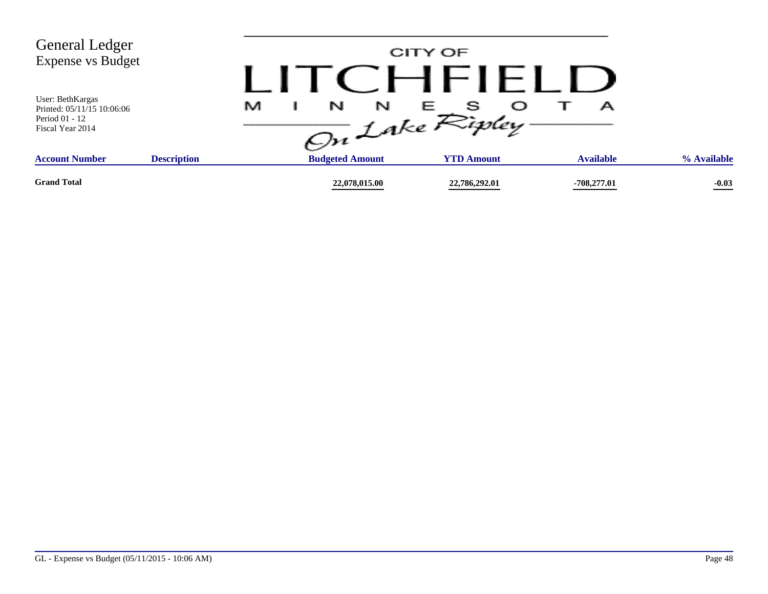# General Ledger
## Expense vs Budget

User: BethKargas
Printed: 05/11/15 10:06:06
Period 01 - 12
Fiscal Year 2014

CITY OF LITCHFIELD MINNESOTA On Lake Ripley

| Account Number | Description | Budgeted Amount | YTD Amount | Available | % Available |
|---|---|---|---|---|---|
| **Grand Total** | | **22,078,015.00** | **22,786,292.01** | **-708,277.01** | **-0.03** |